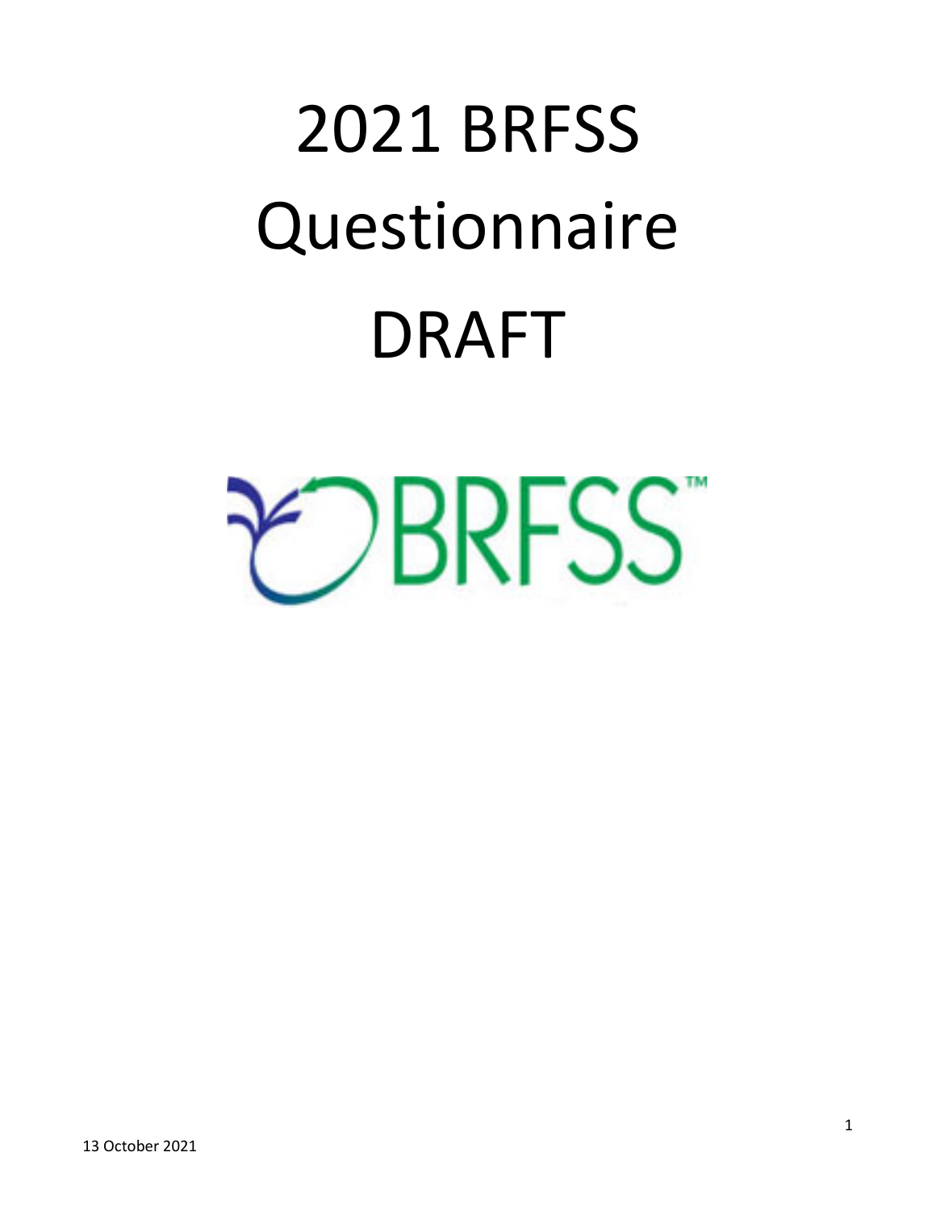# 2021 BRFSS Questionnaire DRAFT

BRFSS™

13 October 2021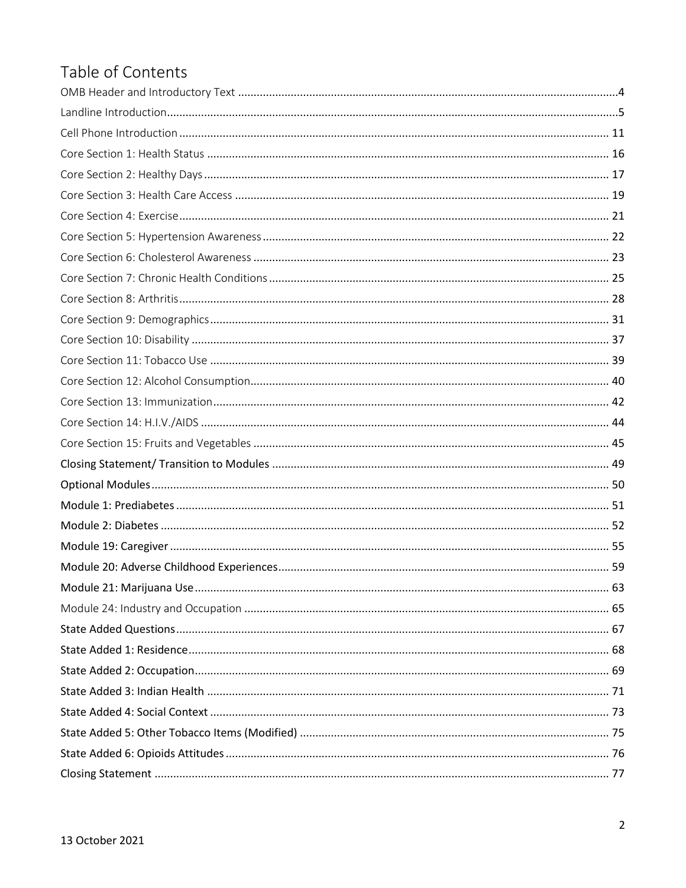# Table of Contents

OMB Header and Introductory Text ....................................................................................................4
Landline Introduction....................................................................................................5
Cell Phone Introduction .................................................................................................... 11
Core Section 1: Health Status .................................................................................................... 16
Core Section 2: Healthy Days .................................................................................................... 17
Core Section 3: Health Care Access .................................................................................................... 19
Core Section 4: Exercise.................................................................................................... 21
Core Section 5: Hypertension Awareness .................................................................................................... 22
Core Section 6: Cholesterol Awareness .................................................................................................... 23
Core Section 7: Chronic Health Conditions .................................................................................................... 25
Core Section 8: Arthritis.................................................................................................... 28
Core Section 9: Demographics.................................................................................................... 31
Core Section 10: Disability .................................................................................................... 37
Core Section 11: Tobacco Use .................................................................................................... 39
Core Section 12: Alcohol Consumption.................................................................................................... 40
Core Section 13: Immunization.................................................................................................... 42
Core Section 14: H.I.V./AIDS .................................................................................................... 44
Core Section 15: Fruits and Vegetables .................................................................................................... 45
**Closing Statement/ Transition to Modules** .................................................................................................... 49
**Optional Modules**.................................................................................................... 50
**Module 1: Prediabetes** .................................................................................................... 51
**Module 2: Diabetes** .................................................................................................... 52
**Module 19: Caregiver** .................................................................................................... 55
**Module 20: Adverse Childhood Experiences**.................................................................................................... 59
**Module 21: Marijuana Use**.................................................................................................... 63
Module 24: Industry and Occupation .................................................................................................... 65
**State Added Questions**.................................................................................................... 67
**State Added 1: Residence**.................................................................................................... 68
**State Added 2: Occupation**.................................................................................................... 69
**State Added 3: Indian Health** .................................................................................................... 71
**State Added 4: Social Context** .................................................................................................... 73
**State Added 5: Other Tobacco Items (Modified)** .................................................................................................... 75
**State Added 6: Opioids Attitudes**.................................................................................................... 76
**Closing Statement** .................................................................................................... 77

13 October 2021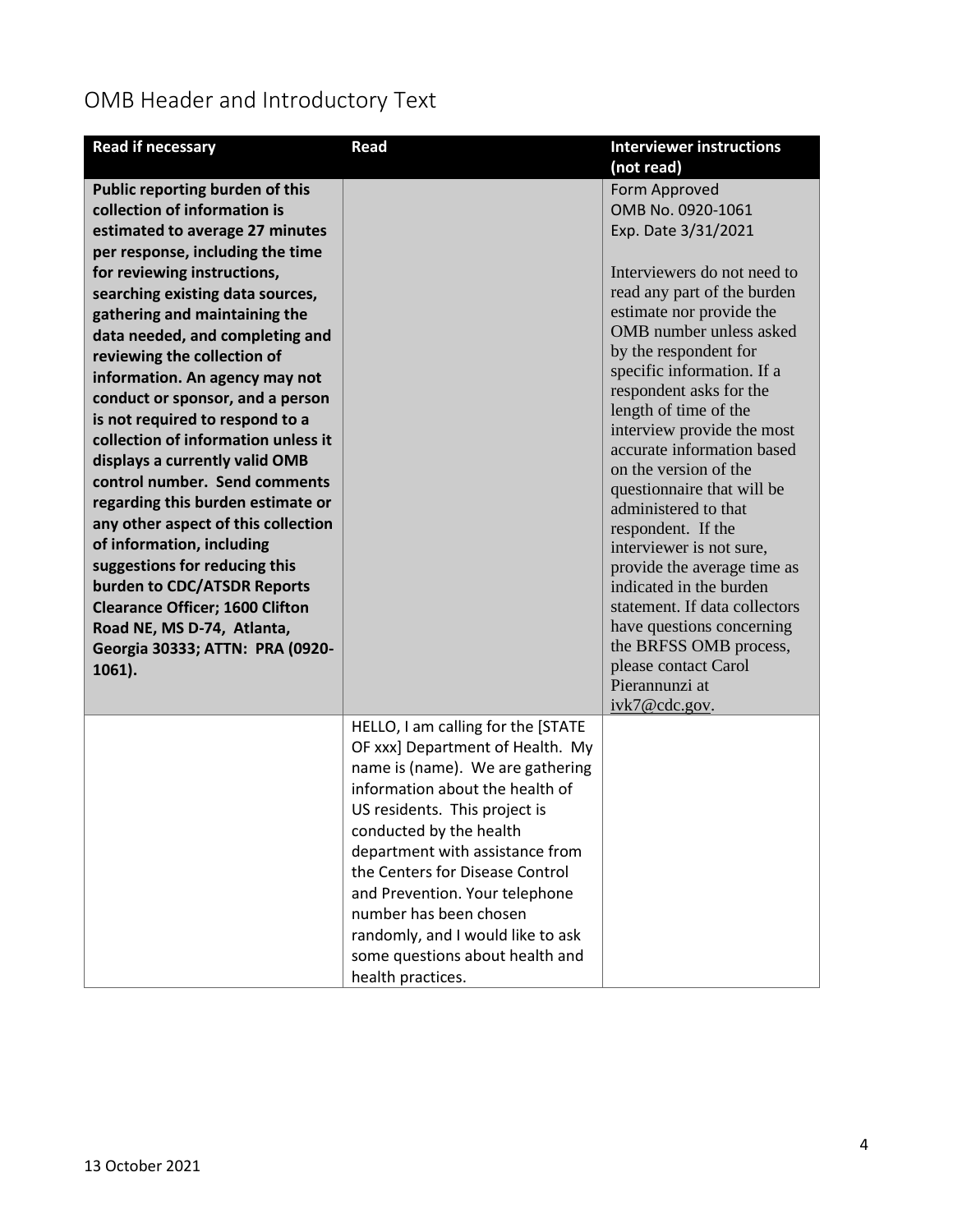# OMB Header and Introductory Text

| Read if necessary | Read | Interviewer instructions (not read) |
|---|---|---|
| **Public reporting burden of this collection of information is estimated to average 27 minutes per response, including the time for reviewing instructions, searching existing data sources, gathering and maintaining the data needed, and completing and reviewing the collection of information. An agency may not conduct or sponsor, and a person is not required to respond to a collection of information unless it displays a currently valid OMB control number. Send comments regarding this burden estimate or any other aspect of this collection of information, including suggestions for reducing this burden to CDC/ATSDR Reports Clearance Officer; 1600 Clifton Road NE, MS D-74, Atlanta, Georgia 30333; ATTN: PRA (0920-1061).** | | Form Approved<br>OMB No. 0920-1061<br>Exp. Date 3/31/2021<br><br>Interviewers do not need to read any part of the burden estimate nor provide the OMB number unless asked by the respondent for specific information. If a respondent asks for the length of time of the interview provide the most accurate information based on the version of the questionnaire that will be administered to that respondent. If the interviewer is not sure, provide the average time as indicated in the burden statement. If data collectors have questions concerning the BRFSS OMB process, please contact Carol Pierannunzi at ivk7@cdc.gov. |
| | HELLO, I am calling for the [STATE OF xxx] Department of Health. My name is (name). We are gathering information about the health of US residents. This project is conducted by the health department with assistance from the Centers for Disease Control and Prevention. Your telephone number has been chosen randomly, and I would like to ask some questions about health and health practices. | |

13 October 2021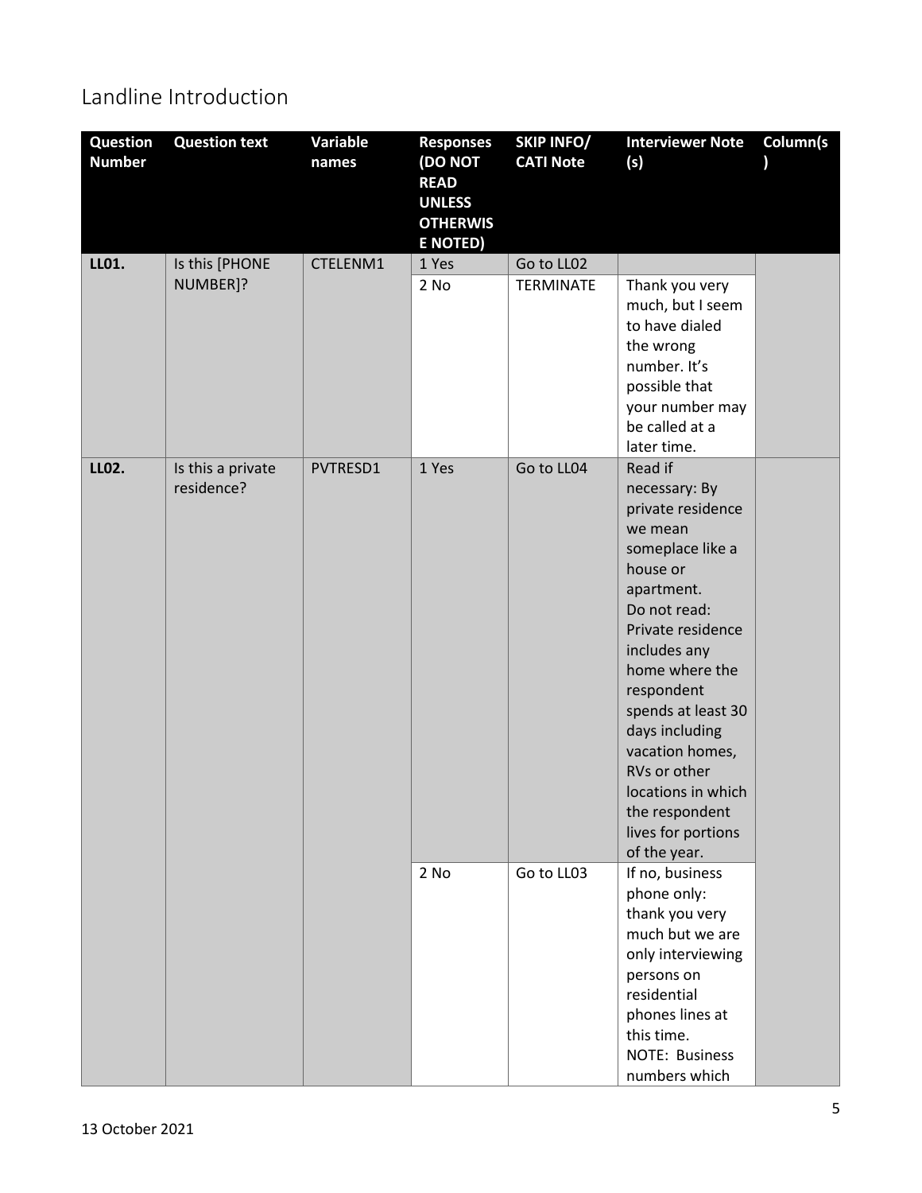## Landline Introduction

| Question Number | Question text | Variable names | Responses (DO NOT READ UNLESS OTHERWISE NOTED) | SKIP INFO/ CATI Note | Interviewer Note (s) | Column(s) |
|---|---|---|---|---|---|---|
| **LL01.** | Is this [PHONE NUMBER]? | CTELENM1 | 1 Yes | Go to LL02 | | |
| | | | 2 No | TERMINATE | Thank you very much, but I seem to have dialed the wrong number. It's possible that your number may be called at a later time. | |
| **LL02.** | Is this a private residence? | PVTRESD1 | 1 Yes | Go to LL04 | Read if necessary: By private residence we mean someplace like a house or apartment. Do not read: Private residence includes any home where the respondent spends at least 30 days including vacation homes, RVs or other locations in which the respondent lives for portions of the year. | |
| | | | 2 No | Go to LL03 | If no, business phone only: thank you very much but we are only interviewing persons on residential phones lines at this time. NOTE: Business numbers which | |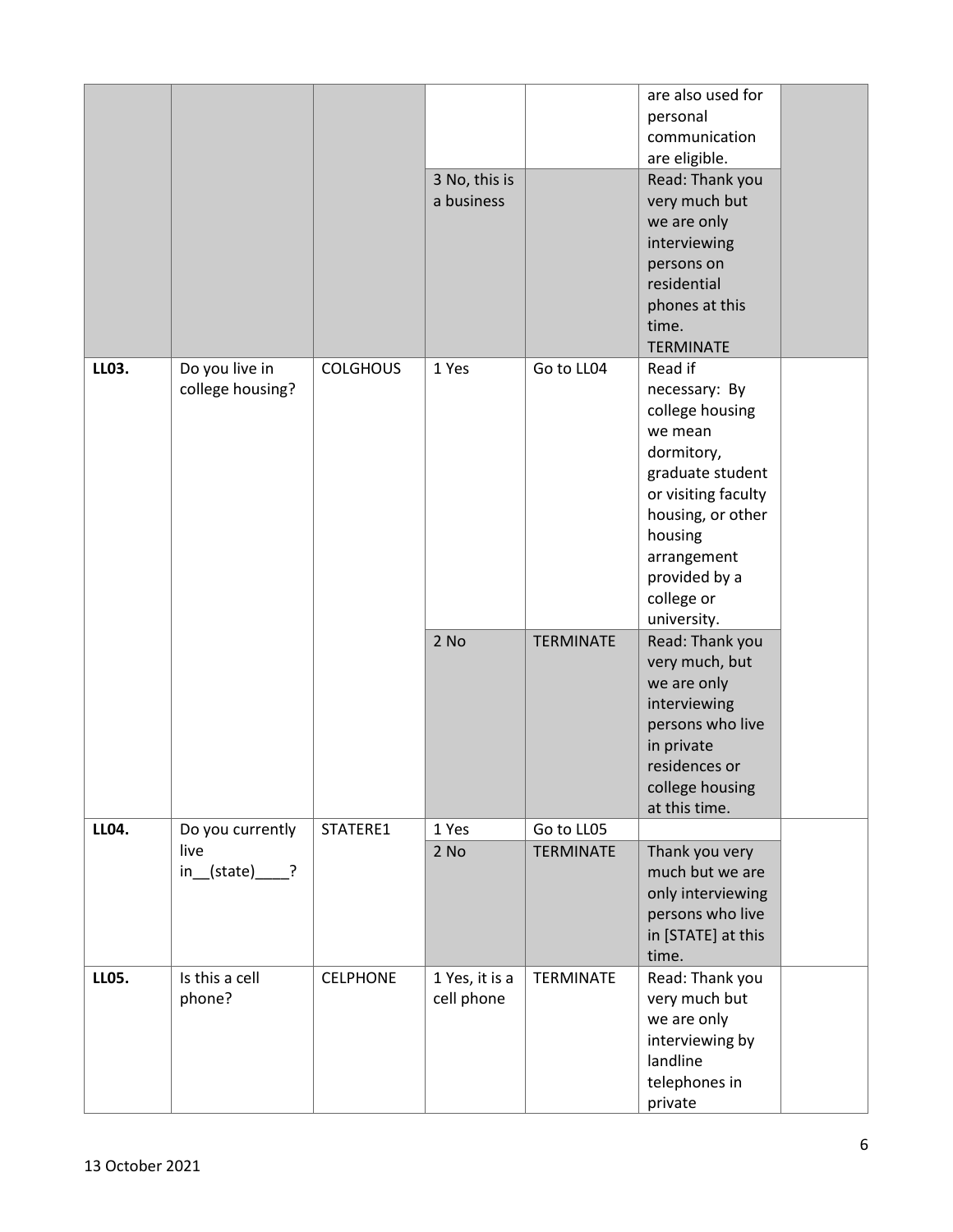| | | | | | are also used for personal communication are eligible. | |
|---|---|---|---|---|---|---|
| | | | 3 No, this is a business | | Read: Thank you very much but we are only interviewing persons on residential phones at this time. TERMINATE | |
| **LL03.** | Do you live in college housing? | COLGHOUS | 1 Yes | Go to LL04 | Read if necessary: By college housing we mean dormitory, graduate student or visiting faculty housing, or other housing arrangement provided by a college or university. | |
| | | | 2 No | TERMINATE | Read: Thank you very much, but we are only interviewing persons who live in private residences or college housing at this time. | |
| **LL04.** | Do you currently live in__(state)____? | STATERE1 | 1 Yes | Go to LL05 | | |
| | | | 2 No | TERMINATE | Thank you very much but we are only interviewing persons who live in [STATE] at this time. | |
| **LL05.** | Is this a cell phone? | CELPHONE | 1 Yes, it is a cell phone | TERMINATE | Read: Thank you very much but we are only interviewing by landline telephones in private | |

13 October 2021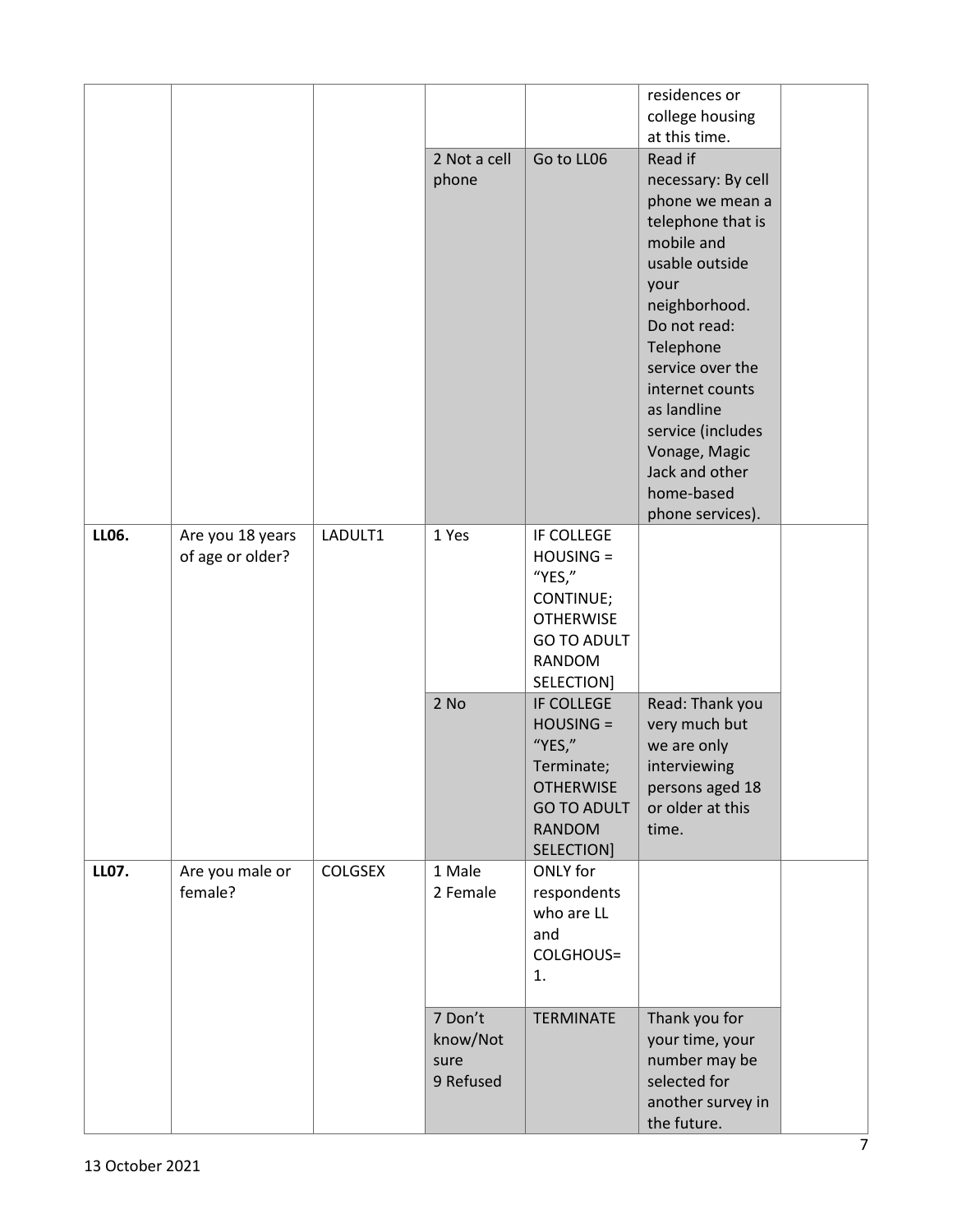| | | | | | | |
|---|---|---|---|---|---|---|
| | | | | | residences or college housing at this time. | |
| | | | 2 Not a cell phone | Go to LL06 | Read if necessary: By cell phone we mean a telephone that is mobile and usable outside your neighborhood. Do not read: Telephone service over the internet counts as landline service (includes Vonage, Magic Jack and other home-based phone services). | |
| **LL06.** | Are you 18 years of age or older? | LADULT1 | 1 Yes | IF COLLEGE HOUSING = "YES," CONTINUE; OTHERWISE GO TO ADULT RANDOM SELECTION] | | |
| | | | 2 No | IF COLLEGE HOUSING = "YES," Terminate; OTHERWISE GO TO ADULT RANDOM SELECTION] | Read: Thank you very much but we are only interviewing persons aged 18 or older at this time. | |
| **LL07.** | Are you male or female? | COLGSEX | 1 Male<br>2 Female | ONLY for respondents who are LL and COLGHOUS= 1. | | |
| | | | 7 Don't know/Not sure<br>9 Refused | TERMINATE | Thank you for your time, your number may be selected for another survey in the future. | |

13 October 2021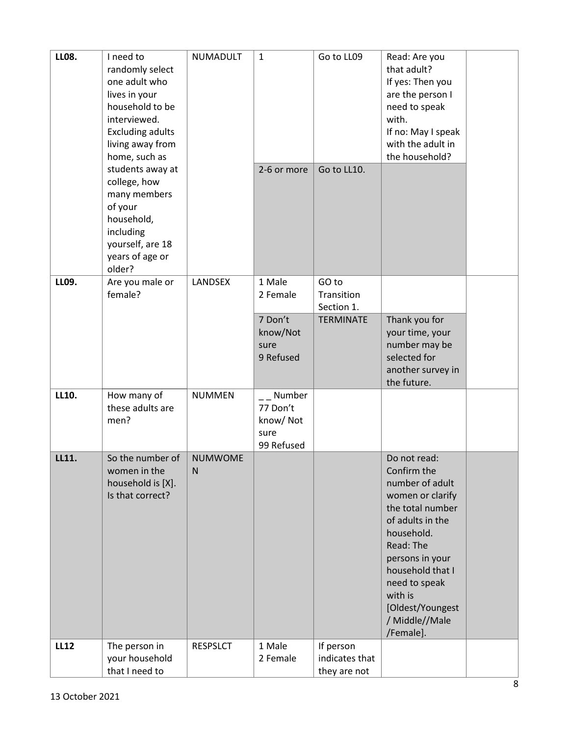| LL08. | I need to randomly select one adult who lives in your household to be interviewed. Excluding adults living away from home, such as students away at college, how many members of your household, including yourself, are 18 years of age or older? | NUMADULT | 1 | Go to LL09 | Read: Are you that adult?<br>If yes: Then you are the person I need to speak with.<br>If no: May I speak with the adult in the household? | |
|---|---|---|---|---|---|---|
| | | | 2-6 or more | Go to LL10. | | |
| LL09. | Are you male or female? | LANDSEX | 1 Male<br>2 Female | GO to Transition Section 1. | | |
| | | | 7 Don't know/Not sure<br>9 Refused | TERMINATE | Thank you for your time, your number may be selected for another survey in the future. | |
| LL10. | How many of these adults are men? | NUMMEN | _ _ Number<br>77 Don't know/ Not sure<br>99 Refused | | | |
| LL11. | So the number of women in the household is [X]. Is that correct? | NUMWOMEN | | | Do not read: Confirm the number of adult women or clarify the total number of adults in the household.<br>Read: The persons in your household that I need to speak with is [Oldest/Youngest / Middle//Male /Female]. | |
| LL12 | The person in your household that I need to | RESPSLCT | 1 Male<br>2 Female | If person indicates that they are not | | |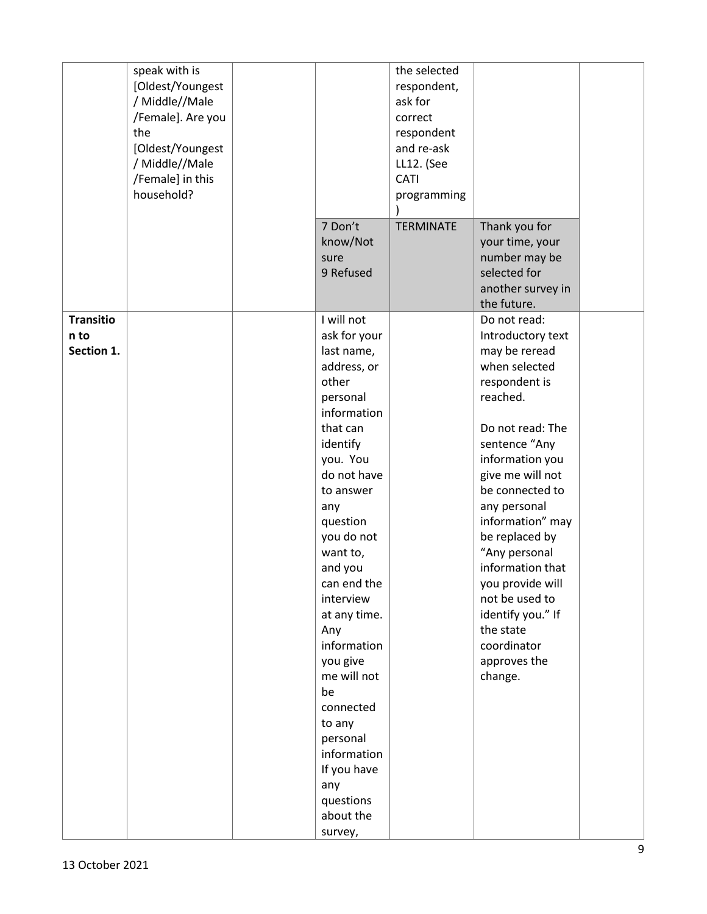| | | | | | | |
|---|---|---|---|---|---|---|
| | speak with is [Oldest/Youngest / Middle//Male /Female]. Are you the [Oldest/Youngest / Middle//Male /Female] in this household? | | | the selected respondent, ask for correct respondent and re-ask LL12. (See CATI programming ) | | |
| | | | 7 Don't know/Not sure<br>9 Refused | TERMINATE | Thank you for your time, your number may be selected for another survey in the future. | |
| **Transition to Section 1.** | | | I will not ask for your last name, address, or other personal information that can identify you. You do not have to answer any question you do not want to, and you can end the interview at any time. Any information you give me will not be connected to any personal information If you have any questions about the survey, | | Do not read: Introductory text may be reread when selected respondent is reached.<br><br>Do not read: The sentence "Any information you give me will not be connected to any personal information" may be replaced by "Any personal information that you provide will not be used to identify you." If the state coordinator approves the change. | |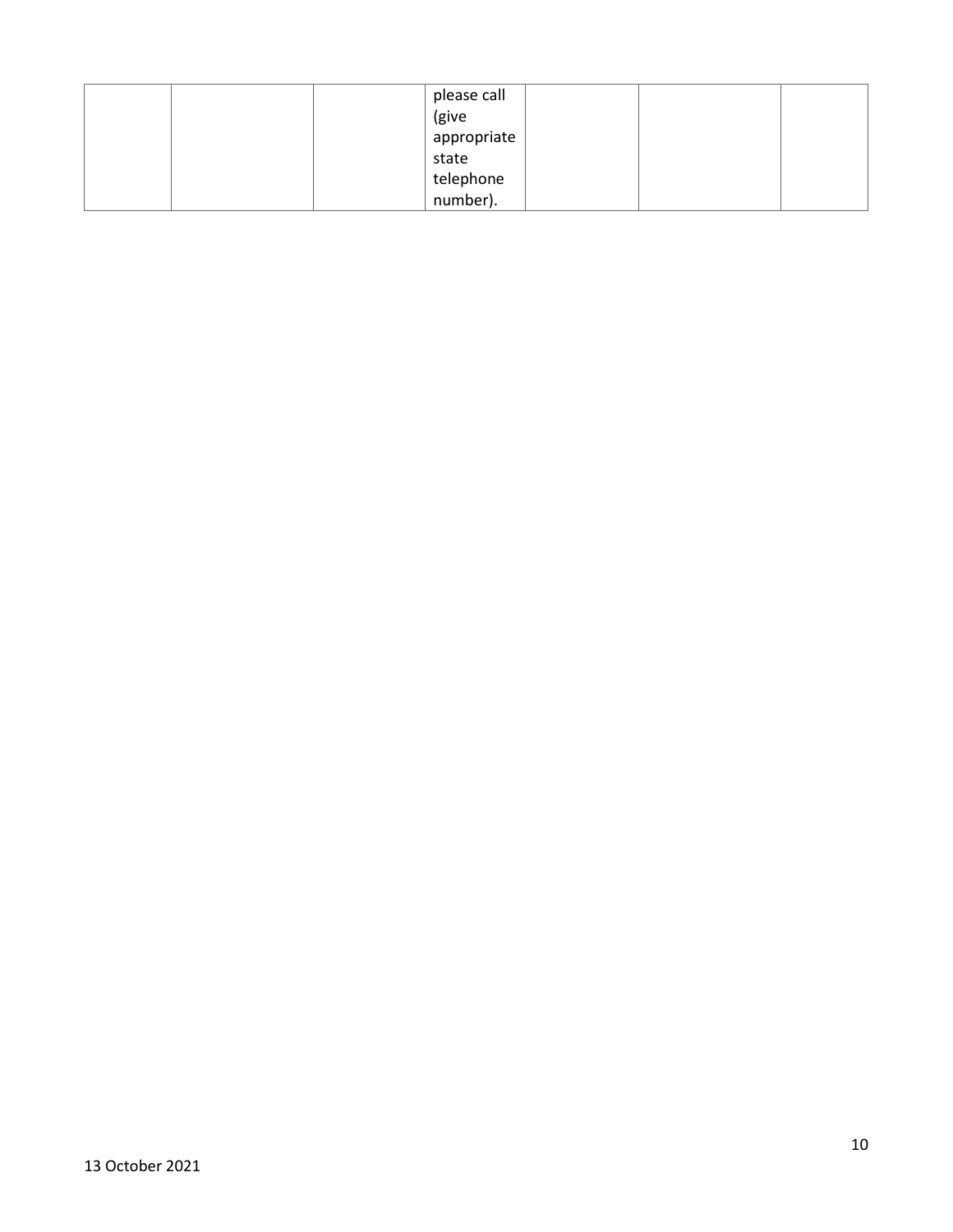| | | | | | | |
|---|---|---|---|---|---|---|
| | | | please call (give appropriate state telephone number). | | | |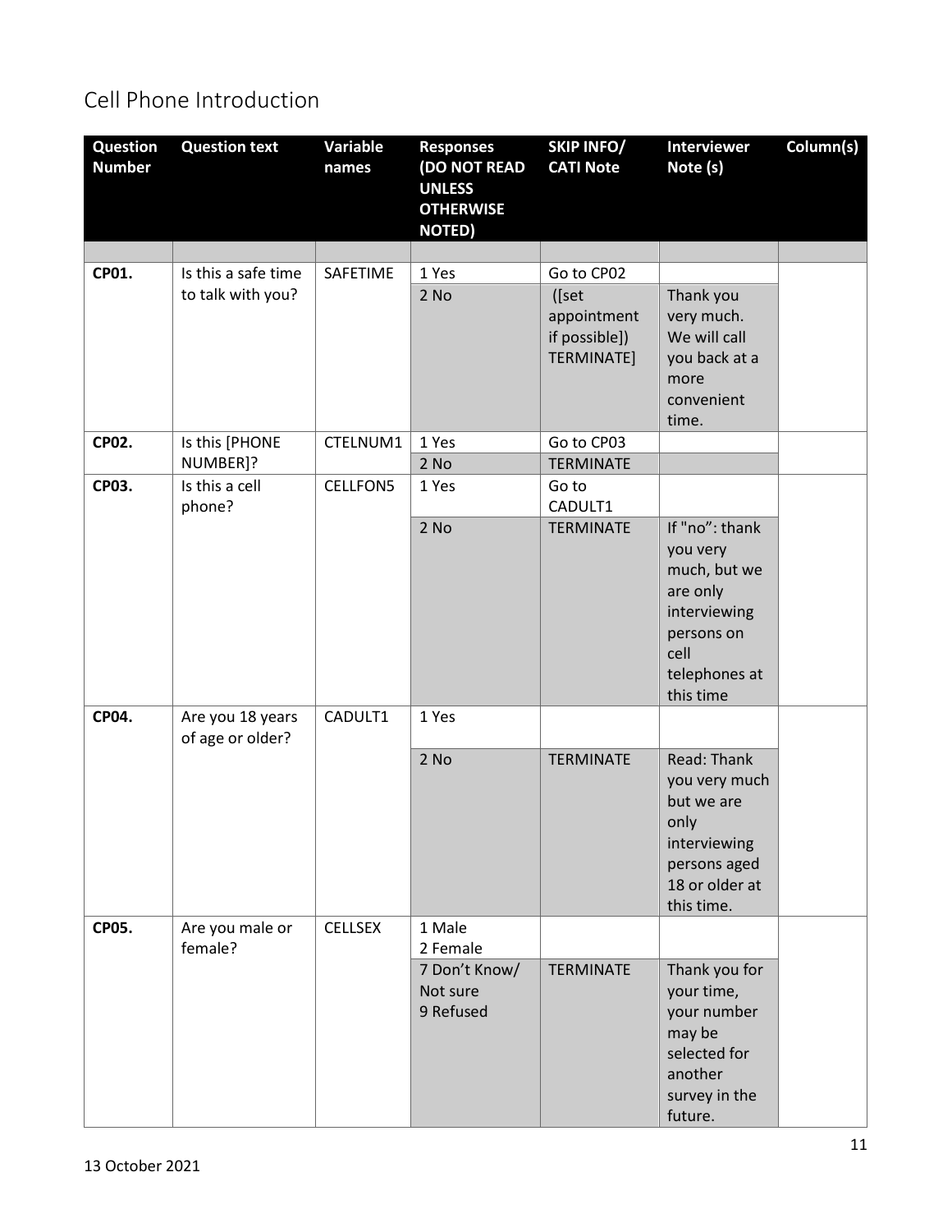## Cell Phone Introduction

| Question Number | Question text | Variable names | Responses (DO NOT READ UNLESS OTHERWISE NOTED) | SKIP INFO/ CATI Note | Interviewer Note (s) | Column(s) |
|---|---|---|---|---|---|---|
| | | | | | | |
| **CP01.** | Is this a safe time to talk with you? | SAFETIME | 1 Yes | Go to CP02 | | |
| | | | 2 No | ([set appointment if possible]) TERMINATE] | Thank you very much. We will call you back at a more convenient time. | |
| **CP02.** | Is this [PHONE NUMBER]? | CTELNUM1 | 1 Yes | Go to CP03 | | |
| | | | 2 No | TERMINATE | | |
| **CP03.** | Is this a cell phone? | CELLFON5 | 1 Yes | Go to CADULT1 | | |
| | | | 2 No | TERMINATE | If "no": thank you very much, but we are only interviewing persons on cell telephones at this time | |
| **CP04.** | Are you 18 years of age or older? | CADULT1 | 1 Yes | | | |
| | | | 2 No | TERMINATE | Read: Thank you very much but we are only interviewing persons aged 18 or older at this time. | |
| **CP05.** | Are you male or female? | CELLSEX | 1 Male<br>2 Female | | | |
| | | | 7 Don't Know/ Not sure<br>9 Refused | TERMINATE | Thank you for your time, your number may be selected for another survey in the future. | |

13 October 2021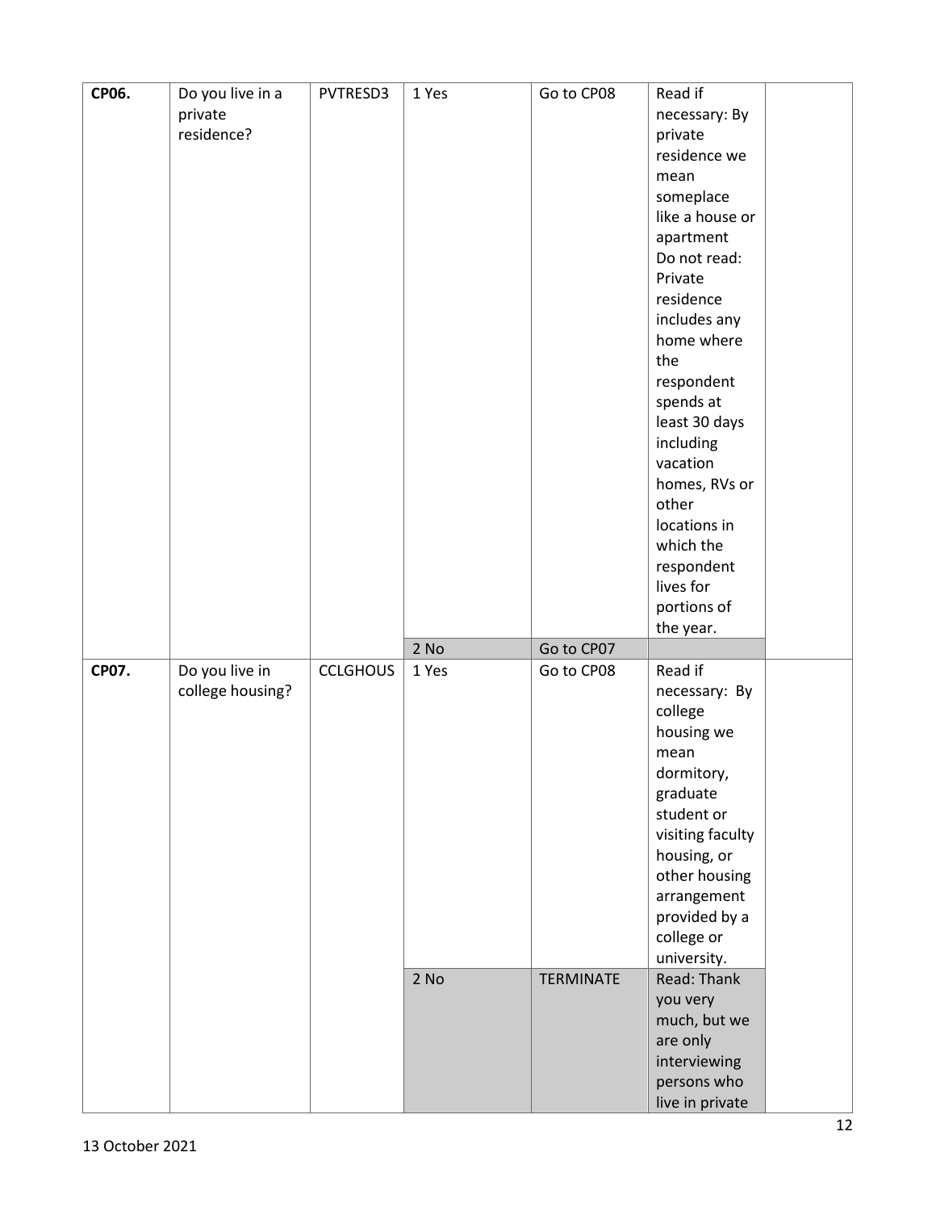| | | | | | | |
|---|---|---|---|---|---|---|
| **CP06.** | Do you live in a private residence? | PVTRESD3 | 1 Yes | Go to CP08 | Read if necessary: By private residence we mean someplace like a house or apartment Do not read: Private residence includes any home where the respondent spends at least 30 days including vacation homes, RVs or other locations in which the respondent lives for portions of the year. | |
| | | | 2 No | Go to CP07 | | |
| **CP07.** | Do you live in college housing? | CCLGHOUS | 1 Yes | Go to CP08 | Read if necessary: By college housing we mean dormitory, graduate student or visiting faculty housing, or other housing arrangement provided by a college or university. | |
| | | | 2 No | TERMINATE | Read: Thank you very much, but we are only interviewing persons who live in private | |

13 October 2021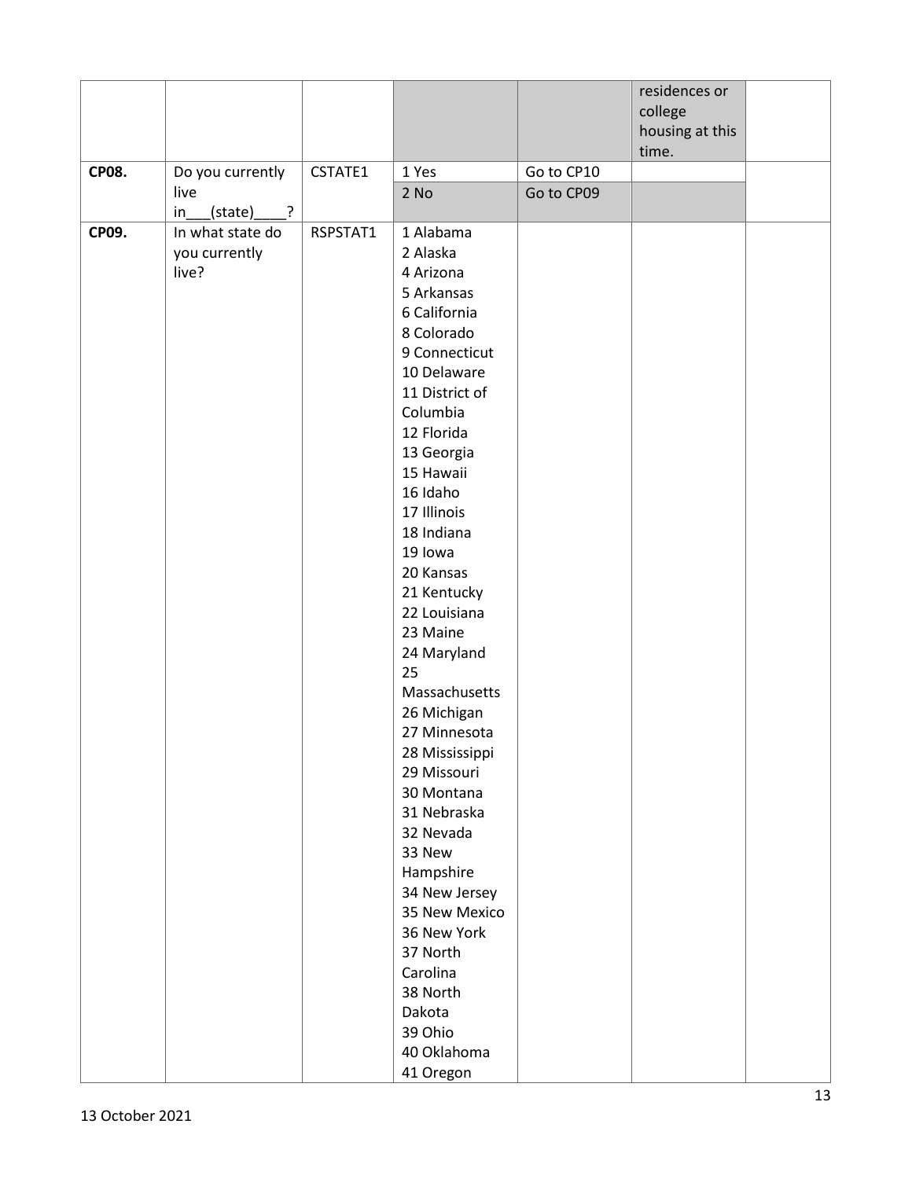| | | | | | | |
|---|---|---|---|---|---|---|
| | | | | | residences or college housing at this time. | |
| **CP08.** | Do you currently live in___(state)____? | CSTATE1 | 1 Yes | Go to CP10 | | |
| | | | 2 No | Go to CP09 | | |
| **CP09.** | In what state do you currently live? | RSPSTAT1 | 1 Alabama<br>2 Alaska<br>4 Arizona<br>5 Arkansas<br>6 California<br>8 Colorado<br>9 Connecticut<br>10 Delaware<br>11 District of Columbia<br>12 Florida<br>13 Georgia<br>15 Hawaii<br>16 Idaho<br>17 Illinois<br>18 Indiana<br>19 Iowa<br>20 Kansas<br>21 Kentucky<br>22 Louisiana<br>23 Maine<br>24 Maryland<br>25 Massachusetts<br>26 Michigan<br>27 Minnesota<br>28 Mississippi<br>29 Missouri<br>30 Montana<br>31 Nebraska<br>32 Nevada<br>33 New Hampshire<br>34 New Jersey<br>35 New Mexico<br>36 New York<br>37 North Carolina<br>38 North Dakota<br>39 Ohio<br>40 Oklahoma<br>41 Oregon | | | |

13 October 2021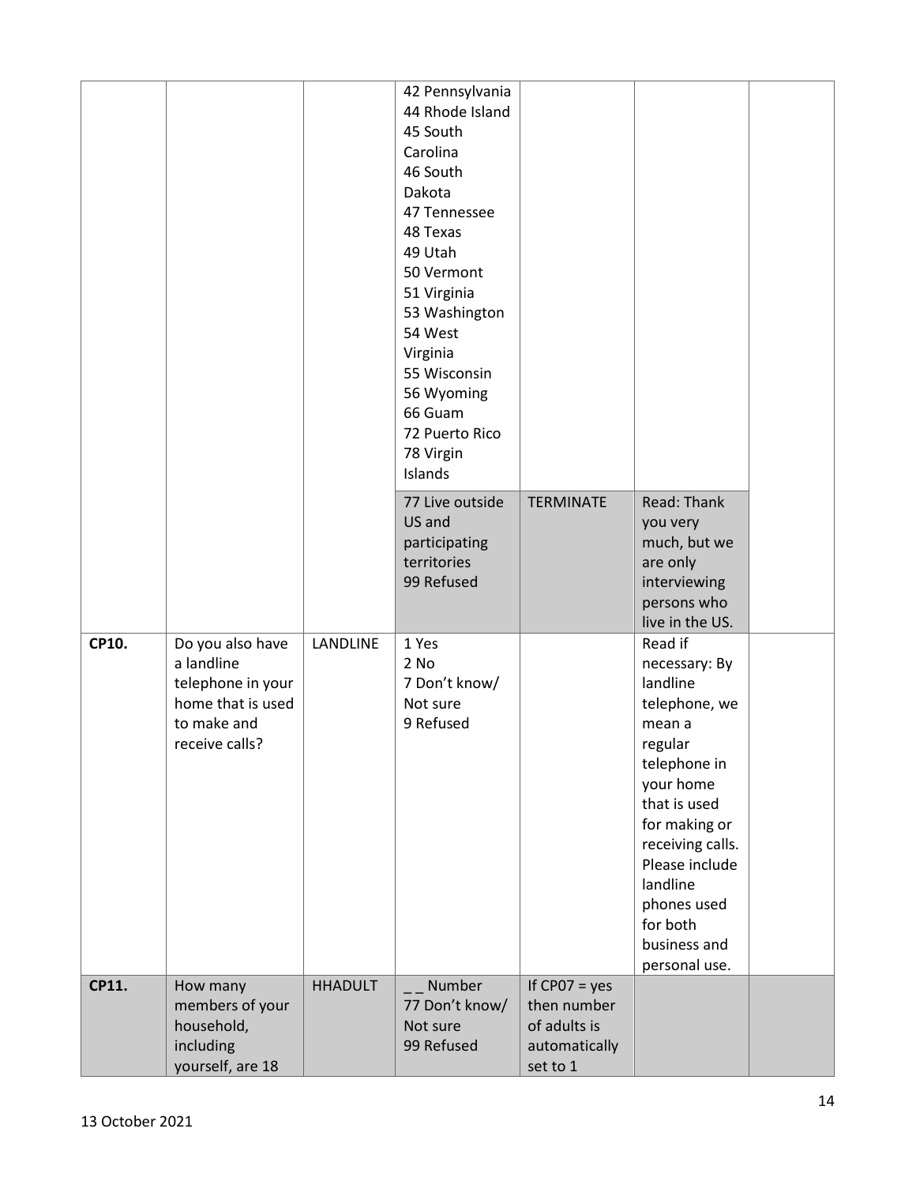| | | | | | | |
|---|---|---|---|---|---|---|
| | | | 42 Pennsylvania<br>44 Rhode Island<br>45 South Carolina<br>46 South Dakota<br>47 Tennessee<br>48 Texas<br>49 Utah<br>50 Vermont<br>51 Virginia<br>53 Washington<br>54 West Virginia<br>55 Wisconsin<br>56 Wyoming<br>66 Guam<br>72 Puerto Rico<br>78 Virgin Islands | | | |
| | | | 77 Live outside US and participating territories<br>99 Refused | TERMINATE | Read: Thank you very much, but we are only interviewing persons who live in the US. | |
| **CP10.** | Do you also have a landline telephone in your home that is used to make and receive calls? | LANDLINE | 1 Yes<br>2 No<br>7 Don't know/ Not sure<br>9 Refused | | Read if necessary: By landline telephone, we mean a regular telephone in your home that is used for making or receiving calls. Please include landline phones used for both business and personal use. | |
| **CP11.** | How many members of your household, including yourself, are 18 | HHADULT | _ _ Number<br>77 Don't know/ Not sure<br>99 Refused | If CP07 = yes then number of adults is automatically set to 1 | | |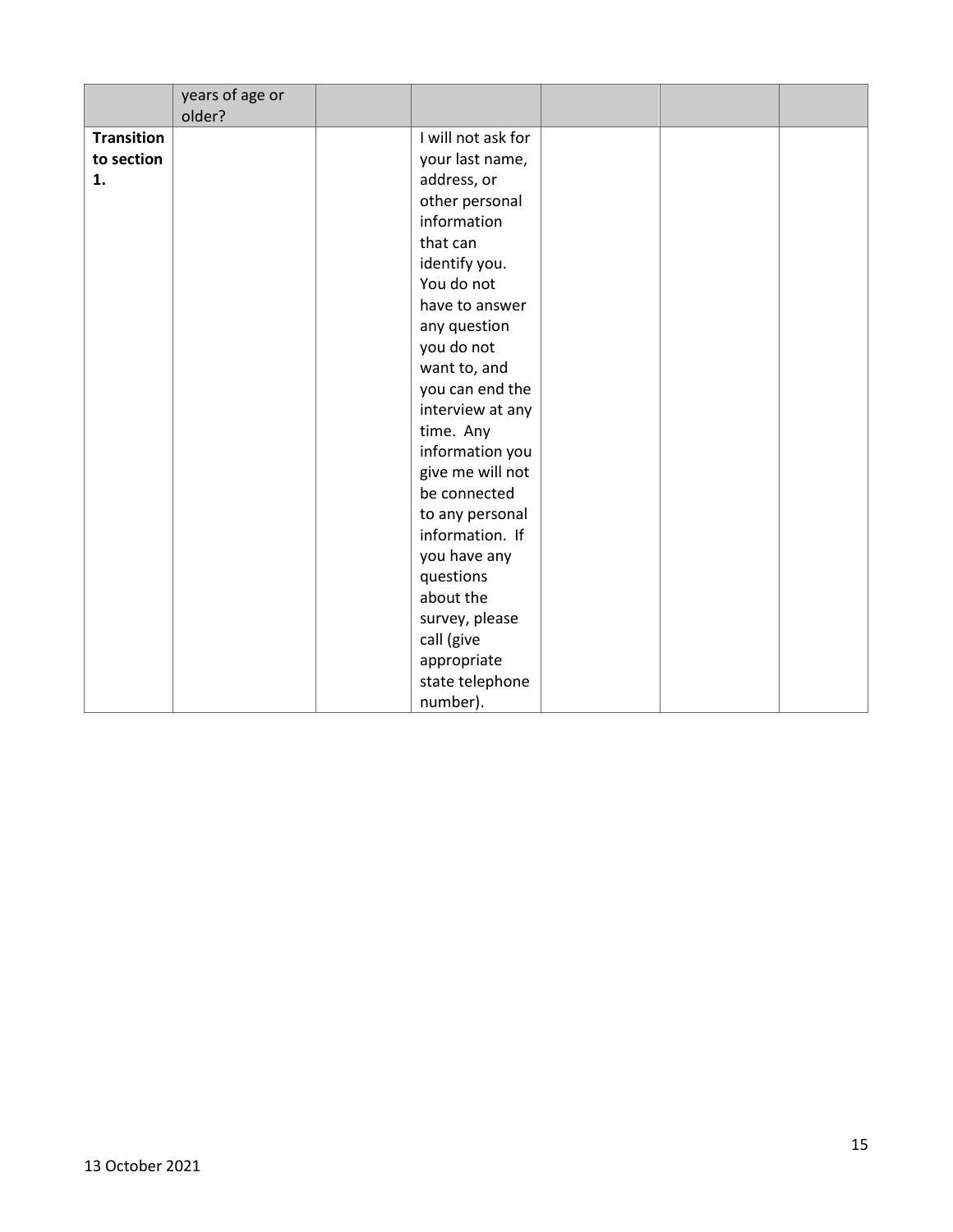| | years of age or older? | | | | | |
|---|---|---|---|---|---|---|
| **Transition to section 1.** | | | I will not ask for your last name, address, or other personal information that can identify you. You do not have to answer any question you do not want to, and you can end the interview at any time. Any information you give me will not be connected to any personal information. If you have any questions about the survey, please call (give appropriate state telephone number). | | | |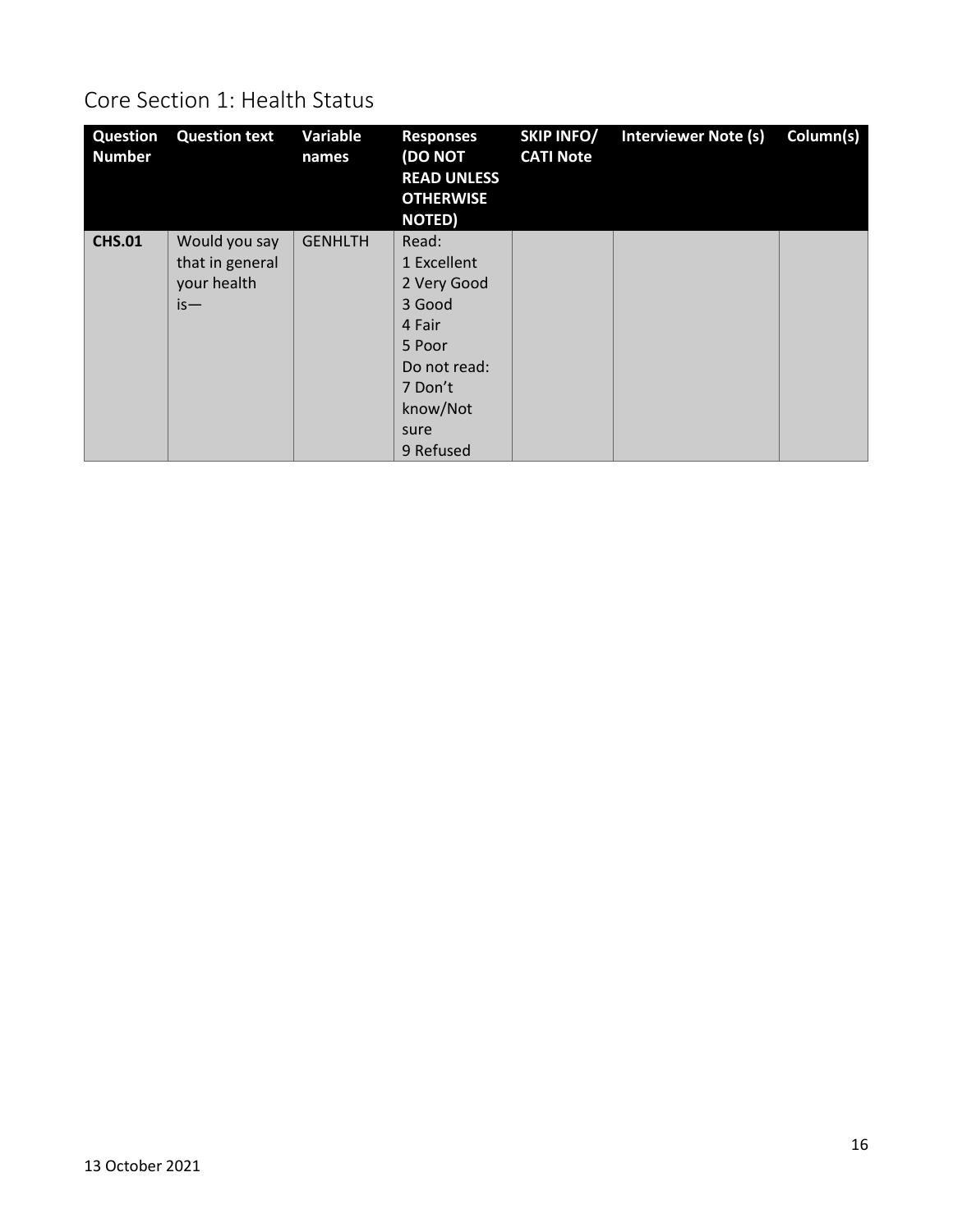# Core Section 1: Health Status

| Question Number | Question text | Variable names | Responses (DO NOT READ UNLESS OTHERWISE NOTED) | SKIP INFO/ CATI Note | Interviewer Note (s) | Column(s) |
|---|---|---|---|---|---|---|
| **CHS.01** | Would you say that in general your health is— | GENHLTH | Read:<br>1 Excellent<br>2 Very Good<br>3 Good<br>4 Fair<br>5 Poor<br>Do not read:<br>7 Don't know/Not sure<br>9 Refused | | | |

13 October 2021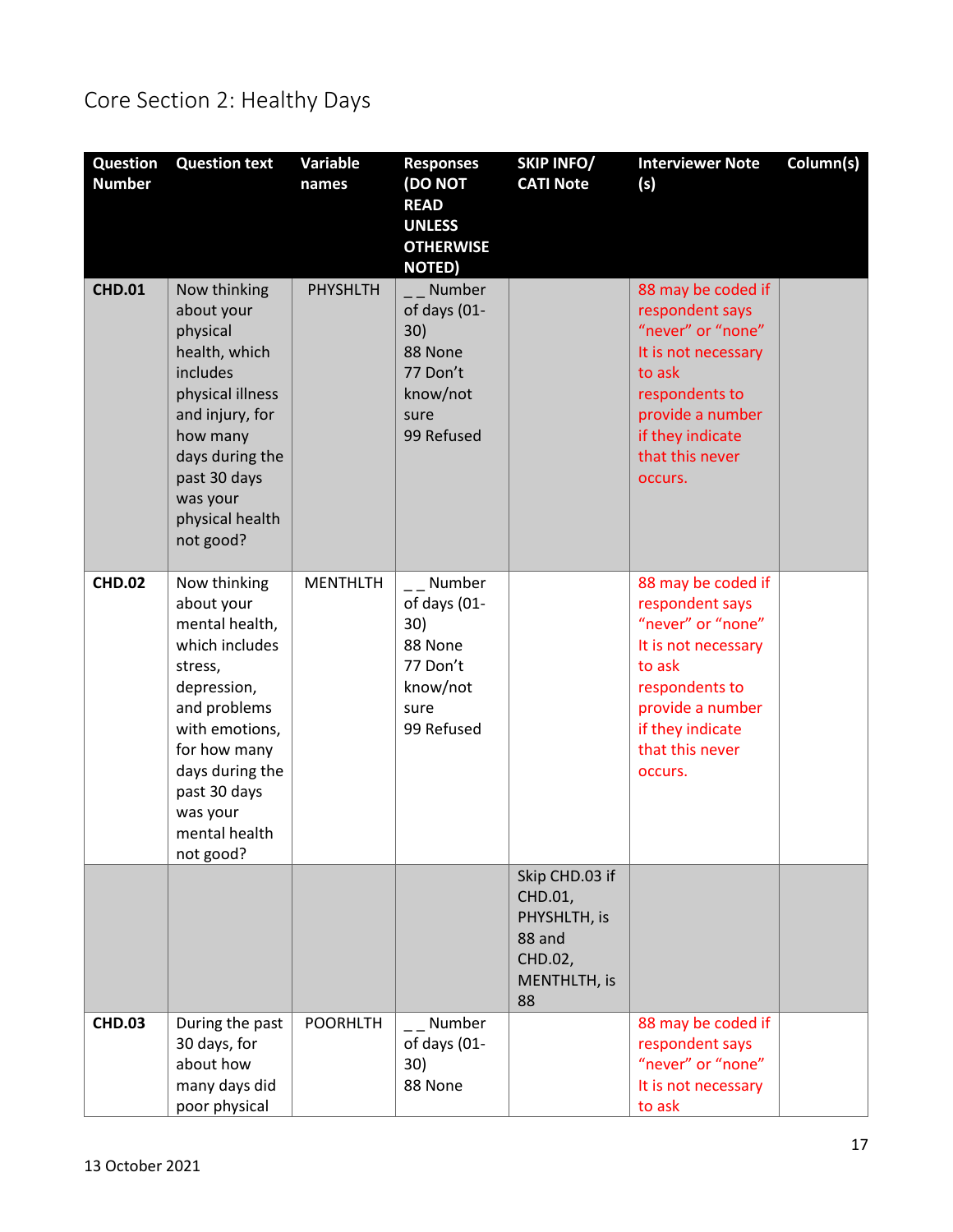# Core Section 2: Healthy Days

| Question Number | Question text | Variable names | Responses (DO NOT READ UNLESS OTHERWISE NOTED) | SKIP INFO/ CATI Note | Interviewer Note (s) | Column(s) |
|---|---|---|---|---|---|---|
| **CHD.01** | Now thinking about your physical health, which includes physical illness and injury, for how many days during the past 30 days was your physical health not good? | PHYSHLTH | _ _ Number of days (01-30)<br>88 None<br>77 Don't know/not sure<br>99 Refused | | 88 may be coded if respondent says "never" or "none" It is not necessary to ask respondents to provide a number if they indicate that this never occurs. | |
| **CHD.02** | Now thinking about your mental health, which includes stress, depression, and problems with emotions, for how many days during the past 30 days was your mental health not good? | MENTHLTH | _ _ Number of days (01-30)<br>88 None<br>77 Don't know/not sure<br>99 Refused | | 88 may be coded if respondent says "never" or "none" It is not necessary to ask respondents to provide a number if they indicate that this never occurs. | |
| | | | | Skip CHD.03 if CHD.01, PHYSHLTH, is 88 and CHD.02, MENTHLTH, is 88 | | |
| **CHD.03** | During the past 30 days, for about how many days did poor physical | POORHLTH | _ _ Number of days (01-30)<br>88 None | | 88 may be coded if respondent says "never" or "none" It is not necessary to ask | |

13 October 2021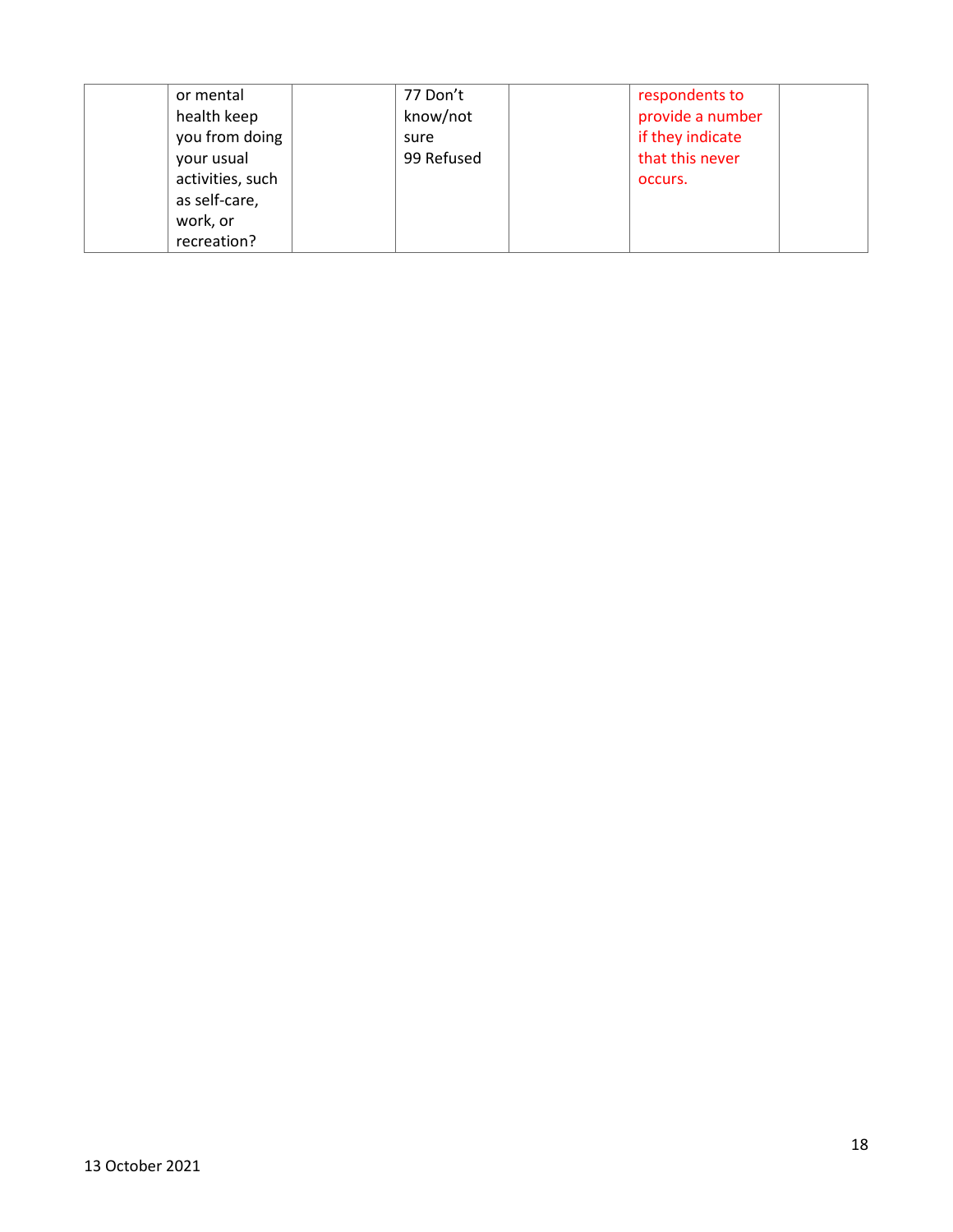| | | | | | | |
|---|---|---|---|---|---|---|
| | or mental health keep you from doing your usual activities, such as self-care, work, or recreation? | | 77 Don't know/not sure<br>99 Refused | | respondents to provide a number if they indicate that this never occurs. | |

13 October 2021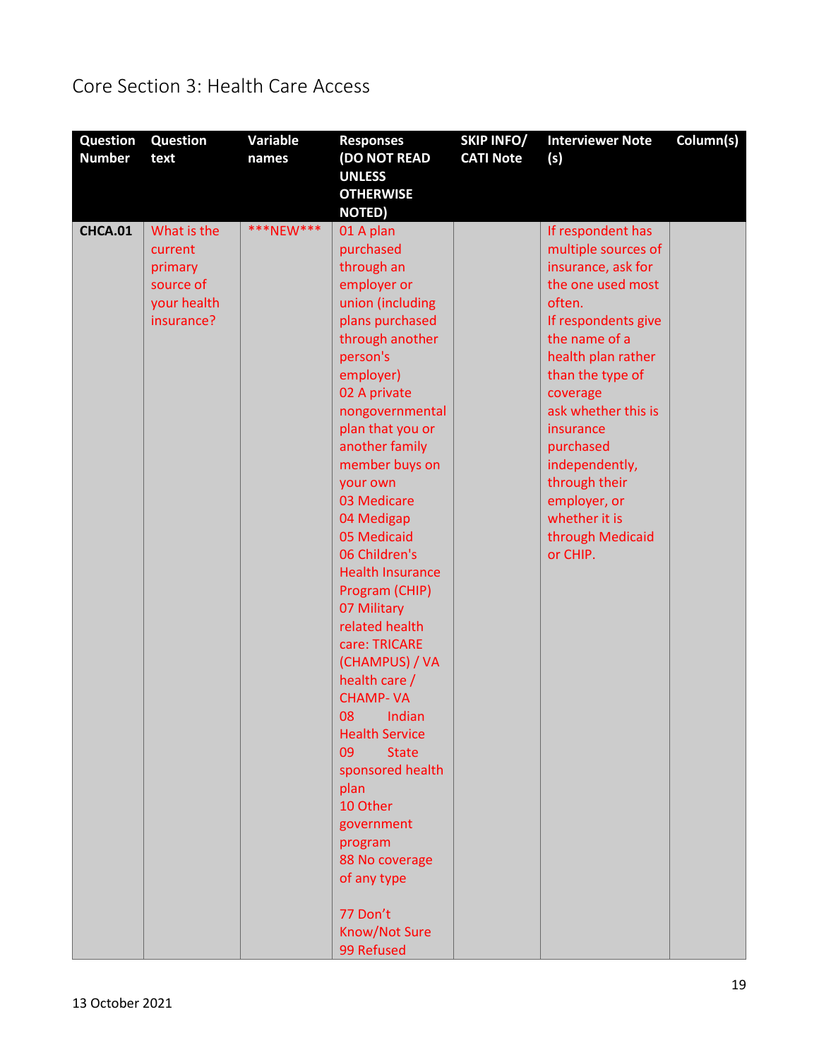# Core Section 3: Health Care Access

| Question Number | Question text | Variable names | Responses (DO NOT READ UNLESS OTHERWISE NOTED) | SKIP INFO/ CATI Note | Interviewer Note (s) | Column(s) |
|---|---|---|---|---|---|---|
| **CHCA.01** | What is the current primary source of your health insurance? | ***NEW*** | 01 A plan purchased through an employer or union (including plans purchased through another person's employer)<br>02 A private nongovernmental plan that you or another family member buys on your own<br>03 Medicare<br>04 Medigap<br>05 Medicaid<br>06 Children's Health Insurance Program (CHIP)<br>07 Military related health care: TRICARE (CHAMPUS) / VA health care / CHAMP- VA<br>08 Indian Health Service<br>09 State sponsored health plan<br>10 Other government program<br>88 No coverage of any type<br><br>77 Don't Know/Not Sure<br>99 Refused | | If respondent has multiple sources of insurance, ask for the one used most often.<br>If respondents give the name of a health plan rather than the type of coverage ask whether this is insurance purchased independently, through their employer, or whether it is through Medicaid or CHIP. | |

13 October 2021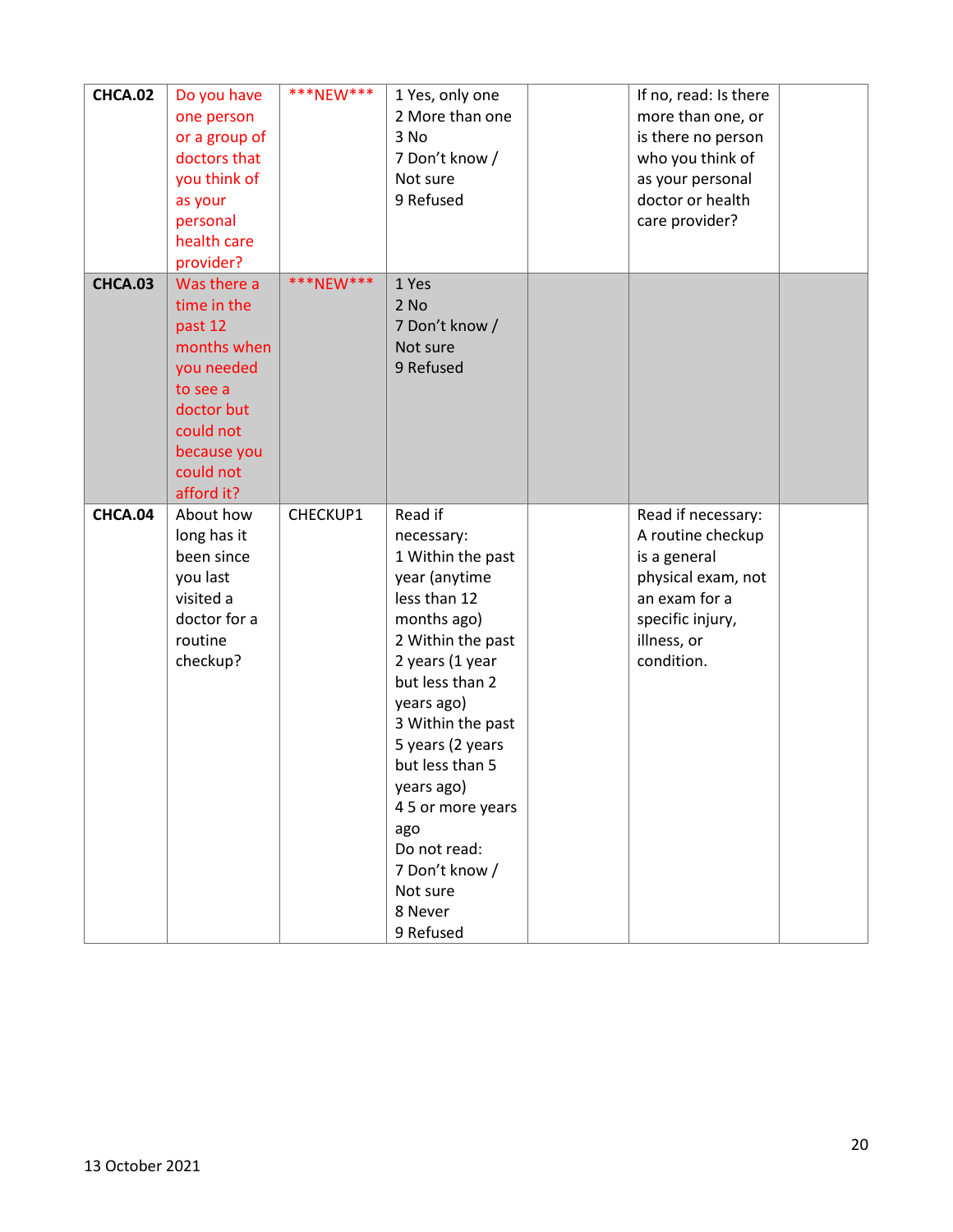| | | | | | | |
|---|---|---|---|---|---|---|
| **CHCA.02** | Do you have one person or a group of doctors that you think of as your personal health care provider? | \*\*\*NEW\*\*\* | 1 Yes, only one<br>2 More than one<br>3 No<br>7 Don't know / Not sure<br>9 Refused | | If no, read: Is there more than one, or is there no person who you think of as your personal doctor or health care provider? | |
| **CHCA.03** | Was there a time in the past 12 months when you needed to see a doctor but could not because you could not afford it? | \*\*\*NEW\*\*\* | 1 Yes<br>2 No<br>7 Don't know / Not sure<br>9 Refused | | | |
| **CHCA.04** | About how long has it been since you last visited a doctor for a routine checkup? | CHECKUP1 | Read if necessary:<br>1 Within the past year (anytime less than 12 months ago)<br>2 Within the past 2 years (1 year but less than 2 years ago)<br>3 Within the past 5 years (2 years but less than 5 years ago)<br>4 5 or more years ago<br>Do not read:<br>7 Don't know / Not sure<br>8 Never<br>9 Refused | | Read if necessary: A routine checkup is a general physical exam, not an exam for a specific injury, illness, or condition. | |

13 October 2021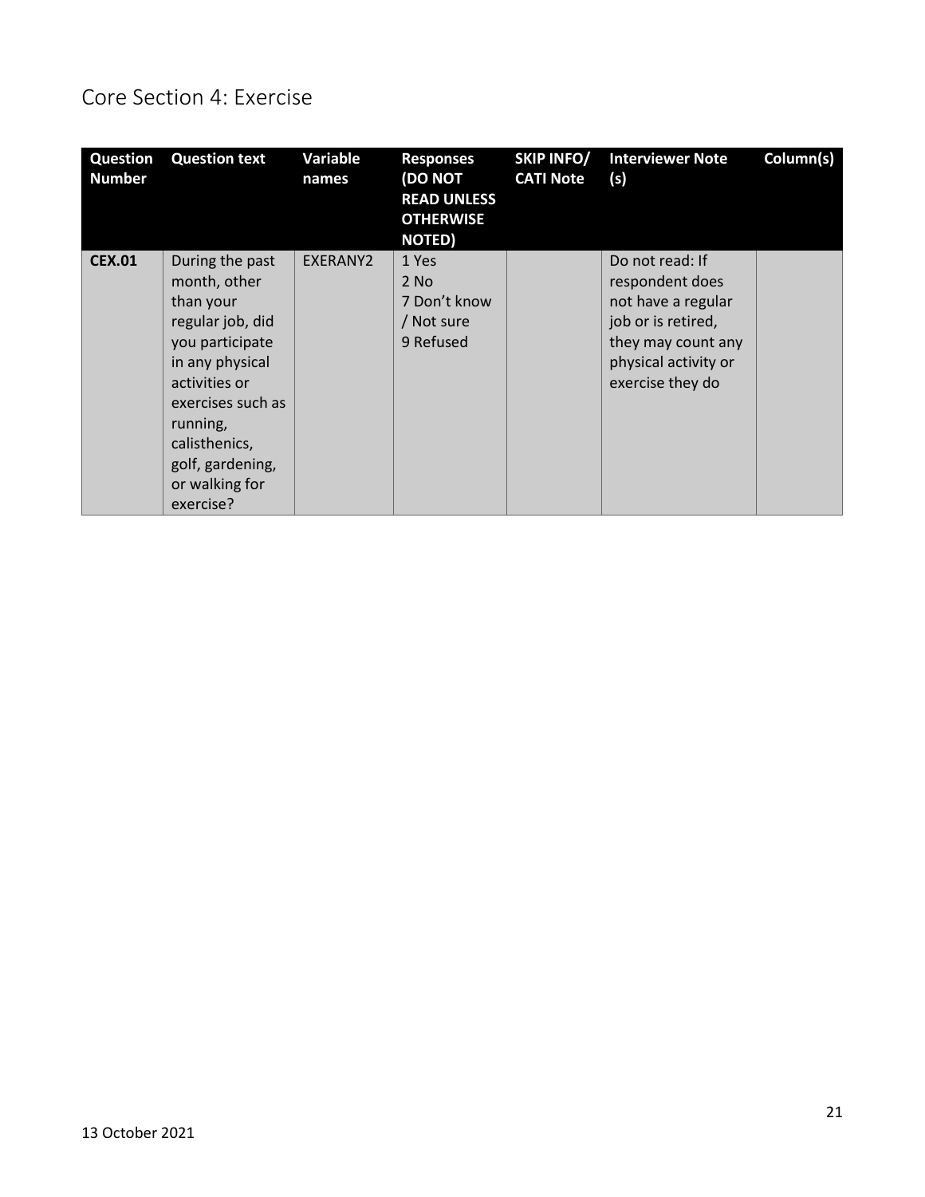# Core Section 4: Exercise

| Question Number | Question text | Variable names | Responses (DO NOT READ UNLESS OTHERWISE NOTED) | SKIP INFO/ CATI Note | Interviewer Note (s) | Column(s) |
|---|---|---|---|---|---|---|
| **CEX.01** | During the past month, other than your regular job, did you participate in any physical activities or exercises such as running, calisthenics, golf, gardening, or walking for exercise? | EXERANY2 | 1 Yes<br>2 No<br>7 Don't know / Not sure<br>9 Refused | | Do not read: If respondent does not have a regular job or is retired, they may count any physical activity or exercise they do | |

13 October 2021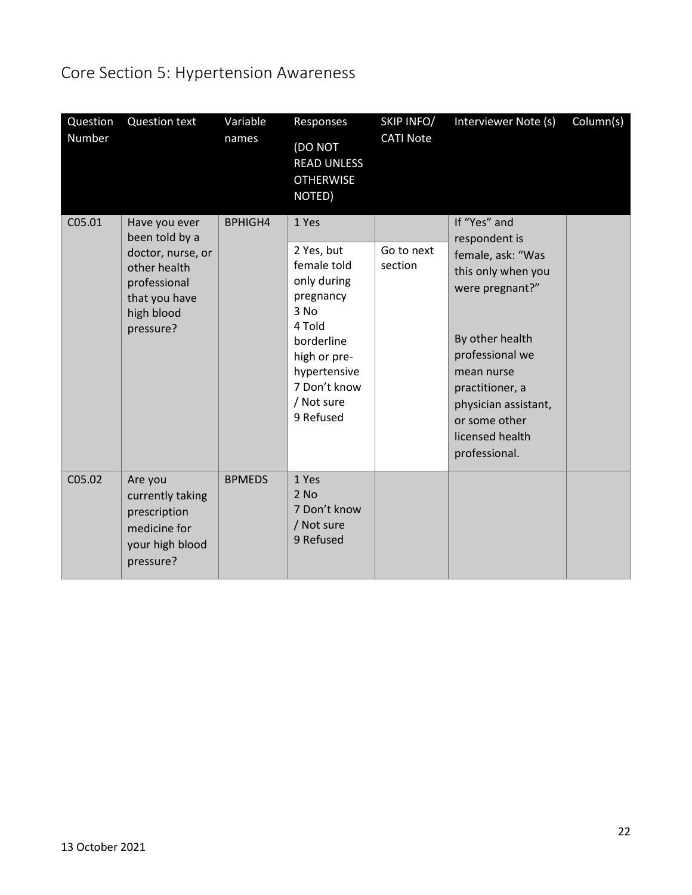# Core Section 5: Hypertension Awareness

| Question Number | Question text | Variable names | Responses (DO NOT READ UNLESS OTHERWISE NOTED) | SKIP INFO/ CATI Note | Interviewer Note (s) | Column(s) |
|---|---|---|---|---|---|---|
| C05.01 | Have you ever been told by a doctor, nurse, or other health professional that you have high blood pressure? | BPHIGH4 | 1 Yes | | If "Yes" and respondent is female, ask: "Was this only when you were pregnant?"<br><br>By other health professional we mean nurse practitioner, a physician assistant, or some other licensed health professional. | |
| | | | 2 Yes, but female told only during pregnancy<br>3 No<br>4 Told borderline high or pre-hypertensive<br>7 Don't know / Not sure<br>9 Refused | Go to next section | | |
| C05.02 | Are you currently taking prescription medicine for your high blood pressure? | BPMEDS | 1 Yes<br>2 No<br>7 Don't know / Not sure<br>9 Refused | | | |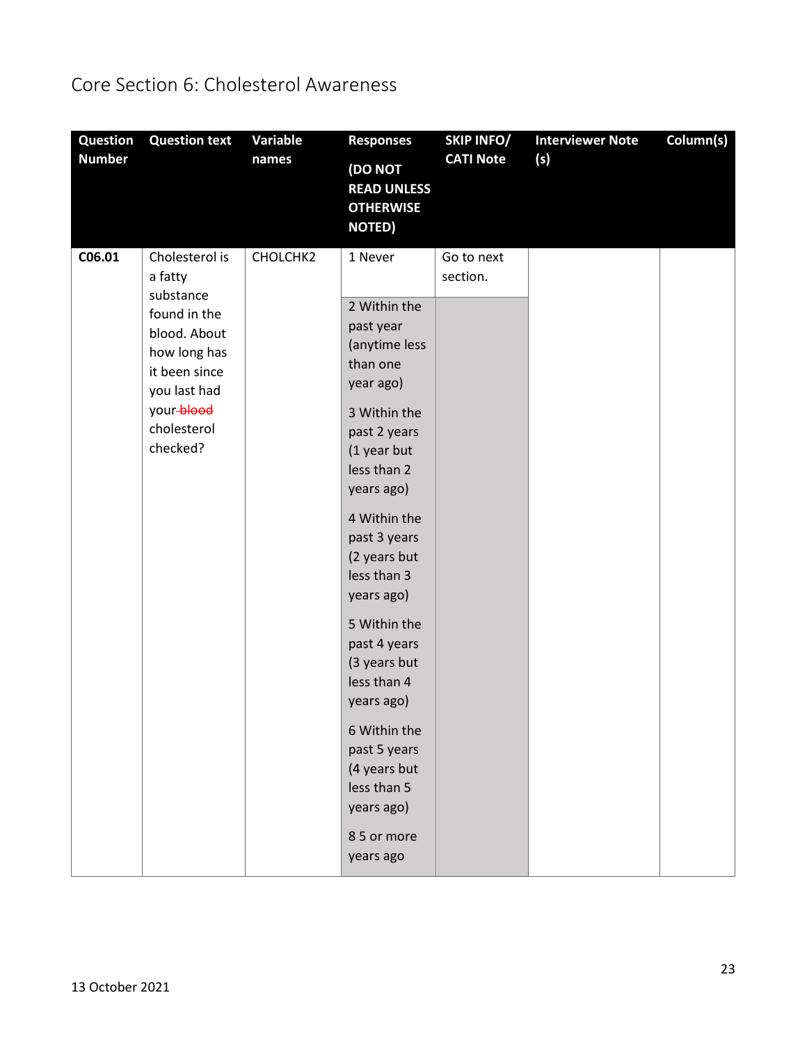# Core Section 6: Cholesterol Awareness

| Question Number | Question text | Variable names | Responses (DO NOT READ UNLESS OTHERWISE NOTED) | SKIP INFO/ CATI Note | Interviewer Note (s) | Column(s) |
|---|---|---|---|---|---|---|
| **C06.01** | Cholesterol is a fatty substance found in the blood. About how long has it been since you last had your ~~blood~~ cholesterol checked? | CHOLCHK2 | 1 Never | Go to next section. | | |
| | | | 2 Within the past year (anytime less than one year ago) | | | |
| | | | 3 Within the past 2 years (1 year but less than 2 years ago) | | | |
| | | | 4 Within the past 3 years (2 years but less than 3 years ago) | | | |
| | | | 5 Within the past 4 years (3 years but less than 4 years ago) | | | |
| | | | 6 Within the past 5 years (4 years but less than 5 years ago) | | | |
| | | | 8 5 or more years ago | | | |

13 October 2021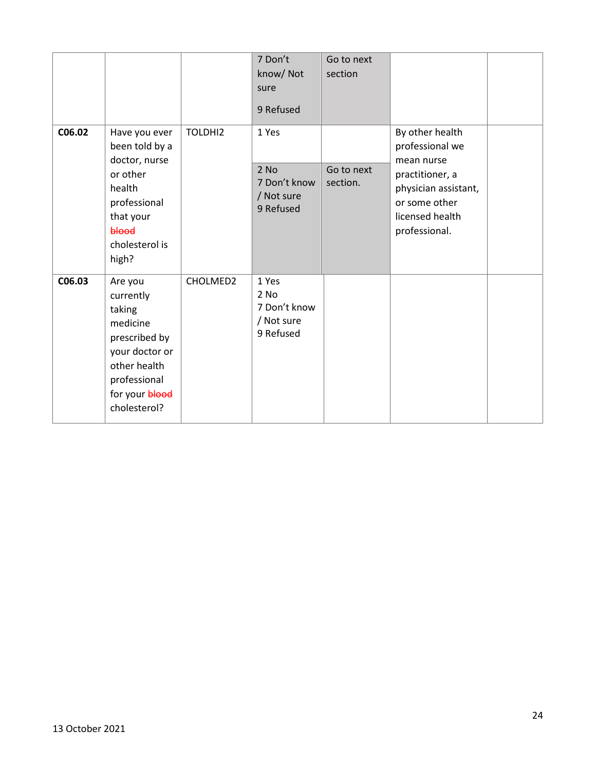| | | | 7 Don't know/ Not sure<br><br>9 Refused | Go to next section | | |
|---|---|---|---|---|---|---|
| C06.02 | Have you ever been told by a doctor, nurse or other health professional that your ~~blood~~ cholesterol is high? | TOLDHI2 | 1 Yes | | By other health professional we mean nurse practitioner, a physician assistant, or some other licensed health professional. | |
| | | | 2 No<br>7 Don't know / Not sure<br>9 Refused | Go to next section. | | |
| C06.03 | Are you currently taking medicine prescribed by your doctor or other health professional for your ~~blood~~ cholesterol? | CHOLMED2 | 1 Yes<br>2 No<br>7 Don't know / Not sure<br>9 Refused | | | |

13 October 2021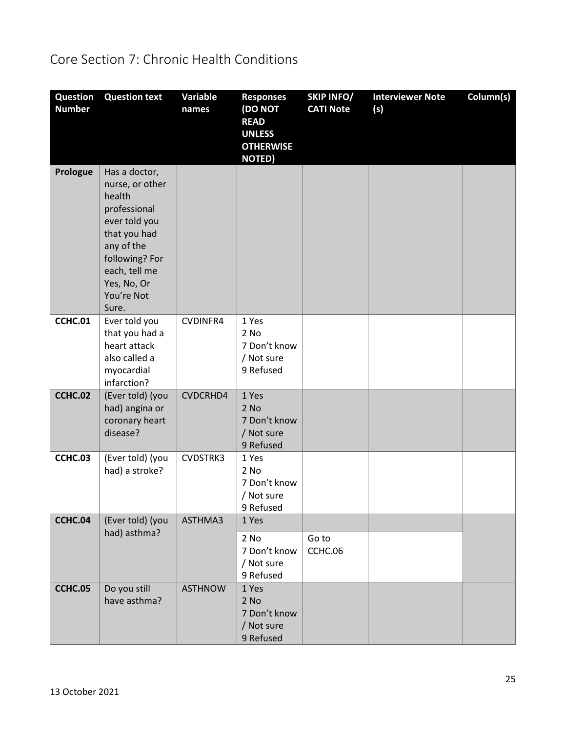# Core Section 7: Chronic Health Conditions

| Question Number | Question text | Variable names | Responses (DO NOT READ UNLESS OTHERWISE NOTED) | SKIP INFO/ CATI Note | Interviewer Note (s) | Column(s) |
|---|---|---|---|---|---|---|
| **Prologue** | Has a doctor, nurse, or other health professional ever told you that you had any of the following? For each, tell me Yes, No, Or You're Not Sure. | | | | | |
| **CCHC.01** | Ever told you that you had a heart attack also called a myocardial infarction? | CVDINFR4 | 1 Yes<br>2 No<br>7 Don't know / Not sure<br>9 Refused | | | |
| **CCHC.02** | (Ever told) (you had) angina or coronary heart disease? | CVDCRHD4 | 1 Yes<br>2 No<br>7 Don't know / Not sure<br>9 Refused | | | |
| **CCHC.03** | (Ever told) (you had) a stroke? | CVDSTRK3 | 1 Yes<br>2 No<br>7 Don't know / Not sure<br>9 Refused | | | |
| **CCHC.04** | (Ever told) (you had) asthma? | ASTHMA3 | 1 Yes | | | |
| | | | 2 No<br>7 Don't know / Not sure<br>9 Refused | Go to CCHC.06 | | |
| **CCHC.05** | Do you still have asthma? | ASTHNOW | 1 Yes<br>2 No<br>7 Don't know / Not sure<br>9 Refused | | | |

13 October 2021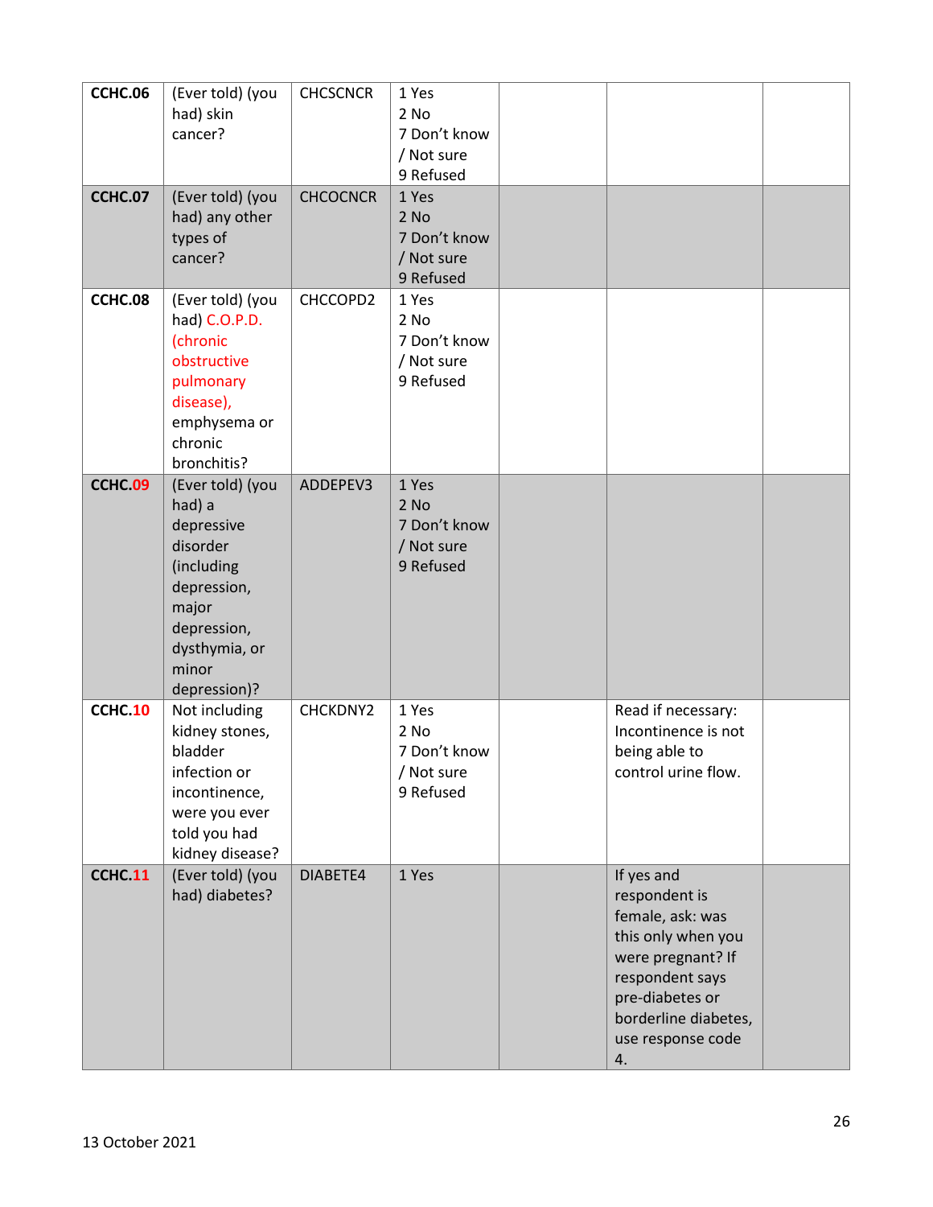| CCHC.06 | (Ever told) (you had) skin cancer? | CHCSCNCR | 1 Yes<br>2 No<br>7 Don't know / Not sure<br>9 Refused | | | |
|---|---|---|---|---|---|---|
| **CCHC.07** | (Ever told) (you had) any other types of cancer? | CHCOCNCR | 1 Yes<br>2 No<br>7 Don't know / Not sure<br>9 Refused | | | |
| **CCHC.08** | (Ever told) (you had) C.O.P.D. (chronic obstructive pulmonary disease), emphysema or chronic bronchitis? | CHCCOPD2 | 1 Yes<br>2 No<br>7 Don't know / Not sure<br>9 Refused | | | |
| **CCHC.09** | (Ever told) (you had) a depressive disorder (including depression, major depression, dysthymia, or minor depression)? | ADDEPEV3 | 1 Yes<br>2 No<br>7 Don't know / Not sure<br>9 Refused | | | |
| **CCHC.10** | Not including kidney stones, bladder infection or incontinence, were you ever told you had kidney disease? | CHCKDNY2 | 1 Yes<br>2 No<br>7 Don't know / Not sure<br>9 Refused | | Read if necessary: Incontinence is not being able to control urine flow. | |
| **CCHC.11** | (Ever told) (you had) diabetes? | DIABETE4 | 1 Yes | | If yes and respondent is female, ask: was this only when you were pregnant? If respondent says pre-diabetes or borderline diabetes, use response code 4. | |

13 October 2021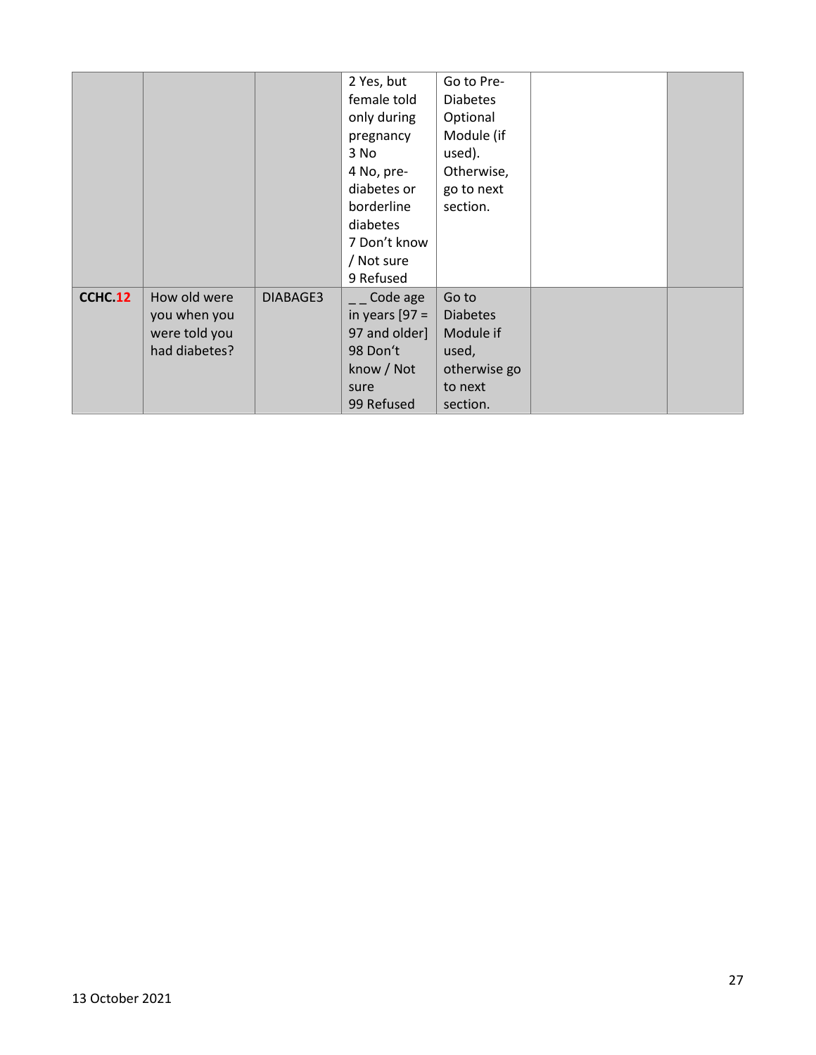| | | | | | | |
|---|---|---|---|---|---|---|
| | | | 2 Yes, but female told only during pregnancy<br>3 No<br>4 No, pre-diabetes or borderline diabetes<br>7 Don't know / Not sure<br>9 Refused | Go to Pre-Diabetes Optional Module (if used). Otherwise, go to next section. | | |
| **CCHC.12** | How old were you when you were told you had diabetes? | DIABAGE3 | _ _ Code age in years [97 = 97 and older]<br>98 Don't know / Not sure<br>99 Refused | Go to Diabetes Module if used, otherwise go to next section. | | |

13 October 2021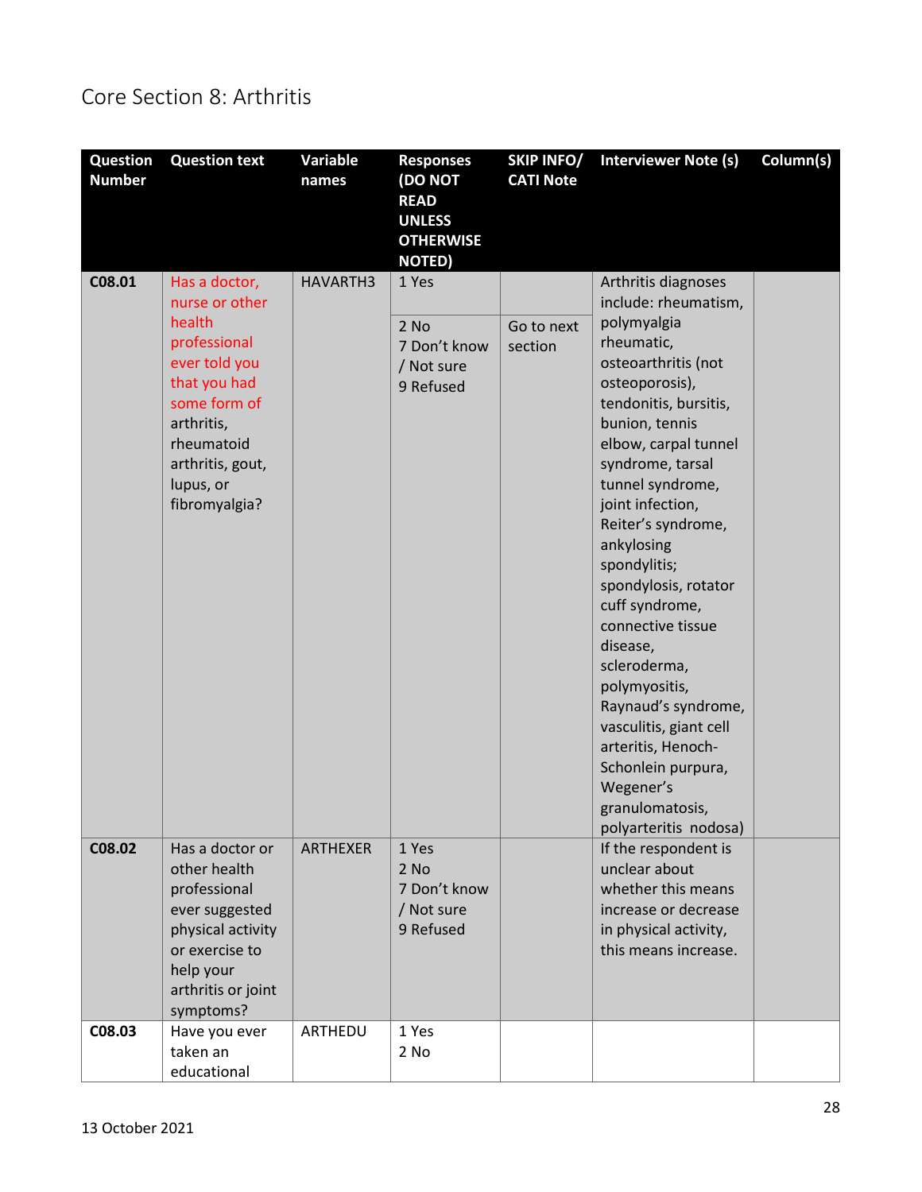## Core Section 8: Arthritis

| Question Number | Question text | Variable names | Responses (DO NOT READ UNLESS OTHERWISE NOTED) | SKIP INFO/ CATI Note | Interviewer Note (s) | Column(s) |
|---|---|---|---|---|---|---|
| C08.01 | Has a doctor, nurse or other health professional ever told you that you had some form of arthritis, rheumatoid arthritis, gout, lupus, or fibromyalgia? | HAVARTH3 | 1 Yes | | Arthritis diagnoses include: rheumatism, polymyalgia rheumatic, osteoarthritis (not osteoporosis), tendonitis, bursitis, bunion, tennis elbow, carpal tunnel syndrome, tarsal tunnel syndrome, joint infection, Reiter's syndrome, ankylosing spondylitis; spondylosis, rotator cuff syndrome, connective tissue disease, scleroderma, polymyositis, Raynaud's syndrome, vasculitis, giant cell arteritis, Henoch-Schonlein purpura, Wegener's granulomatosis, polyarteritis nodosa) | |
| | | | 2 No<br>7 Don't know / Not sure<br>9 Refused | Go to next section | | |
| C08.02 | Has a doctor or other health professional ever suggested physical activity or exercise to help your arthritis or joint symptoms? | ARTHEXER | 1 Yes<br>2 No<br>7 Don't know / Not sure<br>9 Refused | | If the respondent is unclear about whether this means increase or decrease in physical activity, this means increase. | |
| C08.03 | Have you ever taken an educational | ARTHEDU | 1 Yes<br>2 No | | | |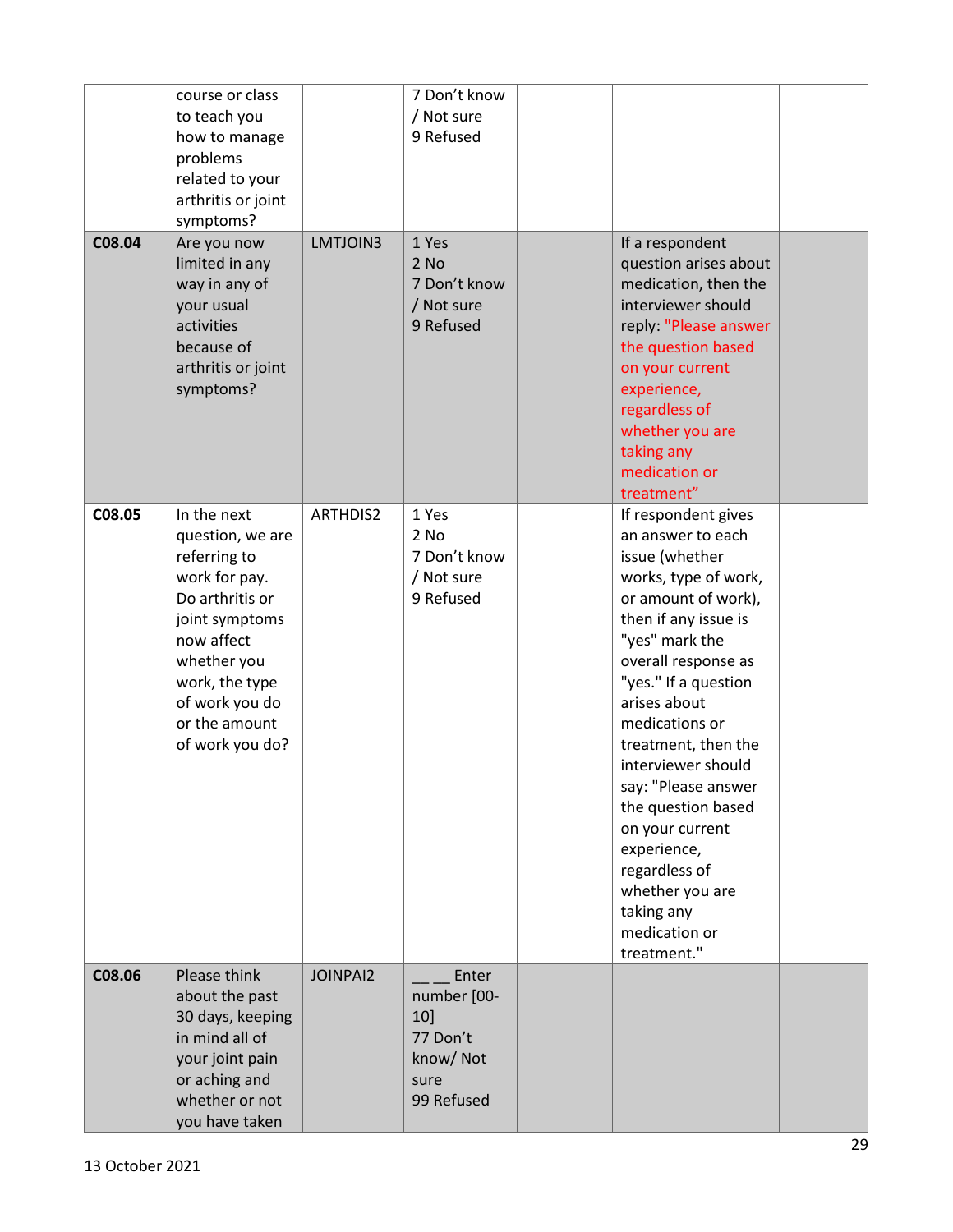| | | | | | | |
|---|---|---|---|---|---|---|
| | course or class to teach you how to manage problems related to your arthritis or joint symptoms? | | 7 Don't know / Not sure<br>9 Refused | | | |
| **C08.04** | Are you now limited in any way in any of your usual activities because of arthritis or joint symptoms? | LMTJOIN3 | 1 Yes<br>2 No<br>7 Don't know / Not sure<br>9 Refused | | If a respondent question arises about medication, then the interviewer should reply: "Please answer the question based on your current experience, regardless of whether you are taking any medication or treatment" | |
| **C08.05** | In the next question, we are referring to work for pay. Do arthritis or joint symptoms now affect whether you work, the type of work you do or the amount of work you do? | ARTHDIS2 | 1 Yes<br>2 No<br>7 Don't know / Not sure<br>9 Refused | | If respondent gives an answer to each issue (whether works, type of work, or amount of work), then if any issue is "yes" mark the overall response as "yes." If a question arises about medications or treatment, then the interviewer should say: "Please answer the question based on your current experience, regardless of whether you are taking any medication or treatment." | |
| **C08.06** | Please think about the past 30 days, keeping in mind all of your joint pain or aching and whether or not you have taken | JOINPAI2 | __ __ Enter number [00-10]<br>77 Don't know/ Not sure<br>99 Refused | | | |

13 October 2021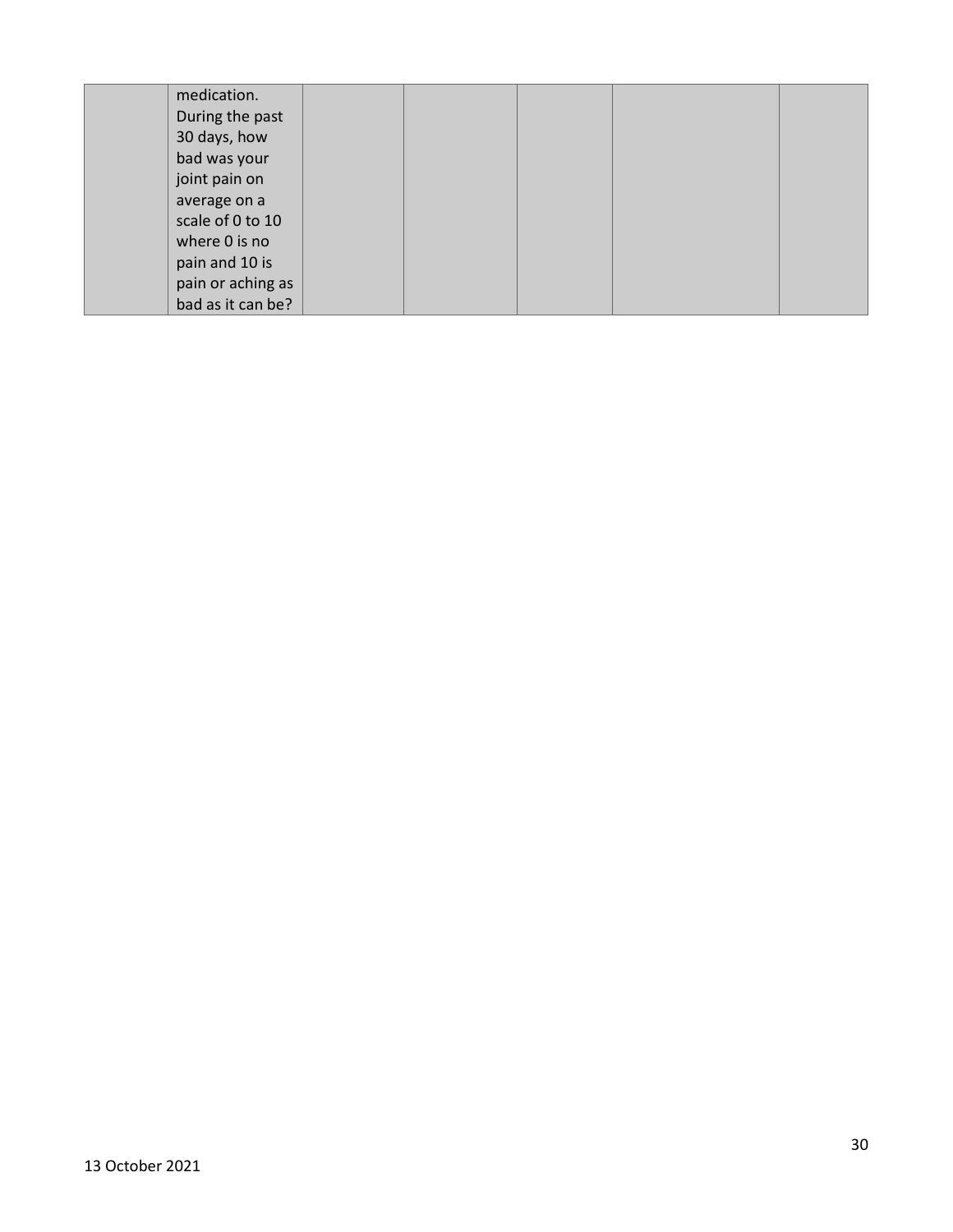| | | | | | | |
|---|---|---|---|---|---|---|
| | medication. During the past 30 days, how bad was your joint pain on average on a scale of 0 to 10 where 0 is no pain and 10 is pain or aching as bad as it can be? | | | | | |

13 October 2021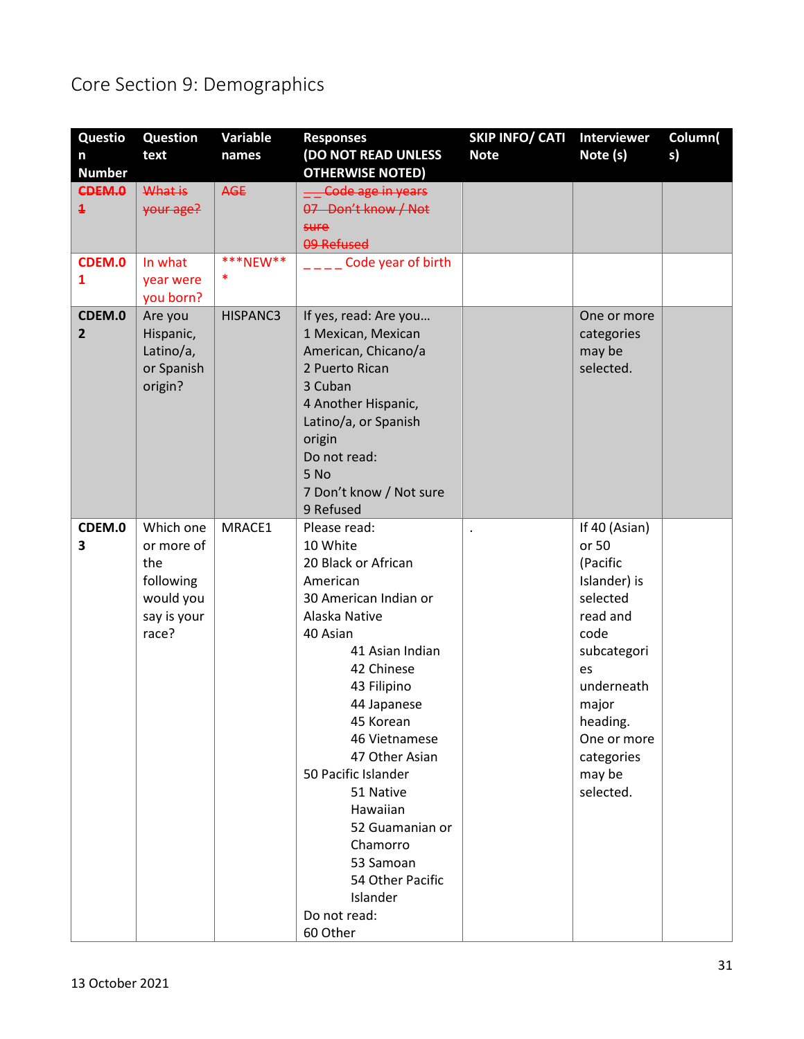# Core Section 9: Demographics

| Question Number | Question text | Variable names | Responses (DO NOT READ UNLESS OTHERWISE NOTED) | SKIP INFO/ CATI Note | Interviewer Note (s) | Column(s) |
|---|---|---|---|---|---|---|
| ~~CDEM.01~~ | ~~What is your age?~~ | ~~AGE~~ | ~~_ _ Code age in years<br>07 Don't know / Not sure<br>09 Refused~~ | | | |
| CDEM.01 | In what year were you born? | ***NEW*** | _ _ _ _ Code year of birth | | | |
| CDEM.02 | Are you Hispanic, Latino/a, or Spanish origin? | HISPANC3 | If yes, read: Are you…<br>1 Mexican, Mexican American, Chicano/a<br>2 Puerto Rican<br>3 Cuban<br>4 Another Hispanic, Latino/a, or Spanish origin<br>Do not read:<br>5 No<br>7 Don't know / Not sure<br>9 Refused | | One or more categories may be selected. | |
| CDEM.03 | Which one or more of the following would you say is your race? | MRACE1 | Please read:<br>10 White<br>20 Black or African American<br>30 American Indian or Alaska Native<br>40 Asian<br>41 Asian Indian<br>42 Chinese<br>43 Filipino<br>44 Japanese<br>45 Korean<br>46 Vietnamese<br>47 Other Asian<br>50 Pacific Islander<br>51 Native Hawaiian<br>52 Guamanian or Chamorro<br>53 Samoan<br>54 Other Pacific Islander<br>Do not read:<br>60 Other | . | If 40 (Asian) or 50 (Pacific Islander) is selected read and code subcategories underneath major heading. One or more categories may be selected. | |

13 October 2021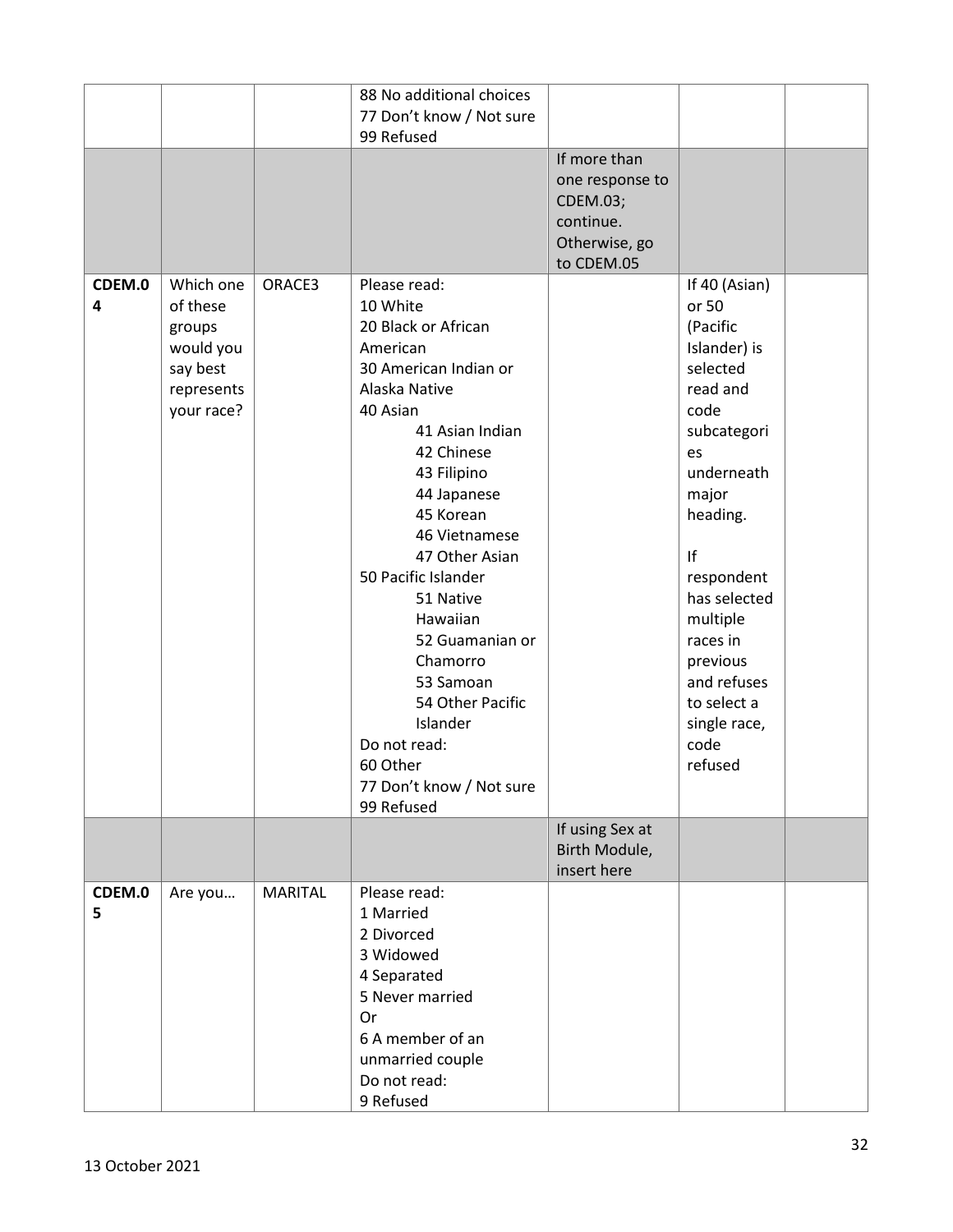| | | | | | | |
|---|---|---|---|---|---|---|
| | | | 88 No additional choices<br>77 Don't know / Not sure<br>99 Refused | | | |
| | | | | If more than one response to CDEM.03; continue. Otherwise, go to CDEM.05 | | |
| CDEM.04 | Which one of these groups would you say best represents your race? | ORACE3 | Please read:<br>10 White<br>20 Black or African American<br>30 American Indian or Alaska Native<br>40 Asian<br>41 Asian Indian<br>42 Chinese<br>43 Filipino<br>44 Japanese<br>45 Korean<br>46 Vietnamese<br>47 Other Asian<br>50 Pacific Islander<br>51 Native Hawaiian<br>52 Guamanian or Chamorro<br>53 Samoan<br>54 Other Pacific Islander<br>Do not read:<br>60 Other<br>77 Don't know / Not sure<br>99 Refused | | If 40 (Asian) or 50 (Pacific Islander) is selected read and code subcategories underneath major heading.<br><br>If respondent has selected multiple races in previous and refuses to select a single race, code refused | |
| | | | | If using Sex at Birth Module, insert here | | |
| CDEM.05 | Are you… | MARITAL | Please read:<br>1 Married<br>2 Divorced<br>3 Widowed<br>4 Separated<br>5 Never married<br>Or<br>6 A member of an unmarried couple<br>Do not read:<br>9 Refused | | | |

13 October 2021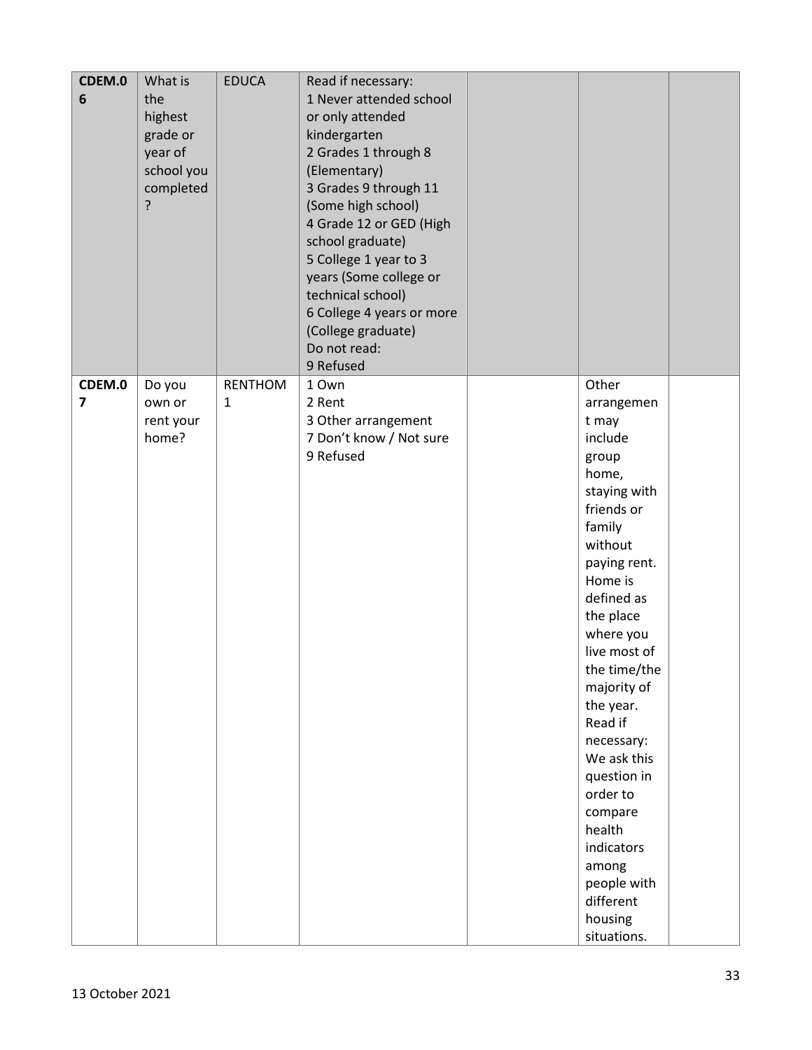| | | | | | | |
|---|---|---|---|---|---|---|
| **CDEM.06** | What is the highest grade or year of school you completed? | EDUCA | Read if necessary:<br>1 Never attended school or only attended kindergarten<br>2 Grades 1 through 8 (Elementary)<br>3 Grades 9 through 11 (Some high school)<br>4 Grade 12 or GED (High school graduate)<br>5 College 1 year to 3 years (Some college or technical school)<br>6 College 4 years or more (College graduate)<br>Do not read:<br>9 Refused | | | |
| **CDEM.07** | Do you own or rent your home? | RENTHOM1 | 1 Own<br>2 Rent<br>3 Other arrangement<br>7 Don't know / Not sure<br>9 Refused | | Other arrangement may include group home, staying with friends or family without paying rent. Home is defined as the place where you live most of the time/the majority of the year. Read if necessary: We ask this question in order to compare health indicators among people with different housing situations. | |

13 October 2021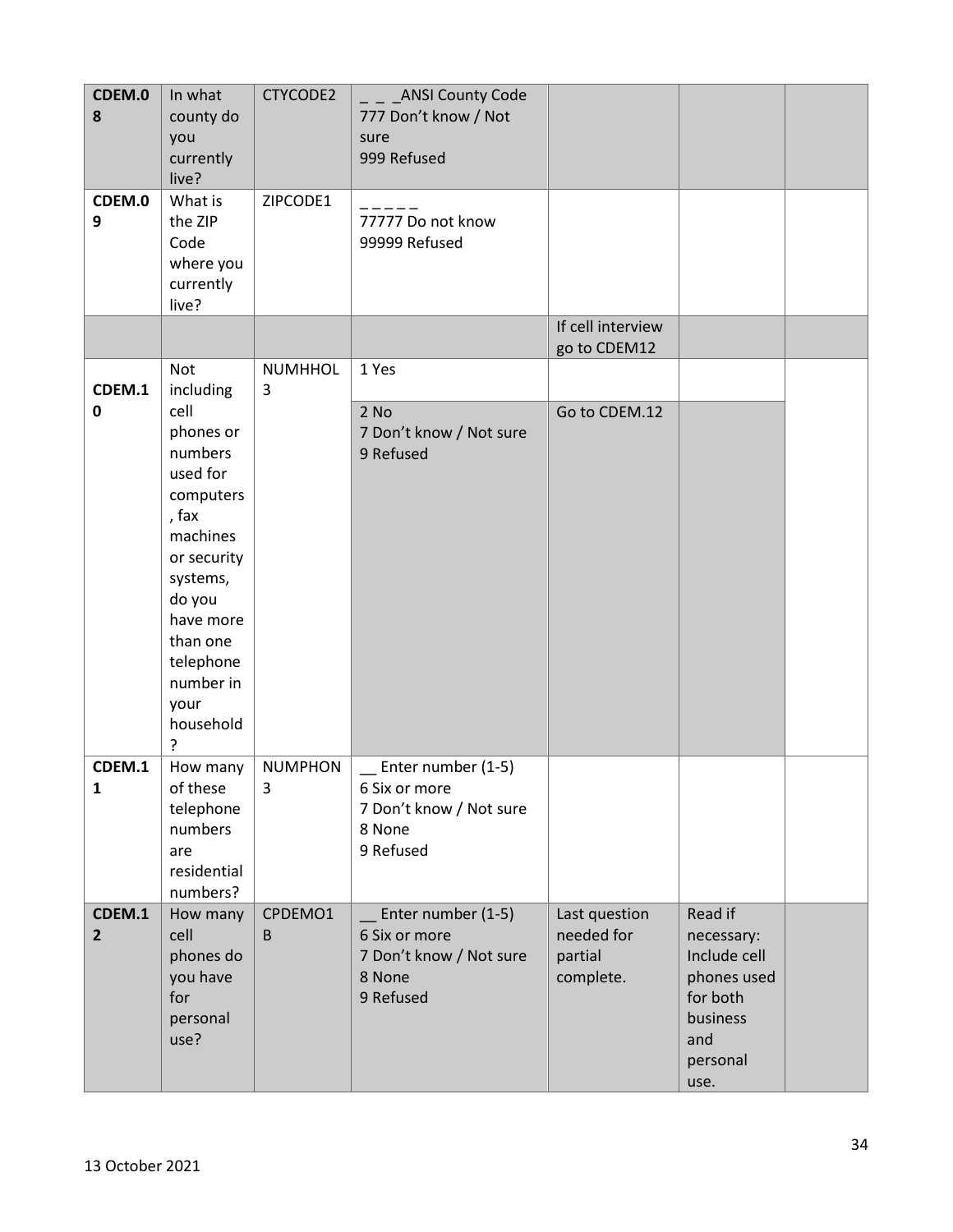| CDEM.08 | In what county do you currently live? | CTYCODE2 | _ _ _ANSI County Code<br>777 Don't know / Not sure<br>999 Refused | | | |
|---|---|---|---|---|---|---|
| CDEM.09 | What is the ZIP Code where you currently live? | ZIPCODE1 | _ _ _ _ _<br>77777 Do not know<br>99999 Refused | | | |
| | | | | If cell interview go to CDEM12 | | |
| CDEM.10 | Not including cell phones or numbers used for computers, fax machines or security systems, do you have more than one telephone number in your household? | NUMHHOL3 | 1 Yes | | | |
| | | | 2 No<br>7 Don't know / Not sure<br>9 Refused | Go to CDEM.12 | | |
| CDEM.11 | How many of these telephone numbers are residential numbers? | NUMPHON3 | __ Enter number (1-5)<br>6 Six or more<br>7 Don't know / Not sure<br>8 None<br>9 Refused | | | |
| CDEM.12 | How many cell phones do you have for personal use? | CPDEMO1B | __ Enter number (1-5)<br>6 Six or more<br>7 Don't know / Not sure<br>8 None<br>9 Refused | Last question needed for partial complete. | Read if necessary: Include cell phones used for both business and personal use. | |

13 October 2021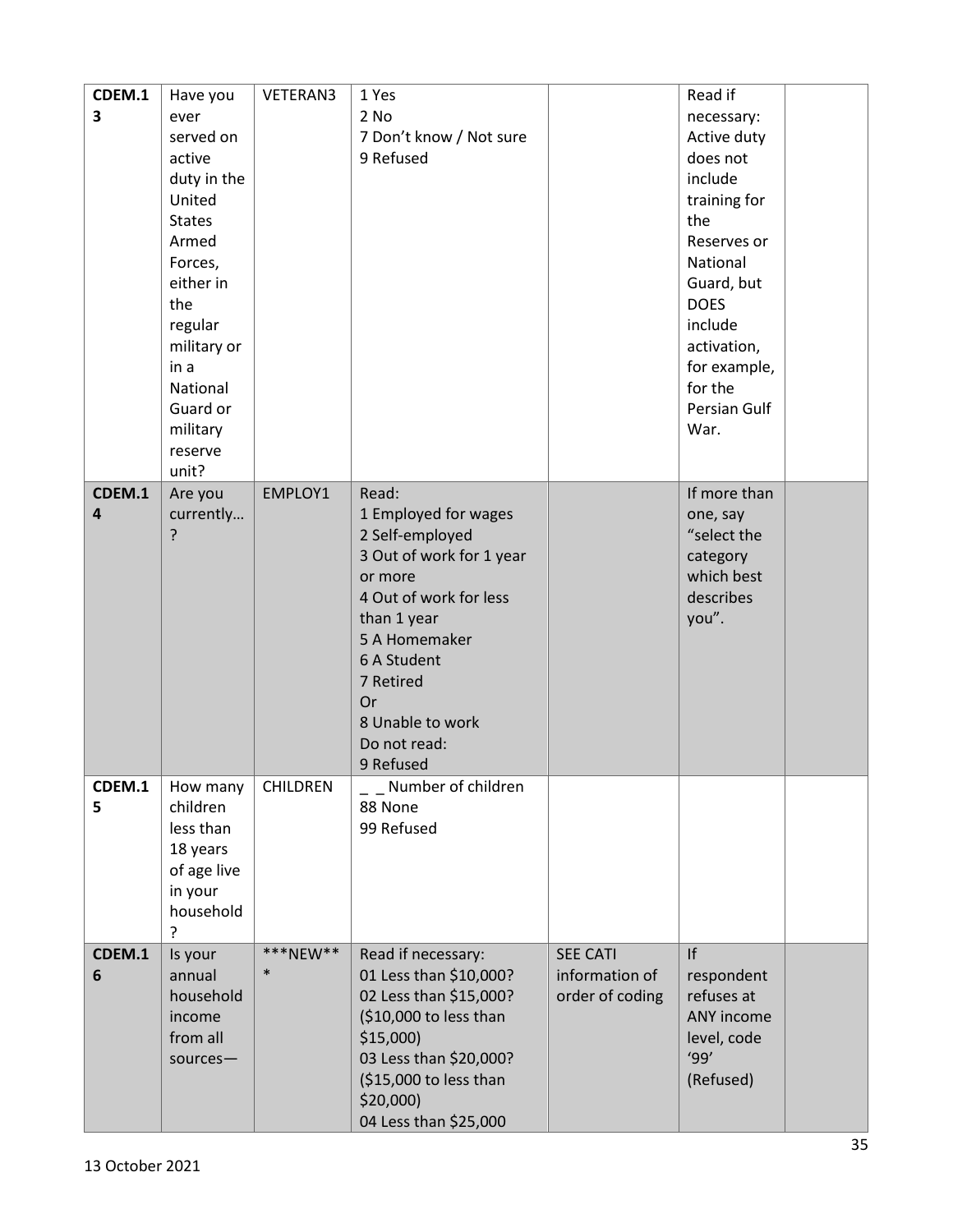| CDEM.13 | Have you ever served on active duty in the United States Armed Forces, either in the regular military or in a National Guard or military reserve unit? | VETERAN3 | 1 Yes<br>2 No<br>7 Don't know / Not sure<br>9 Refused | | Read if necessary: Active duty does not include training for the Reserves or National Guard, but DOES include activation, for example, for the Persian Gulf War. | |
|---|---|---|---|---|---|---|
| CDEM.14 | Are you currently…? | EMPLOY1 | Read:<br>1 Employed for wages<br>2 Self-employed<br>3 Out of work for 1 year or more<br>4 Out of work for less than 1 year<br>5 A Homemaker<br>6 A Student<br>7 Retired<br>Or<br>8 Unable to work<br>Do not read:<br>9 Refused | | If more than one, say "select the category which best describes you". | |
| CDEM.15 | How many children less than 18 years of age live in your household? | CHILDREN | _ _ Number of children<br>88 None<br>99 Refused | | | |
| CDEM.16 | Is your annual household income from all sources— | ***NEW*** | Read if necessary:<br>01 Less than $10,000?<br>02 Less than $15,000? ($10,000 to less than $15,000)<br>03 Less than $20,000? ($15,000 to less than $20,000)<br>04 Less than $25,000 | SEE CATI information of order of coding | If respondent refuses at ANY income level, code '99' (Refused) | |

13 October 2021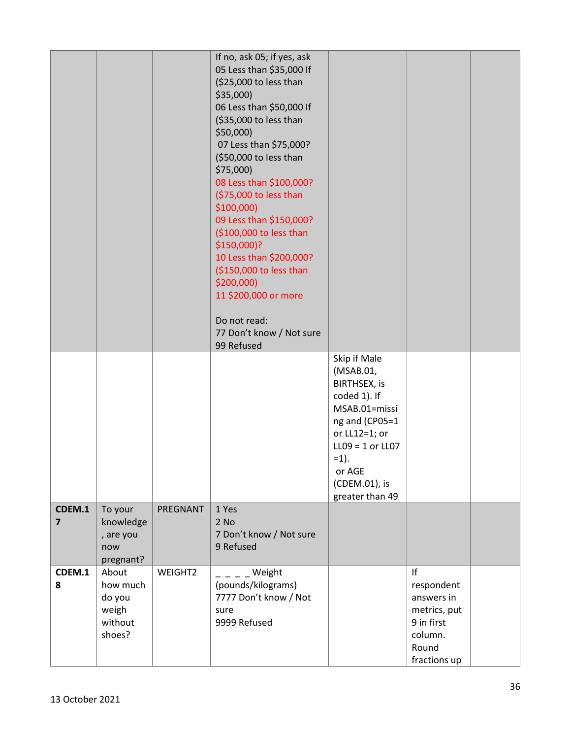| | | | | | | |
|---|---|---|---|---|---|---|
| | | | If no, ask 05; if yes, ask 05 Less than $35,000 If ($25,000 to less than $35,000) 06 Less than $50,000 If ($35,000 to less than $50,000) 07 Less than $75,000? ($50,000 to less than $75,000) 08 Less than $100,000? ($75,000 to less than $100,000) 09 Less than $150,000? ($100,000 to less than $150,000)? 10 Less than $200,000? ($150,000 to less than $200,000) 11 $200,000 or more<br><br>Do not read:<br>77 Don't know / Not sure<br>99 Refused | | | |
| | | | | Skip if Male (MSAB.01, BIRTHSEX, is coded 1). If MSAB.01=missing and (CP05=1 or LL12=1; or LL09 = 1 or LL07 =1). or AGE (CDEM.01), is greater than 49 | | |
| **CDEM.17** | To your knowledge, are you now pregnant? | PREGNANT | 1 Yes<br>2 No<br>7 Don't know / Not sure<br>9 Refused | | | |
| **CDEM.18** | About how much do you weigh without shoes? | WEIGHT2 | _ _ _ _ Weight (pounds/kilograms)<br>7777 Don't know / Not sure<br>9999 Refused | | If respondent answers in metrics, put 9 in first column. Round fractions up | |

13 October 2021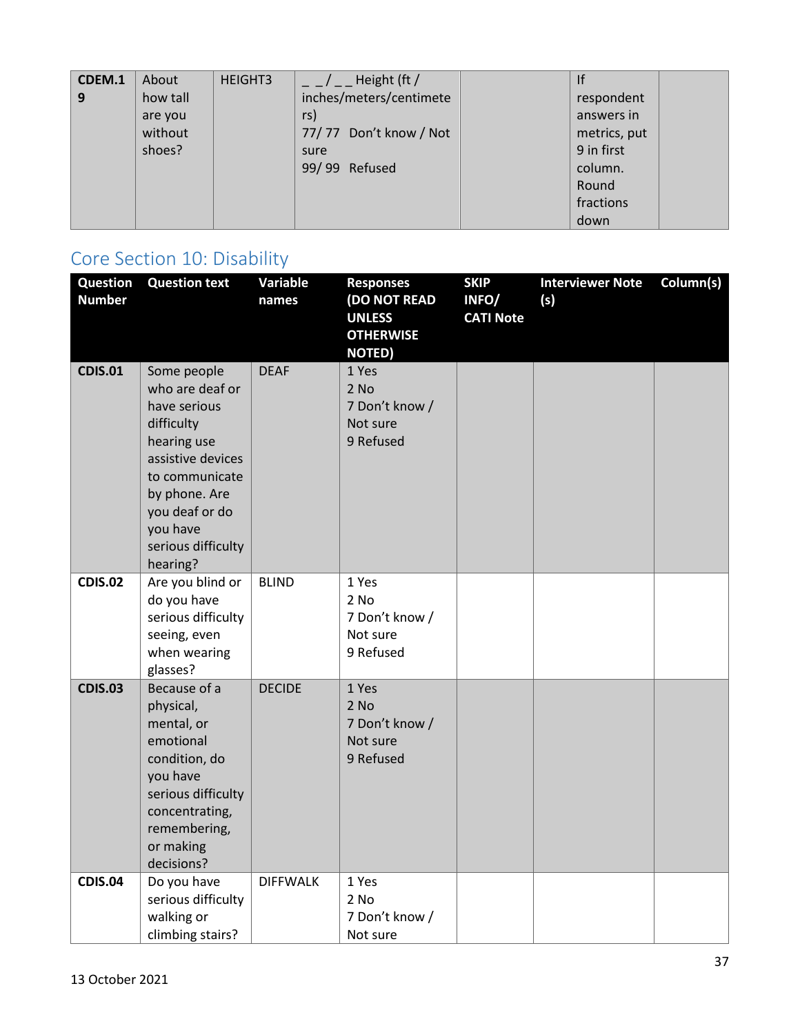| CDEM.19 | About how tall are you without shoes? | HEIGHT3 | _ _/ _ _ Height (ft / inches/meters/centimeters)<br>77/ 77 Don't know / Not sure<br>99/ 99 Refused | | If respondent answers in metrics, put 9 in first column. Round fractions down | |
|---|---|---|---|---|---|---|

## Core Section 10: Disability

| Question Number | Question text | Variable names | Responses (DO NOT READ UNLESS OTHERWISE NOTED) | SKIP INFO/ CATI Note | Interviewer Note (s) | Column(s) |
|---|---|---|---|---|---|---|
| CDIS.01 | Some people who are deaf or have serious difficulty hearing use assistive devices to communicate by phone. Are you deaf or do you have serious difficulty hearing? | DEAF | 1 Yes<br>2 No<br>7 Don't know / Not sure<br>9 Refused | | | |
| CDIS.02 | Are you blind or do you have serious difficulty seeing, even when wearing glasses? | BLIND | 1 Yes<br>2 No<br>7 Don't know / Not sure<br>9 Refused | | | |
| CDIS.03 | Because of a physical, mental, or emotional condition, do you have serious difficulty concentrating, remembering, or making decisions? | DECIDE | 1 Yes<br>2 No<br>7 Don't know / Not sure<br>9 Refused | | | |
| CDIS.04 | Do you have serious difficulty walking or climbing stairs? | DIFFWALK | 1 Yes<br>2 No<br>7 Don't know / Not sure | | | |

13 October 2021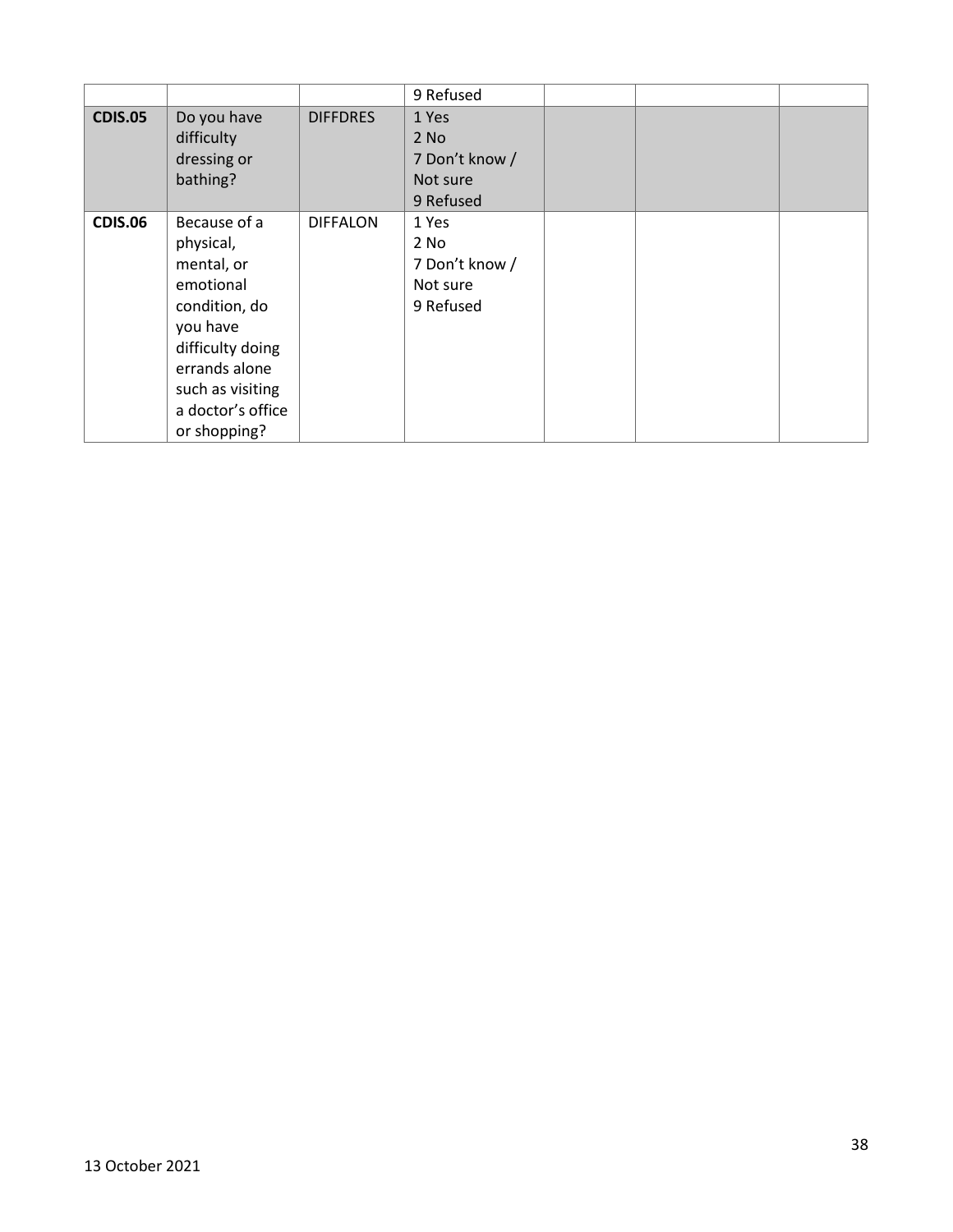| | | | | | | |
|---|---|---|---|---|---|---|
| | | | 9 Refused | | | |
| **CDIS.05** | Do you have difficulty dressing or bathing? | DIFFDRES | 1 Yes<br>2 No<br>7 Don't know / Not sure<br>9 Refused | | | |
| **CDIS.06** | Because of a physical, mental, or emotional condition, do you have difficulty doing errands alone such as visiting a doctor's office or shopping? | DIFFALON | 1 Yes<br>2 No<br>7 Don't know / Not sure<br>9 Refused | | | |

13 October 2021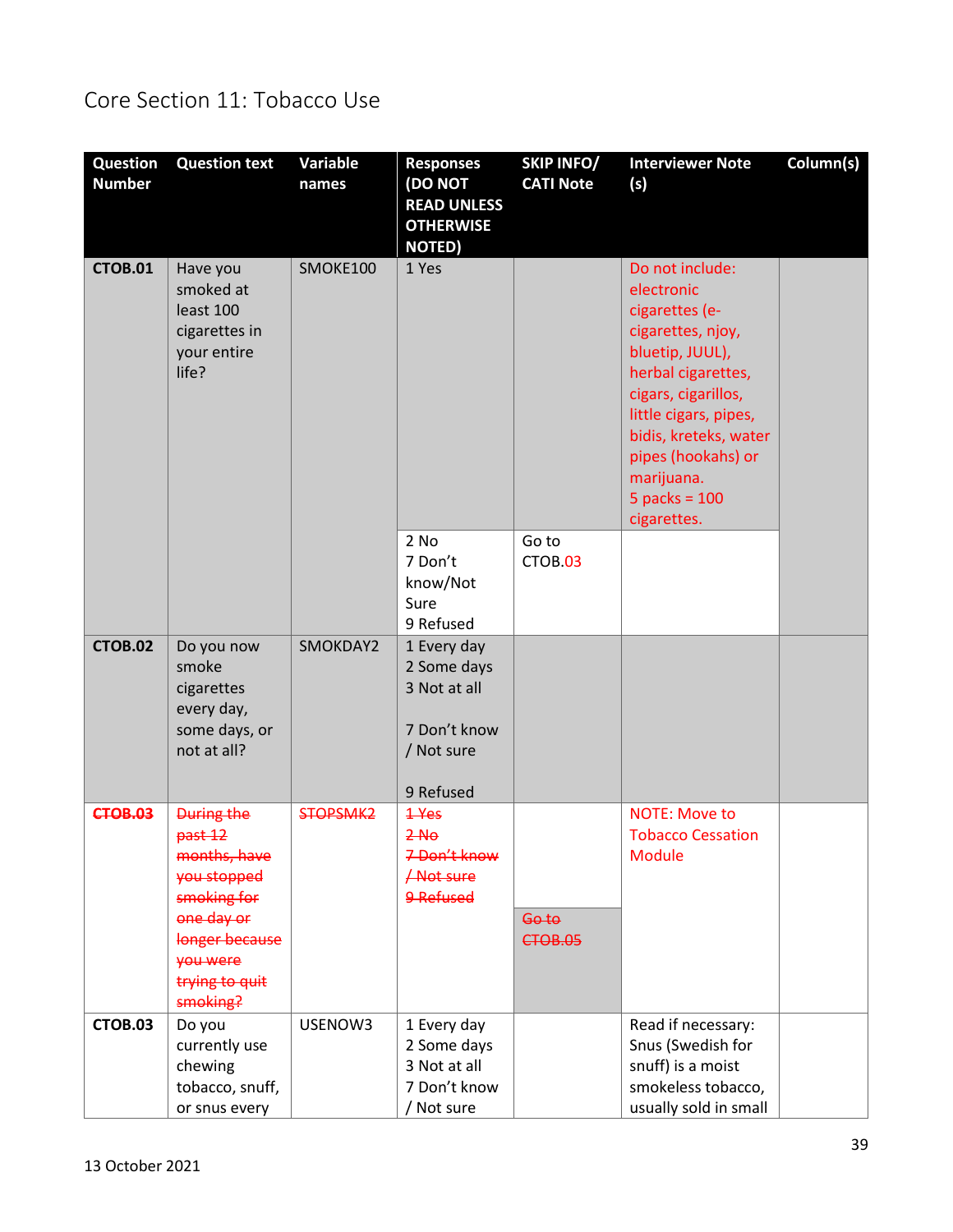# Core Section 11: Tobacco Use

| Question Number | Question text | Variable names | Responses (DO NOT READ UNLESS OTHERWISE NOTED) | SKIP INFO/ CATI Note | Interviewer Note (s) | Column(s) |
|---|---|---|---|---|---|---|
| CTOB.01 | Have you smoked at least 100 cigarettes in your entire life? | SMOKE100 | 1 Yes | | Do not include: electronic cigarettes (e-cigarettes, njoy, bluetip, JUUL), herbal cigarettes, cigars, cigarillos, little cigars, pipes, bidis, kreteks, water pipes (hookahs) or marijuana.<br>5 packs = 100 cigarettes. | |
| | | | 2 No<br>7 Don't know/Not Sure<br>9 Refused | Go to CTOB.03 | | |
| CTOB.02 | Do you now smoke cigarettes every day, some days, or not at all? | SMOKDAY2 | 1 Every day<br>2 Some days<br>3 Not at all<br><br>7 Don't know / Not sure<br><br>9 Refused | | | |
| ~~CTOB.03~~ | ~~During the past 12 months, have you stopped smoking for one day or longer because you were trying to quit smoking?~~ | ~~STOPSMK2~~ | ~~1 Yes~~<br>~~2 No~~<br>~~7 Don't know / Not sure~~<br>~~9 Refused~~ | ~~Go to CTOB.05~~ | NOTE: Move to Tobacco Cessation Module | |
| CTOB.03 | Do you currently use chewing tobacco, snuff, or snus every | USENOW3 | 1 Every day<br>2 Some days<br>3 Not at all<br>7 Don't know / Not sure | | Read if necessary: Snus (Swedish for snuff) is a moist smokeless tobacco, usually sold in small | |

13 October 2021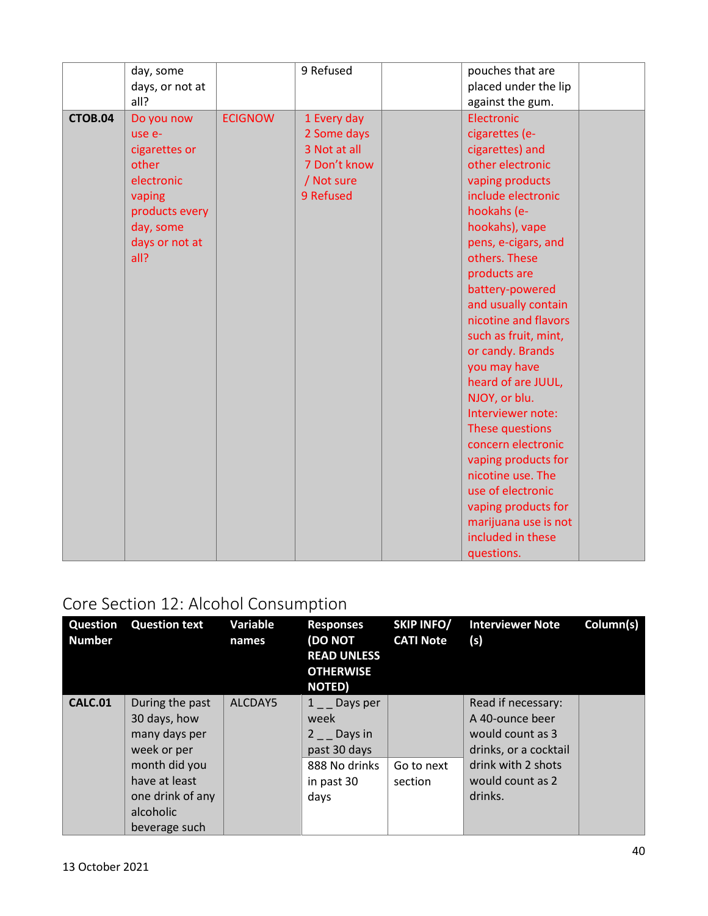| | day, some days, or not at all? | | 9 Refused | | pouches that are placed under the lip against the gum. | |
|---|---|---|---|---|---|---|
| **CTOB.04** | Do you now use e-cigarettes or other electronic vaping products every day, some days or not at all? | ECIGNOW | 1 Every day<br>2 Some days<br>3 Not at all<br>7 Don't know / Not sure<br>9 Refused | | Electronic cigarettes (e-cigarettes) and other electronic vaping products include electronic hookahs (e-hookahs), vape pens, e-cigars, and others. These products are battery-powered and usually contain nicotine and flavors such as fruit, mint, or candy. Brands you may have heard of are JUUL, NJOY, or blu. Interviewer note: These questions concern electronic vaping products for nicotine use. The use of electronic vaping products for marijuana use is not included in these questions. | |

## Core Section 12: Alcohol Consumption

| Question Number | Question text | Variable names | Responses (DO NOT READ UNLESS OTHERWISE NOTED) | SKIP INFO/ CATI Note | Interviewer Note (s) | Column(s) |
|---|---|---|---|---|---|---|
| **CALC.01** | During the past 30 days, how many days per week or per month did you have at least one drink of any alcoholic beverage such | ALCDAY5 | 1 _ _ Days per week<br>2 _ _ Days in past 30 days | | Read if necessary: A 40-ounce beer would count as 3 drinks, or a cocktail drink with 2 shots would count as 2 drinks. | |
| | | | 888 No drinks in past 30 days | Go to next section | | |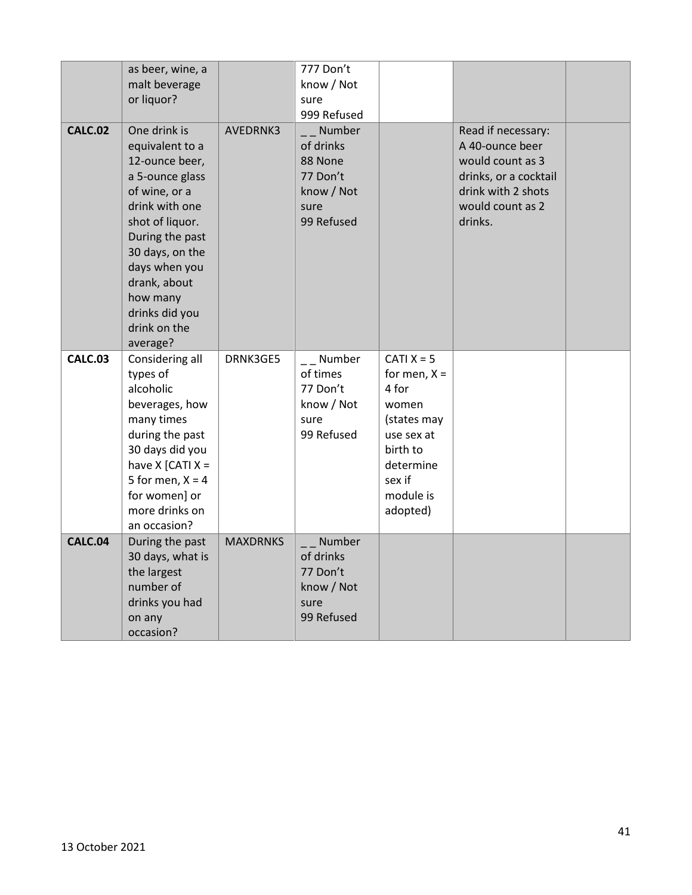| | | | | | | |
|---|---|---|---|---|---|---|
| | as beer, wine, a malt beverage or liquor? | | 777 Don't know / Not sure<br>999 Refused | | | |
| **CALC.02** | One drink is equivalent to a 12-ounce beer, a 5-ounce glass of wine, or a drink with one shot of liquor. During the past 30 days, on the days when you drank, about how many drinks did you drink on the average? | AVEDRNK3 | _ _ Number of drinks<br>88 None<br>77 Don't know / Not sure<br>99 Refused | | Read if necessary: A 40-ounce beer would count as 3 drinks, or a cocktail drink with 2 shots would count as 2 drinks. | |
| **CALC.03** | Considering all types of alcoholic beverages, how many times during the past 30 days did you have X [CATI X = 5 for men, X = 4 for women] or more drinks on an occasion? | DRNK3GE5 | _ _ Number of times<br>77 Don't know / Not sure<br>99 Refused | CATI X = 5 for men, X = 4 for women (states may use sex at birth to determine sex if module is adopted) | | |
| **CALC.04** | During the past 30 days, what is the largest number of drinks you had on any occasion? | MAXDRNKS | _ _ Number of drinks<br>77 Don't know / Not sure<br>99 Refused | | | |

13 October 2021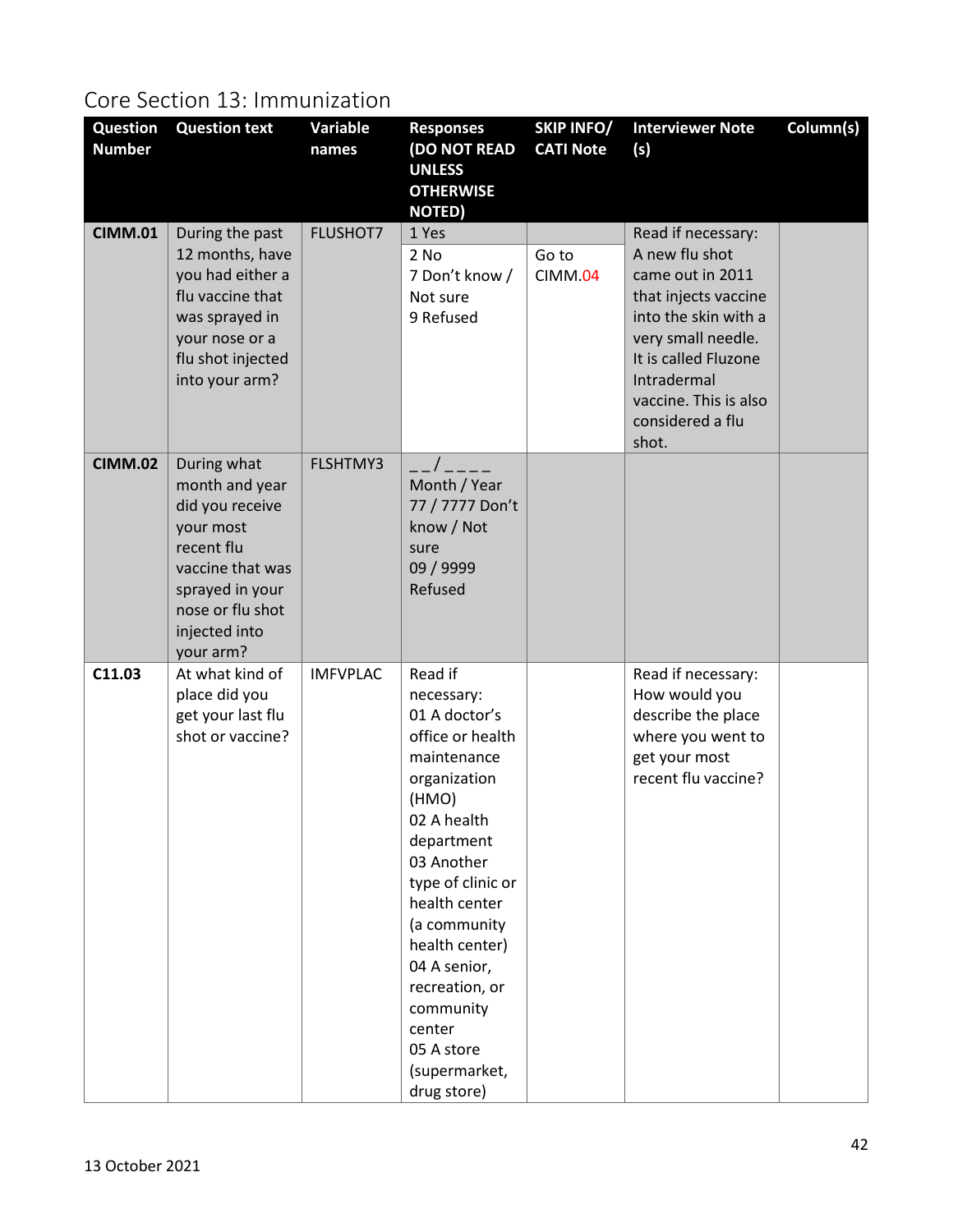## Core Section 13: Immunization

| Question Number | Question text | Variable names | Responses (DO NOT READ UNLESS OTHERWISE NOTED) | SKIP INFO/ CATI Note | Interviewer Note (s) | Column(s) |
|---|---|---|---|---|---|---|
| **CIMM.01** | During the past 12 months, have you had either a flu vaccine that was sprayed in your nose or a flu shot injected into your arm? | FLUSHOT7 | 1 Yes | | Read if necessary: A new flu shot came out in 2011 that injects vaccine into the skin with a very small needle. It is called Fluzone Intradermal vaccine. This is also considered a flu shot. | |
| | | | 2 No<br>7 Don't know / Not sure<br>9 Refused | Go to CIMM.04 | | |
| **CIMM.02** | During what month and year did you receive your most recent flu vaccine that was sprayed in your nose or flu shot injected into your arm? | FLSHTMY3 | __/____<br>Month / Year<br>77 / 7777 Don't know / Not sure<br>09 / 9999 Refused | | | |
| **C11.03** | At what kind of place did you get your last flu shot or vaccine? | IMFVPLAC | Read if necessary:<br>01 A doctor's office or health maintenance organization (HMO)<br>02 A health department<br>03 Another type of clinic or health center (a community health center)<br>04 A senior, recreation, or community center<br>05 A store (supermarket, drug store) | | Read if necessary: How would you describe the place where you went to get your most recent flu vaccine? | |

13 October 2021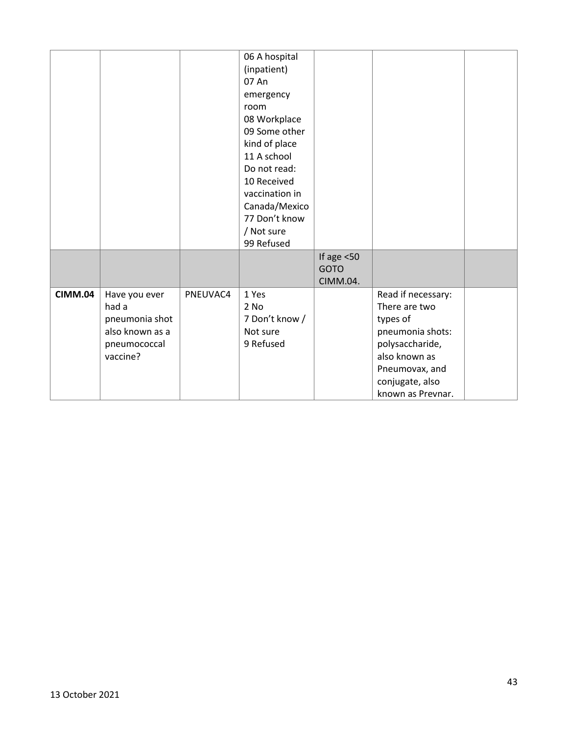| | | | | | | |
|---|---|---|---|---|---|---|
| | | | 06 A hospital (inpatient)<br>07 An emergency room<br>08 Workplace<br>09 Some other kind of place<br>11 A school<br>Do not read:<br>10 Received vaccination in Canada/Mexico<br>77 Don't know / Not sure<br>99 Refused | | | |
| | | | | If age <50 GOTO CIMM.04. | | |
| **CIMM.04** | Have you ever had a pneumonia shot also known as a pneumococcal vaccine? | PNEUVAC4 | 1 Yes<br>2 No<br>7 Don't know / Not sure<br>9 Refused | | Read if necessary: There are two types of pneumonia shots: polysaccharide, also known as Pneumovax, and conjugate, also known as Prevnar. | |

13 October 2021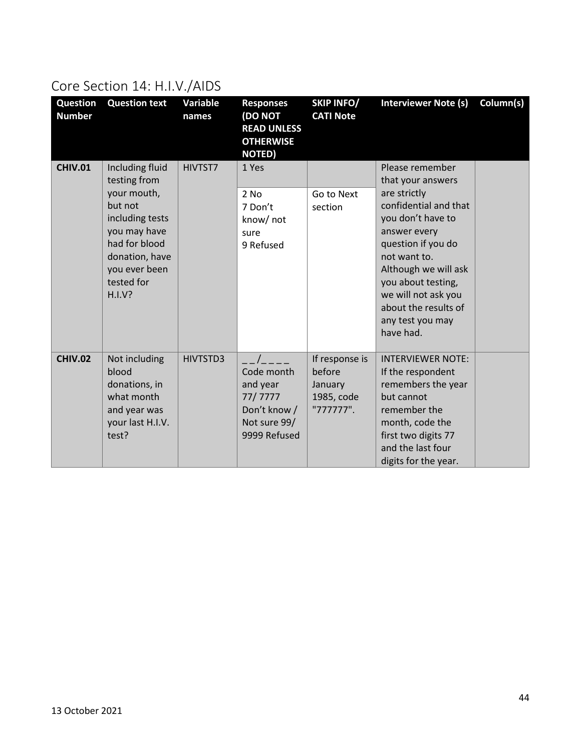## Core Section 14: H.I.V./AIDS

| Question Number | Question text | Variable names | Responses (DO NOT READ UNLESS OTHERWISE NOTED) | SKIP INFO/ CATI Note | Interviewer Note (s) | Column(s) |
|---|---|---|---|---|---|---|
| **CHIV.01** | Including fluid testing from your mouth, but not including tests you may have had for blood donation, have you ever been tested for H.I.V? | HIVTST7 | 1 Yes | | Please remember that your answers are strictly confidential and that you don't have to answer every question if you do not want to. Although we will ask you about testing, we will not ask you about the results of any test you may have had. | |
| | | | 2 No<br>7 Don't know/ not sure<br>9 Refused | Go to Next section | | |
| **CHIV.02** | Not including blood donations, in what month and year was your last H.I.V. test? | HIVTSTD3 | _ _/_ _ _ _<br>Code month and year<br>77/ 7777 Don't know / Not sure 99/ 9999 Refused | If response is before January 1985, code "777777". | INTERVIEWER NOTE: If the respondent remembers the year but cannot remember the month, code the first two digits 77 and the last four digits for the year. | |

13 October 2021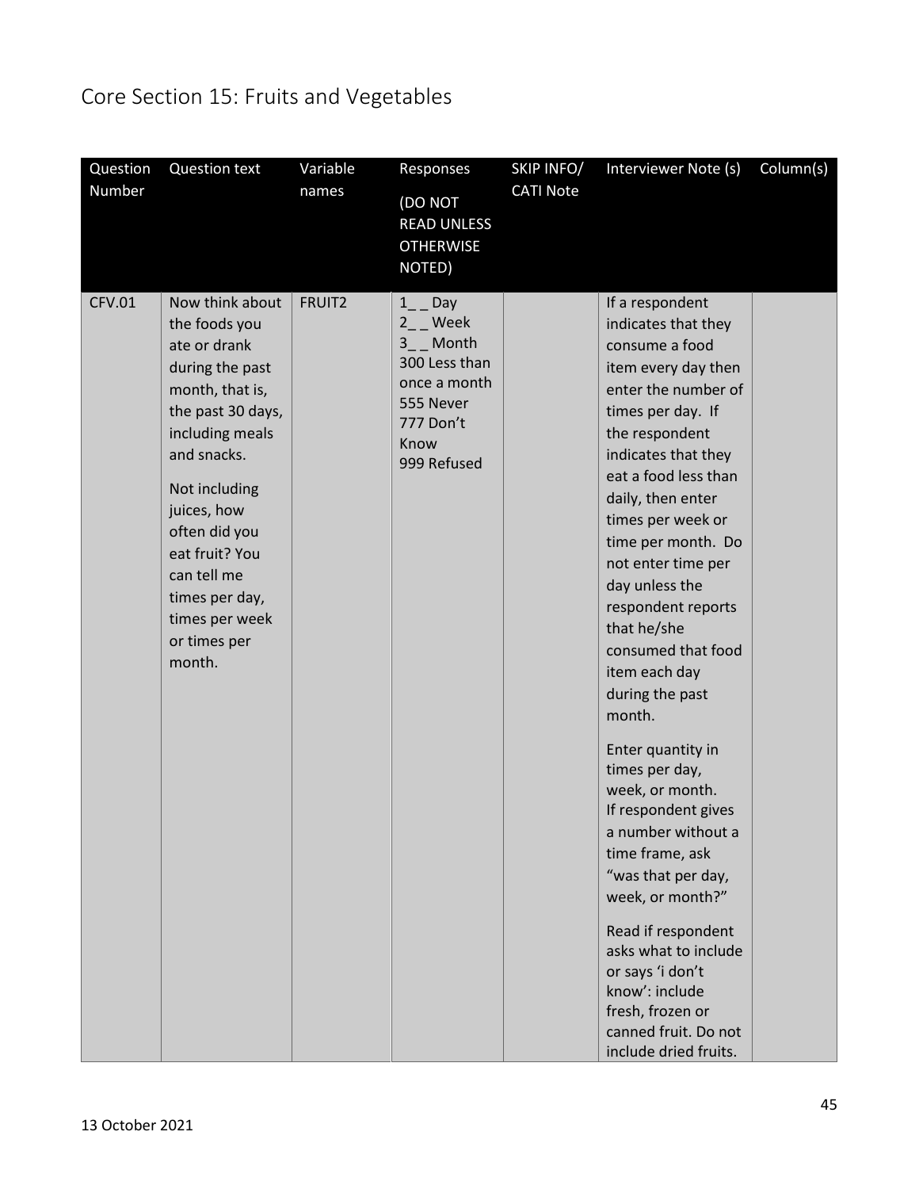# Core Section 15: Fruits and Vegetables

| Question Number | Question text | Variable names | Responses (DO NOT READ UNLESS OTHERWISE NOTED) | SKIP INFO/ CATI Note | Interviewer Note (s) | Column(s) |
|---|---|---|---|---|---|---|
| CFV.01 | Now think about the foods you ate or drank during the past month, that is, the past 30 days, including meals and snacks.<br><br>Not including juices, how often did you eat fruit? You can tell me times per day, times per week or times per month. | FRUIT2 | 1_ _ Day<br>2_ _ Week<br>3_ _ Month<br>300 Less than once a month<br>555 Never<br>777 Don't Know<br>999 Refused | | If a respondent indicates that they consume a food item every day then enter the number of times per day. If the respondent indicates that they eat a food less than daily, then enter times per week or time per month. Do not enter time per day unless the respondent reports that he/she consumed that food item each day during the past month.<br><br>Enter quantity in times per day, week, or month.<br>If respondent gives a number without a time frame, ask "was that per day, week, or month?"<br><br>Read if respondent asks what to include or says 'i don't know': include fresh, frozen or canned fruit. Do not include dried fruits. | |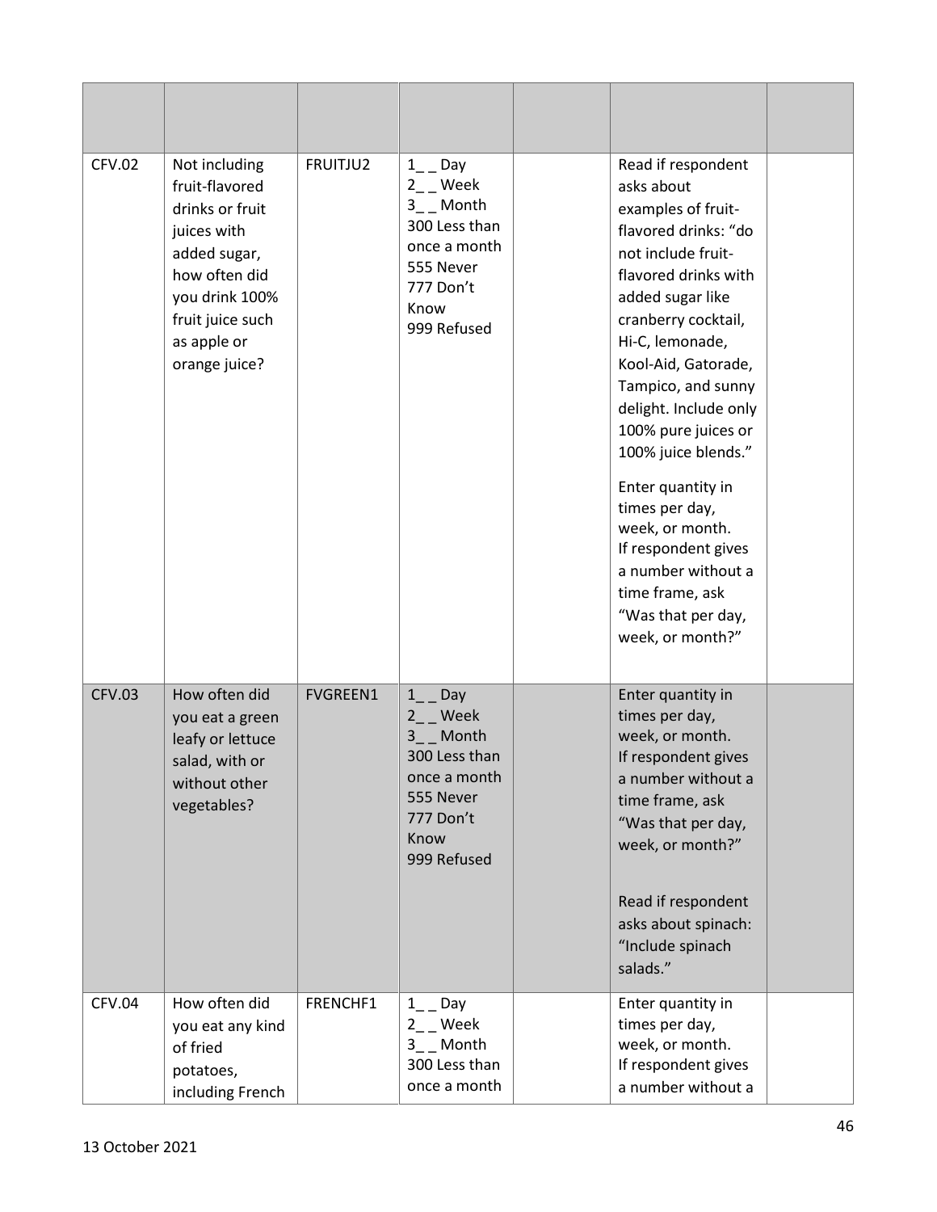| | | | | | | |
|---|---|---|---|---|---|---|
| CFV.02 | Not including fruit-flavored drinks or fruit juices with added sugar, how often did you drink 100% fruit juice such as apple or orange juice? | FRUITJU2 | 1_ _ Day<br>2_ _ Week<br>3_ _ Month<br>300 Less than once a month<br>555 Never<br>777 Don't Know<br>999 Refused | | Read if respondent asks about examples of fruit-flavored drinks: "do not include fruit-flavored drinks with added sugar like cranberry cocktail, Hi-C, lemonade, Kool-Aid, Gatorade, Tampico, and sunny delight. Include only 100% pure juices or 100% juice blends."<br><br>Enter quantity in times per day, week, or month.<br>If respondent gives a number without a time frame, ask "Was that per day, week, or month?" | |
| CFV.03 | How often did you eat a green leafy or lettuce salad, with or without other vegetables? | FVGREEN1 | 1_ _ Day<br>2_ _ Week<br>3_ _ Month<br>300 Less than once a month<br>555 Never<br>777 Don't Know<br>999 Refused | | Enter quantity in times per day, week, or month.<br>If respondent gives a number without a time frame, ask "Was that per day, week, or month?"<br><br>Read if respondent asks about spinach: "Include spinach salads." | |
| CFV.04 | How often did you eat any kind of fried potatoes, including French | FRENCHF1 | 1_ _ Day<br>2_ _ Week<br>3_ _ Month<br>300 Less than once a month | | Enter quantity in times per day, week, or month.<br>If respondent gives a number without a | |

13 October 2021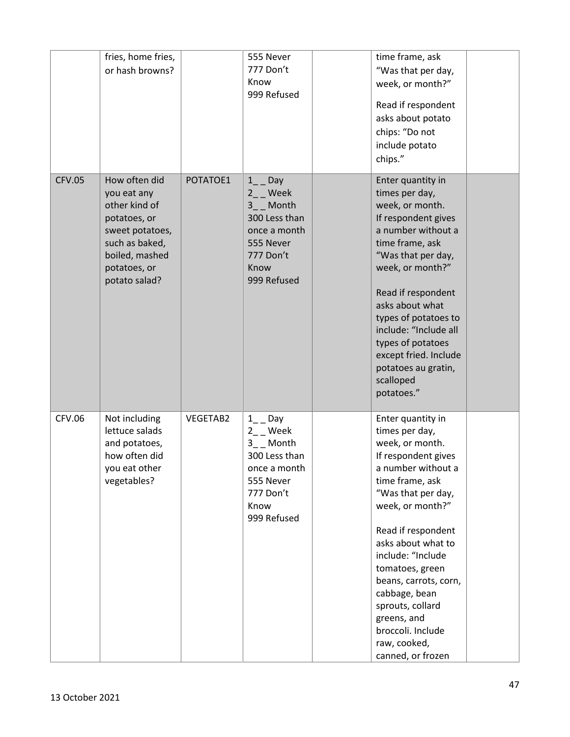| | fries, home fries, or hash browns? | | 555 Never<br>777 Don't Know<br>999 Refused | | time frame, ask "Was that per day, week, or month?"<br><br>Read if respondent asks about potato chips: "Do not include potato chips." | |
|---|---|---|---|---|---|---|
| CFV.05 | How often did you eat any other kind of potatoes, or sweet potatoes, such as baked, boiled, mashed potatoes, or potato salad? | POTATOE1 | 1_ _ Day<br>2_ _ Week<br>3_ _ Month<br>300 Less than once a month<br>555 Never<br>777 Don't Know<br>999 Refused | | Enter quantity in times per day, week, or month.<br>If respondent gives a number without a time frame, ask "Was that per day, week, or month?"<br><br>Read if respondent asks about what types of potatoes to include: "Include all types of potatoes except fried. Include potatoes au gratin, scalloped potatoes." | |
| CFV.06 | Not including lettuce salads and potatoes, how often did you eat other vegetables? | VEGETAB2 | 1_ _ Day<br>2_ _ Week<br>3_ _ Month<br>300 Less than once a month<br>555 Never<br>777 Don't Know<br>999 Refused | | Enter quantity in times per day, week, or month.<br>If respondent gives a number without a time frame, ask "Was that per day, week, or month?"<br><br>Read if respondent asks about what to include: "Include tomatoes, green beans, carrots, corn, cabbage, bean sprouts, collard greens, and broccoli. Include raw, cooked, canned, or frozen | |

13 October 2021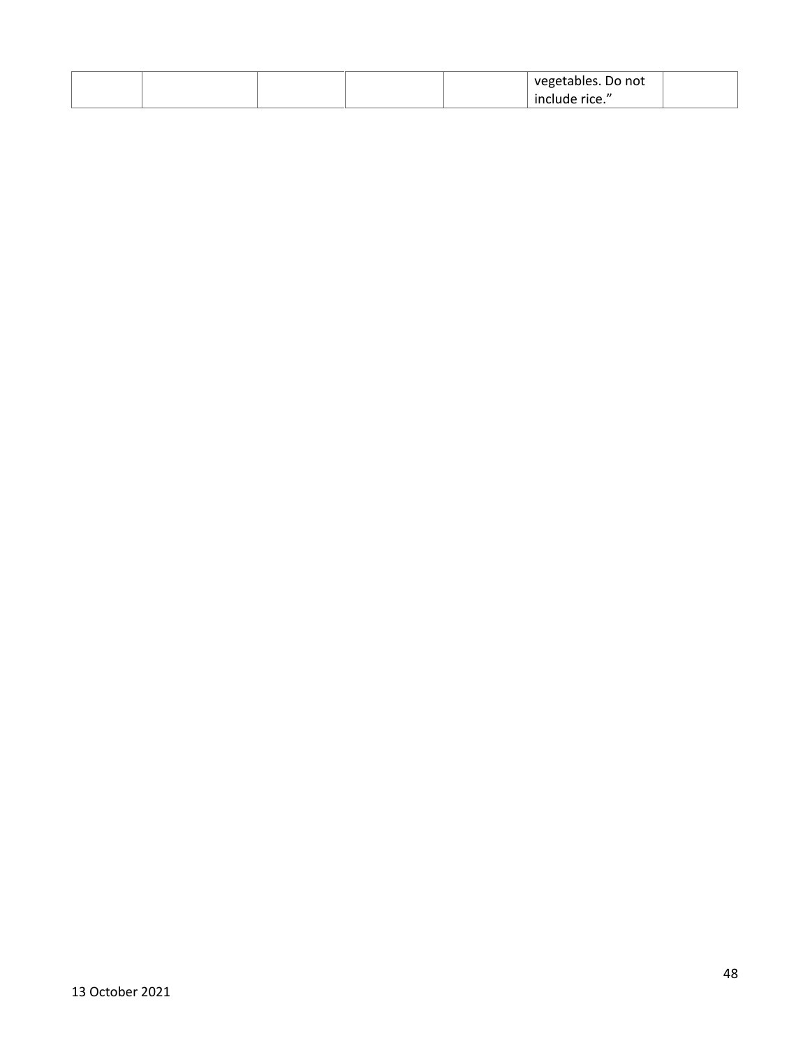| | | | | | | |
|---|---|---|---|---|---|---|
| | | | | | vegetables. Do not include rice.” | |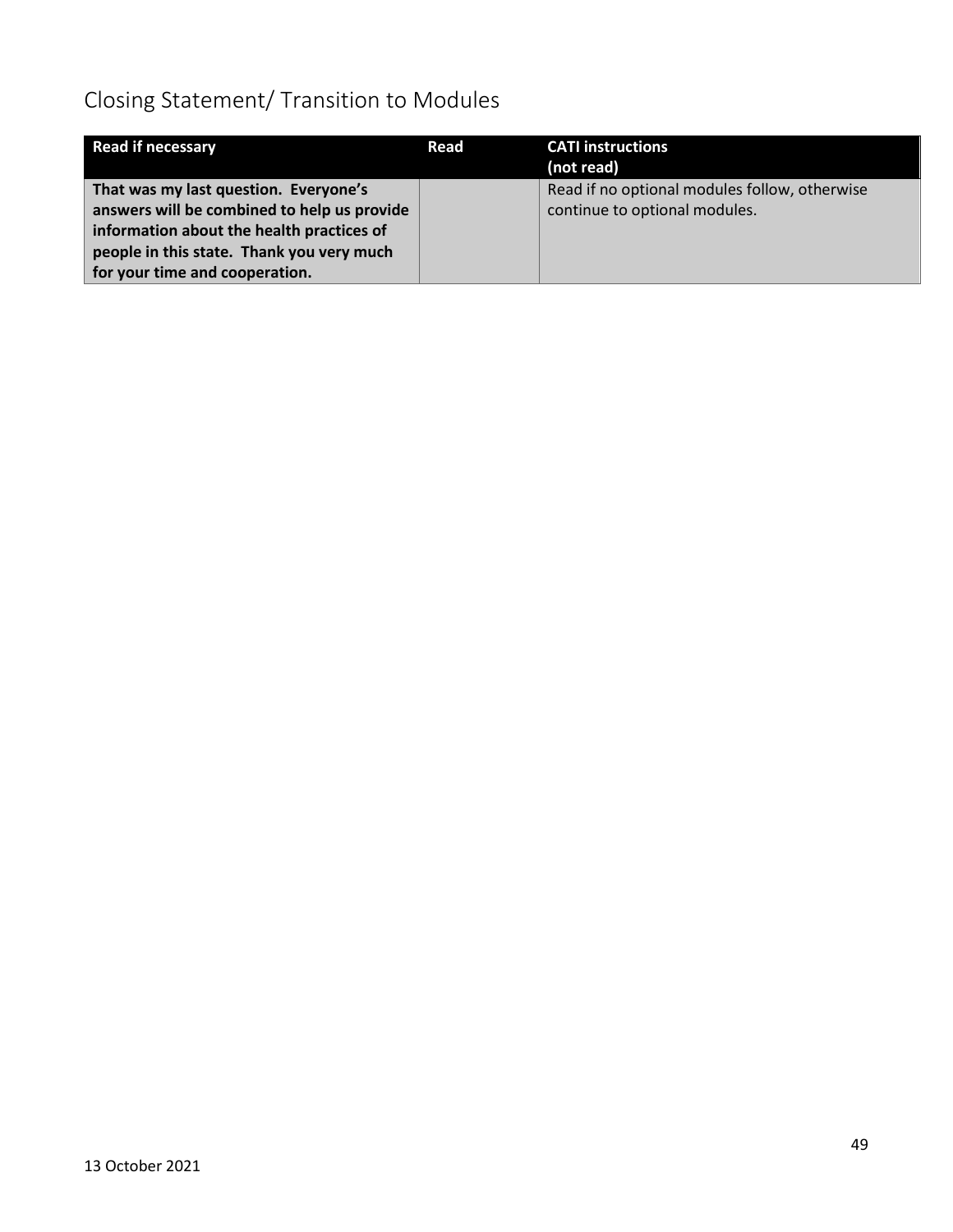## Closing Statement/ Transition to Modules

| Read if necessary | Read | CATI instructions (not read) |
|---|---|---|
| **That was my last question. Everyone's answers will be combined to help us provide information about the health practices of people in this state. Thank you very much for your time and cooperation.** | | Read if no optional modules follow, otherwise continue to optional modules. |

13 October 2021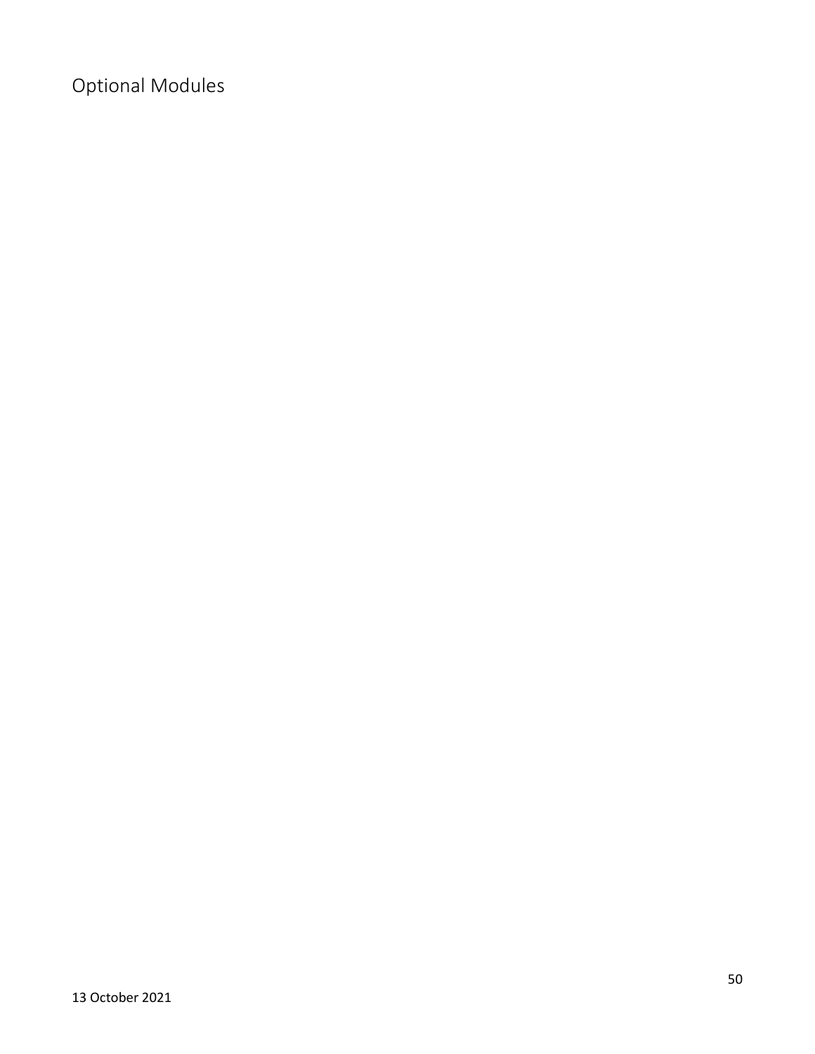# Optional Modules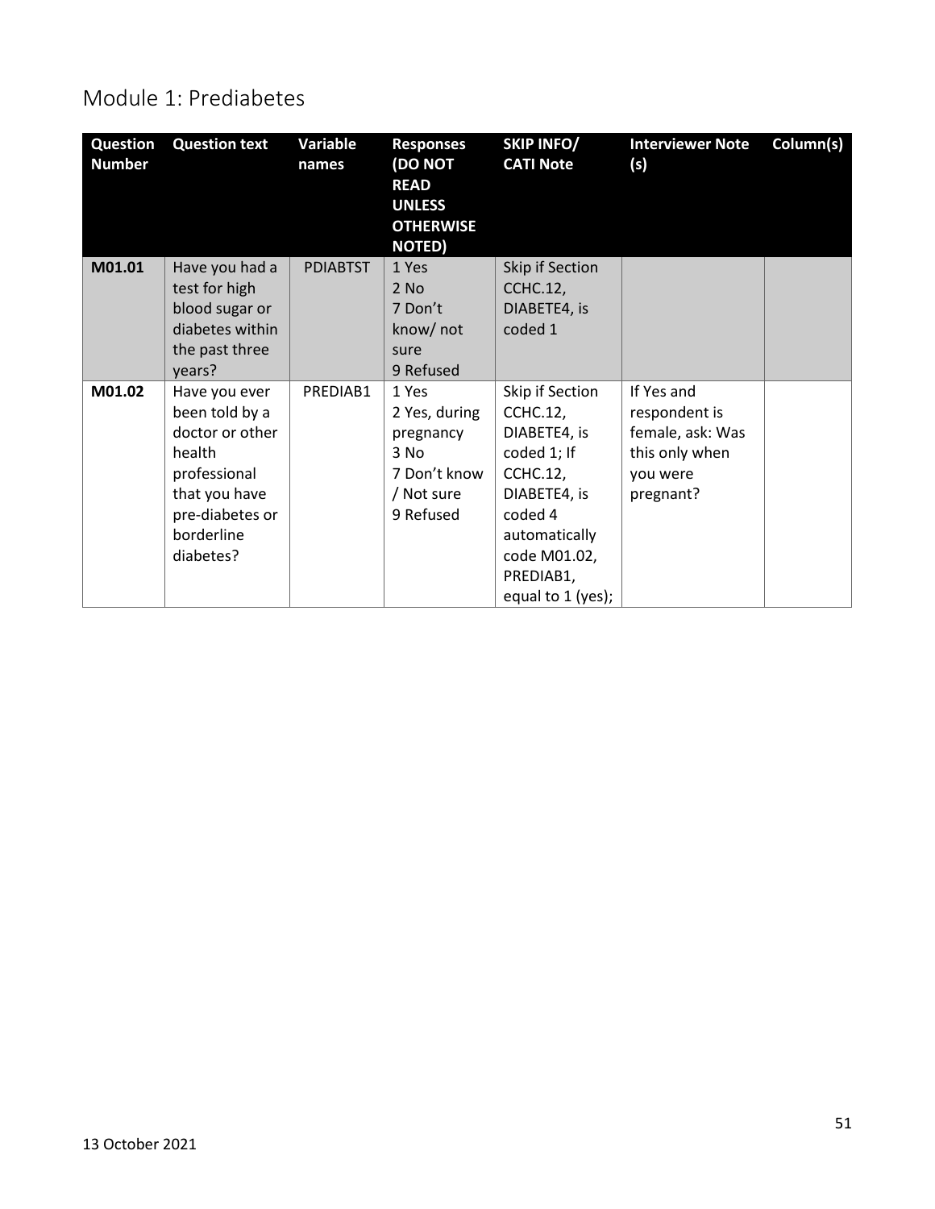## Module 1: Prediabetes

| Question Number | Question text | Variable names | Responses (DO NOT READ UNLESS OTHERWISE NOTED) | SKIP INFO/ CATI Note | Interviewer Note (s) | Column(s) |
|---|---|---|---|---|---|---|
| **M01.01** | Have you had a test for high blood sugar or diabetes within the past three years? | PDIABTST | 1 Yes<br>2 No<br>7 Don't know/ not sure<br>9 Refused | Skip if Section CCHC.12, DIABETE4, is coded 1 | | |
| **M01.02** | Have you ever been told by a doctor or other health professional that you have pre-diabetes or borderline diabetes? | PREDIAB1 | 1 Yes<br>2 Yes, during pregnancy<br>3 No<br>7 Don't know / Not sure<br>9 Refused | Skip if Section CCHC.12, DIABETE4, is coded 1; If CCHC.12, DIABETE4, is coded 4 automatically code M01.02, PREDIAB1, equal to 1 (yes); | If Yes and respondent is female, ask: Was this only when you were pregnant? | |

13 October 2021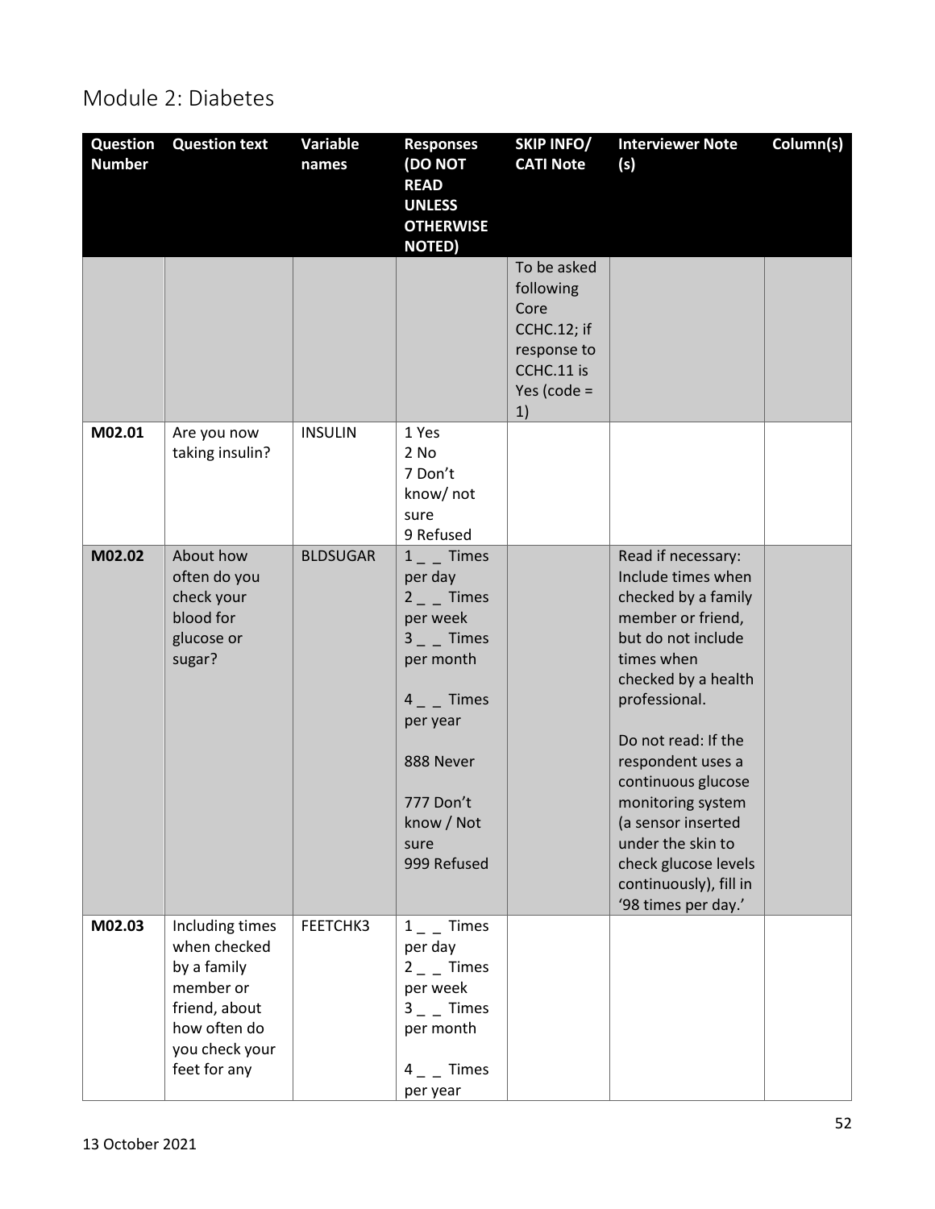# Module 2: Diabetes

| Question Number | Question text | Variable names | Responses (DO NOT READ UNLESS OTHERWISE NOTED) | SKIP INFO/ CATI Note | Interviewer Note (s) | Column(s) |
|---|---|---|---|---|---|---|
| | | | | To be asked following Core CCHC.12; if response to CCHC.11 is Yes (code = 1) | | |
| M02.01 | Are you now taking insulin? | INSULIN | 1 Yes<br>2 No<br>7 Don't know/ not sure<br>9 Refused | | | |
| M02.02 | About how often do you check your blood for glucose or sugar? | BLDSUGAR | 1 _ _ Times per day<br>2 _ _ Times per week<br>3 _ _ Times per month<br><br>4 _ _ Times per year<br><br>888 Never<br><br>777 Don't know / Not sure<br>999 Refused | | Read if necessary: Include times when checked by a family member or friend, but do not include times when checked by a health professional.<br><br>Do not read: If the respondent uses a continuous glucose monitoring system (a sensor inserted under the skin to check glucose levels continuously), fill in '98 times per day.' | |
| M02.03 | Including times when checked by a family member or friend, about how often do you check your feet for any | FEETCHK3 | 1 _ _ Times per day<br>2 _ _ Times per week<br>3 _ _ Times per month<br><br>4 _ _ Times per year | | | |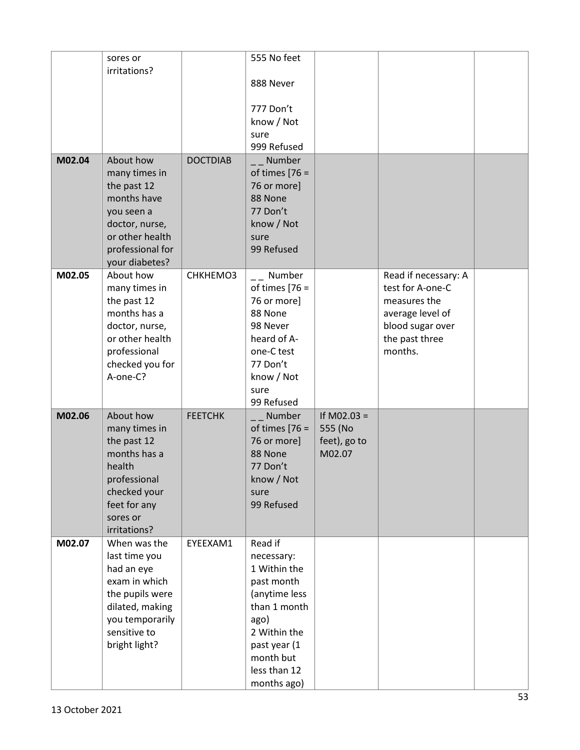| | | | | | | |
|---|---|---|---|---|---|---|
| | sores or irritations? | | 555 No feet<br><br>888 Never<br><br>777 Don't know / Not sure<br>999 Refused | | | |
| **M02.04** | About how many times in the past 12 months have you seen a doctor, nurse, or other health professional for your diabetes? | DOCTDIAB | _ _ Number of times [76 = 76 or more]<br>88 None<br>77 Don't know / Not sure<br>99 Refused | | | |
| **M02.05** | About how many times in the past 12 months has a doctor, nurse, or other health professional checked you for A-one-C? | CHKHEMO3 | _ _ Number of times [76 = 76 or more]<br>88 None<br>98 Never heard of A-one-C test<br>77 Don't know / Not sure<br>99 Refused | | Read if necessary: A test for A-one-C measures the average level of blood sugar over the past three months. | |
| **M02.06** | About how many times in the past 12 months has a health professional checked your feet for any sores or irritations? | FEETCHK | _ _ Number of times [76 = 76 or more]<br>88 None<br>77 Don't know / Not sure<br>99 Refused | If M02.03 = 555 (No feet), go to M02.07 | | |
| **M02.07** | When was the last time you had an eye exam in which the pupils were dilated, making you temporarily sensitive to bright light? | EYEEXAM1 | Read if necessary:<br>1 Within the past month (anytime less than 1 month ago)<br>2 Within the past year (1 month but less than 12 months ago) | | | |

13 October 2021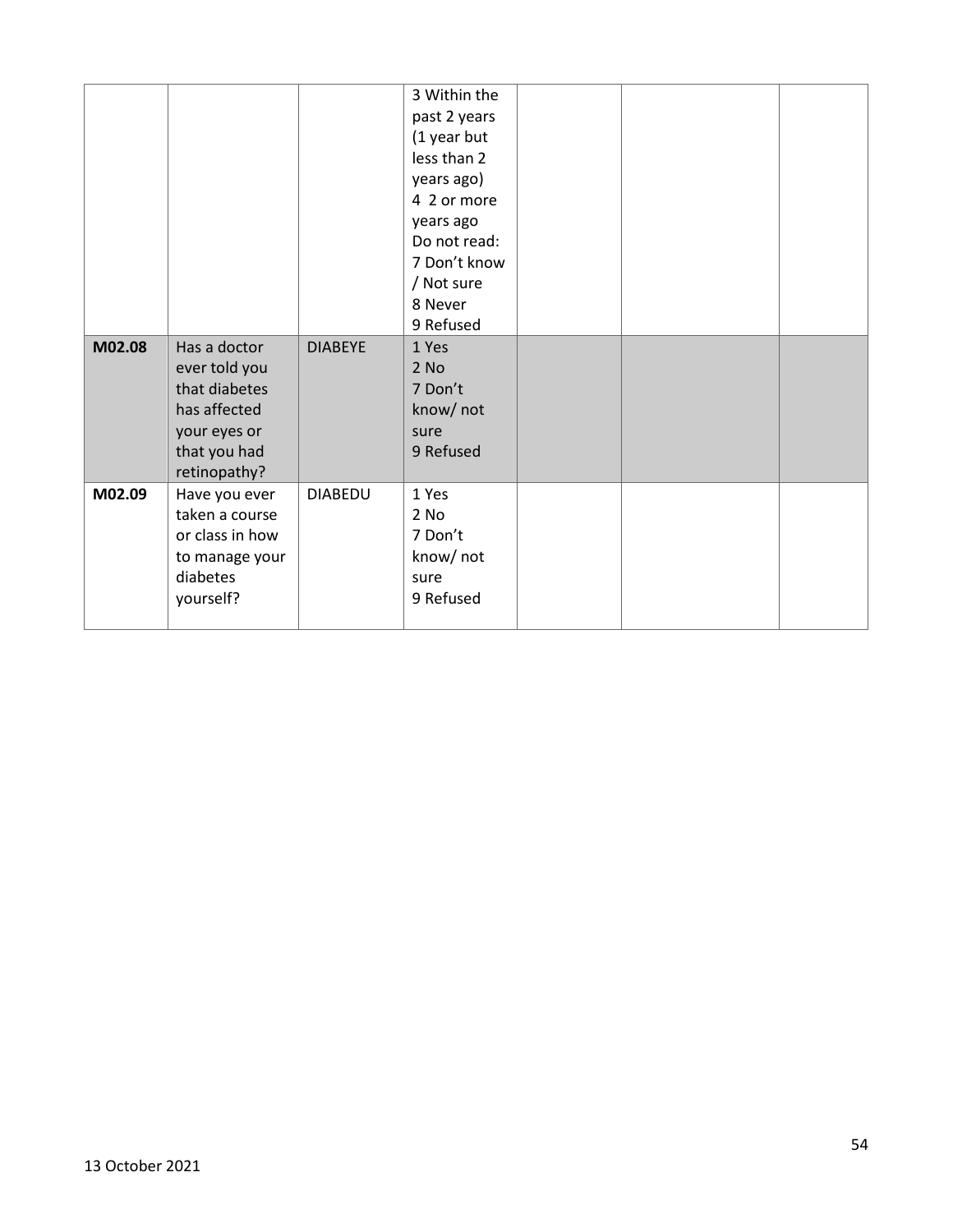| | | | | | | |
|---|---|---|---|---|---|---|
| | | | 3 Within the past 2 years (1 year but less than 2 years ago)<br>4 2 or more years ago<br>Do not read:<br>7 Don't know / Not sure<br>8 Never<br>9 Refused | | | |
| **M02.08** | Has a doctor ever told you that diabetes has affected your eyes or that you had retinopathy? | DIABEYE | 1 Yes<br>2 No<br>7 Don't know/ not sure<br>9 Refused | | | |
| **M02.09** | Have you ever taken a course or class in how to manage your diabetes yourself? | DIABEDU | 1 Yes<br>2 No<br>7 Don't know/ not sure<br>9 Refused | | | |

13 October 2021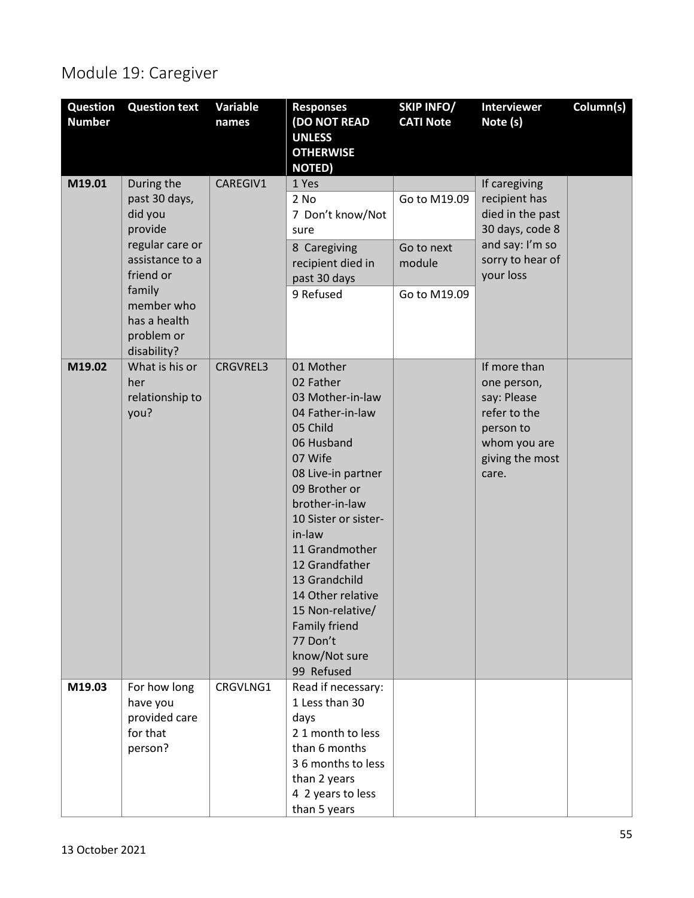# Module 19: Caregiver

| Question Number | Question text | Variable names | Responses (DO NOT READ UNLESS OTHERWISE NOTED) | SKIP INFO/ CATI Note | Interviewer Note (s) | Column(s) |
|---|---|---|---|---|---|---|
| M19.01 | During the past 30 days, did you provide regular care or assistance to a friend or family member who has a health problem or disability? | CAREGIV1 | 1 Yes | | If caregiving recipient has died in the past 30 days, code 8 and say: I'm so sorry to hear of your loss | |
| | | | 2 No<br>7 Don't know/Not sure | Go to M19.09 | | |
| | | | 8 Caregiving recipient died in past 30 days | Go to next module | | |
| | | | 9 Refused | Go to M19.09 | | |
| M19.02 | What is his or her relationship to you? | CRGVREL3 | 01 Mother<br>02 Father<br>03 Mother-in-law<br>04 Father-in-law<br>05 Child<br>06 Husband<br>07 Wife<br>08 Live-in partner<br>09 Brother or brother-in-law<br>10 Sister or sister-in-law<br>11 Grandmother<br>12 Grandfather<br>13 Grandchild<br>14 Other relative<br>15 Non-relative/ Family friend<br>77 Don't know/Not sure<br>99 Refused | | If more than one person, say: Please refer to the person to whom you are giving the most care. | |
| M19.03 | For how long have you provided care for that person? | CRGVLNG1 | Read if necessary:<br>1 Less than 30 days<br>2 1 month to less than 6 months<br>3 6 months to less than 2 years<br>4 2 years to less than 5 years | | | |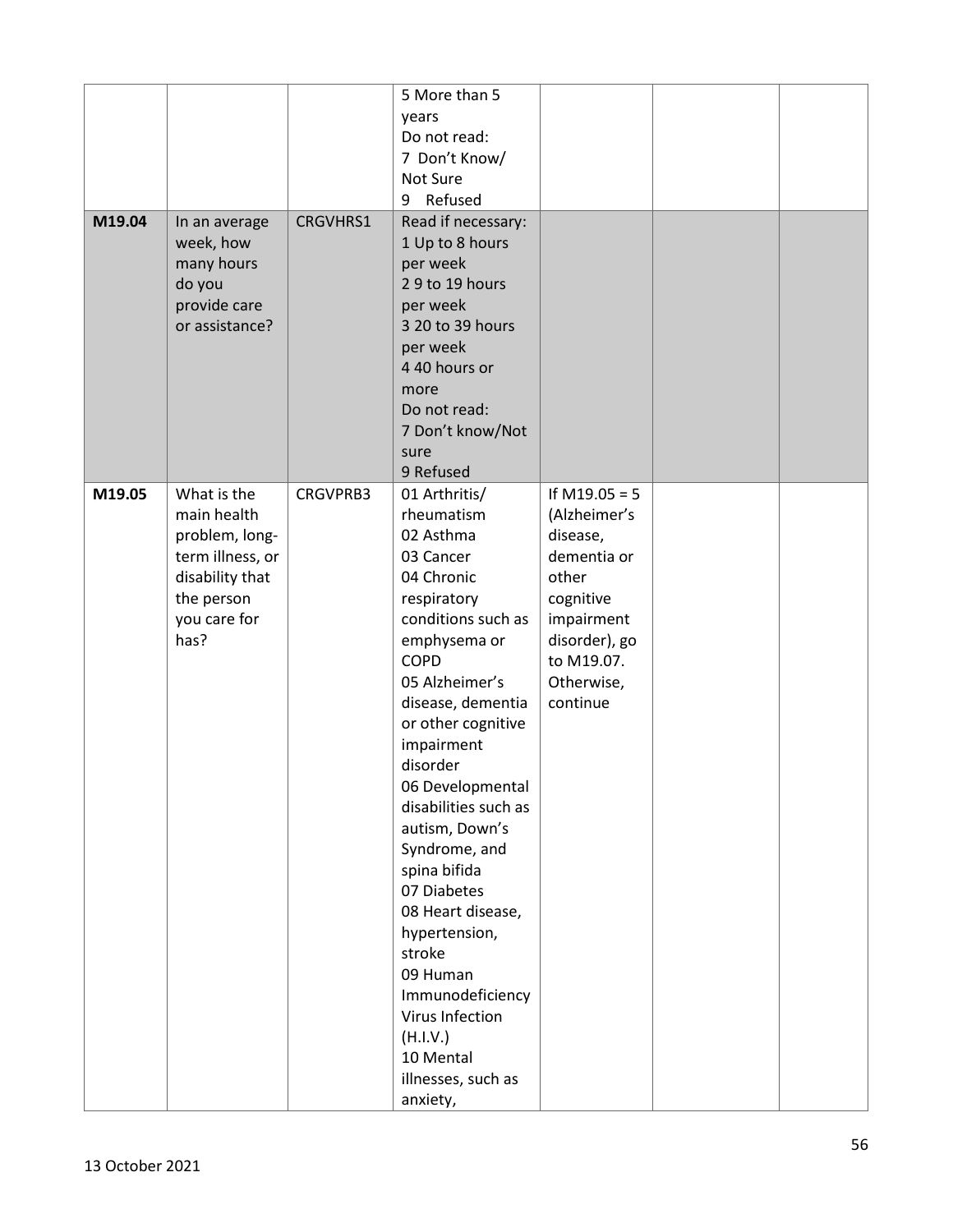| | | | | | | |
|---|---|---|---|---|---|---|
| | | | 5 More than 5 years<br>Do not read:<br>7 Don't Know/ Not Sure<br>9 Refused | | | |
| **M19.04** | In an average week, how many hours do you provide care or assistance? | CRGVHRS1 | Read if necessary:<br>1 Up to 8 hours per week<br>2 9 to 19 hours per week<br>3 20 to 39 hours per week<br>4 40 hours or more<br>Do not read:<br>7 Don't know/Not sure<br>9 Refused | | | |
| **M19.05** | What is the main health problem, long-term illness, or disability that the person you care for has? | CRGVPRB3 | 01 Arthritis/ rheumatism<br>02 Asthma<br>03 Cancer<br>04 Chronic respiratory conditions such as emphysema or COPD<br>05 Alzheimer's disease, dementia or other cognitive impairment disorder<br>06 Developmental disabilities such as autism, Down's Syndrome, and spina bifida<br>07 Diabetes<br>08 Heart disease, hypertension, stroke<br>09 Human Immunodeficiency Virus Infection (H.I.V.)<br>10 Mental illnesses, such as anxiety, | If M19.05 = 5 (Alzheimer's disease, dementia or other cognitive impairment disorder), go to M19.07. Otherwise, continue | | |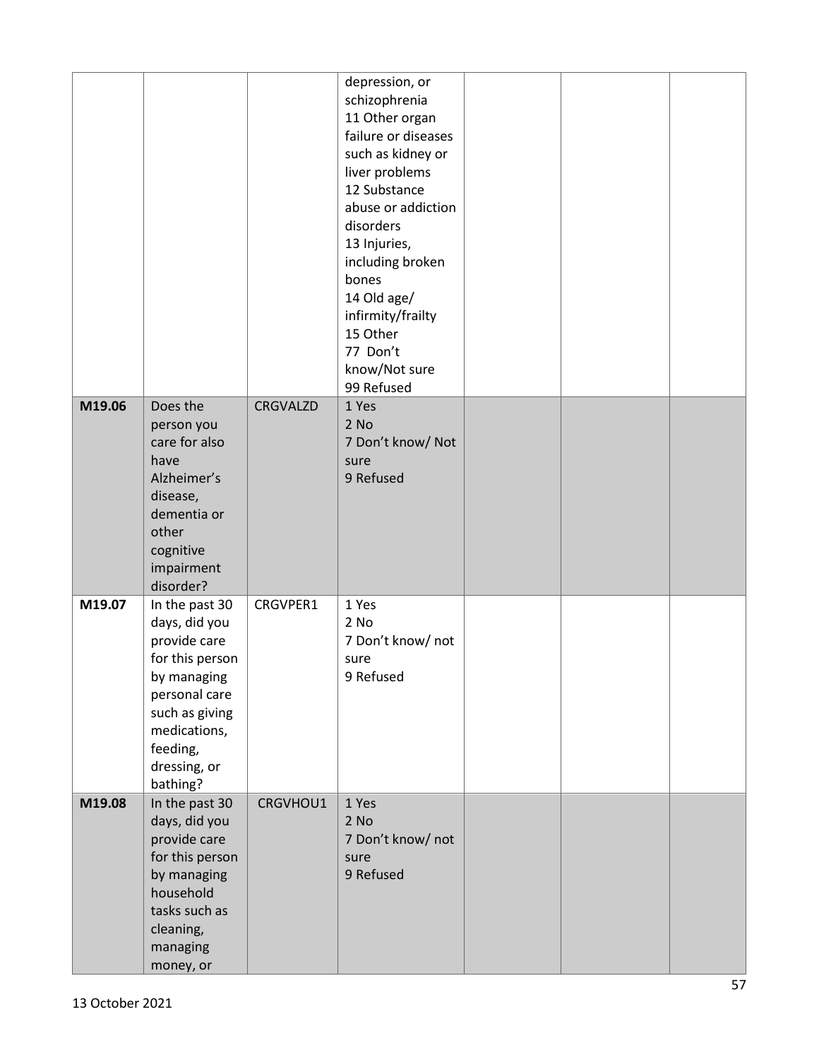| | | | depression, or schizophrenia<br>11 Other organ failure or diseases such as kidney or liver problems<br>12 Substance abuse or addiction disorders<br>13 Injuries, including broken bones<br>14 Old age/ infirmity/frailty<br>15 Other<br>77 Don't know/Not sure<br>99 Refused | | | |
|---|---|---|---|---|---|---|
| **M19.06** | Does the person you care for also have Alzheimer's disease, dementia or other cognitive impairment disorder? | CRGVALZD | 1 Yes<br>2 No<br>7 Don't know/ Not sure<br>9 Refused | | | |
| **M19.07** | In the past 30 days, did you provide care for this person by managing personal care such as giving medications, feeding, dressing, or bathing? | CRGVPER1 | 1 Yes<br>2 No<br>7 Don't know/ not sure<br>9 Refused | | | |
| **M19.08** | In the past 30 days, did you provide care for this person by managing household tasks such as cleaning, managing money, or | CRGVHOU1 | 1 Yes<br>2 No<br>7 Don't know/ not sure<br>9 Refused | | | |

13 October 2021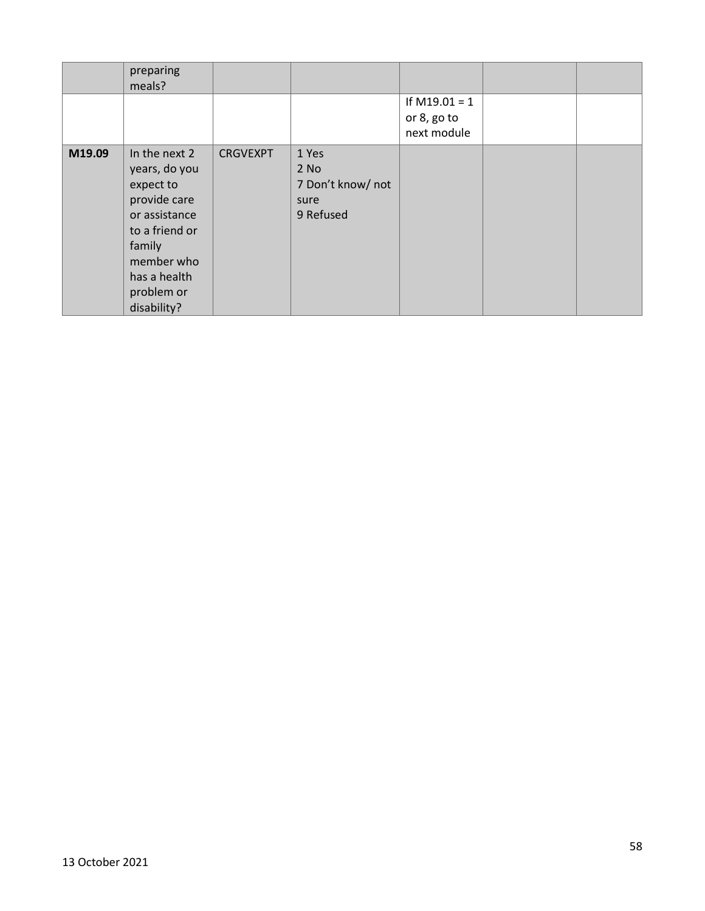| | | | | | | |
|---|---|---|---|---|---|---|
| | preparing meals? | | | | | |
| | | | | If M19.01 = 1 or 8, go to next module | | |
| **M19.09** | In the next 2 years, do you expect to provide care or assistance to a friend or family member who has a health problem or disability? | CRGVEXPT | 1 Yes<br>2 No<br>7 Don't know/ not sure<br>9 Refused | | | |

13 October 2021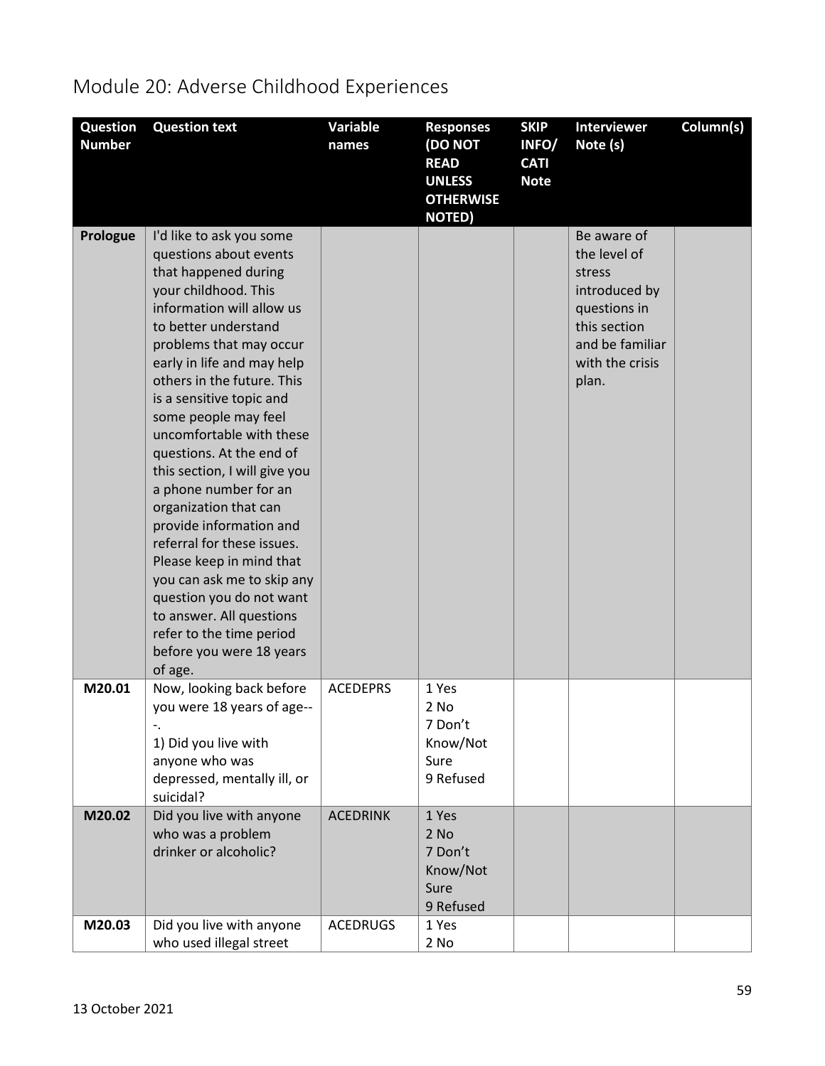# Module 20: Adverse Childhood Experiences

| Question Number | Question text | Variable names | Responses (DO NOT READ UNLESS OTHERWISE NOTED) | SKIP INFO/ CATI Note | Interviewer Note (s) | Column(s) |
|---|---|---|---|---|---|---|
| **Prologue** | I'd like to ask you some questions about events that happened during your childhood. This information will allow us to better understand problems that may occur early in life and may help others in the future. This is a sensitive topic and some people may feel uncomfortable with these questions. At the end of this section, I will give you a phone number for an organization that can provide information and referral for these issues. Please keep in mind that you can ask me to skip any question you do not want to answer. All questions refer to the time period before you were 18 years of age. | | | | Be aware of the level of stress introduced by questions in this section and be familiar with the crisis plan. | |
| **M20.01** | Now, looking back before you were 18 years of age---. 1) Did you live with anyone who was depressed, mentally ill, or suicidal? | ACEDEPRS | 1 Yes<br>2 No<br>7 Don't Know/Not Sure<br>9 Refused | | | |
| **M20.02** | Did you live with anyone who was a problem drinker or alcoholic? | ACEDRINK | 1 Yes<br>2 No<br>7 Don't Know/Not Sure<br>9 Refused | | | |
| **M20.03** | Did you live with anyone who used illegal street | ACEDRUGS | 1 Yes<br>2 No | | | |

13 October 2021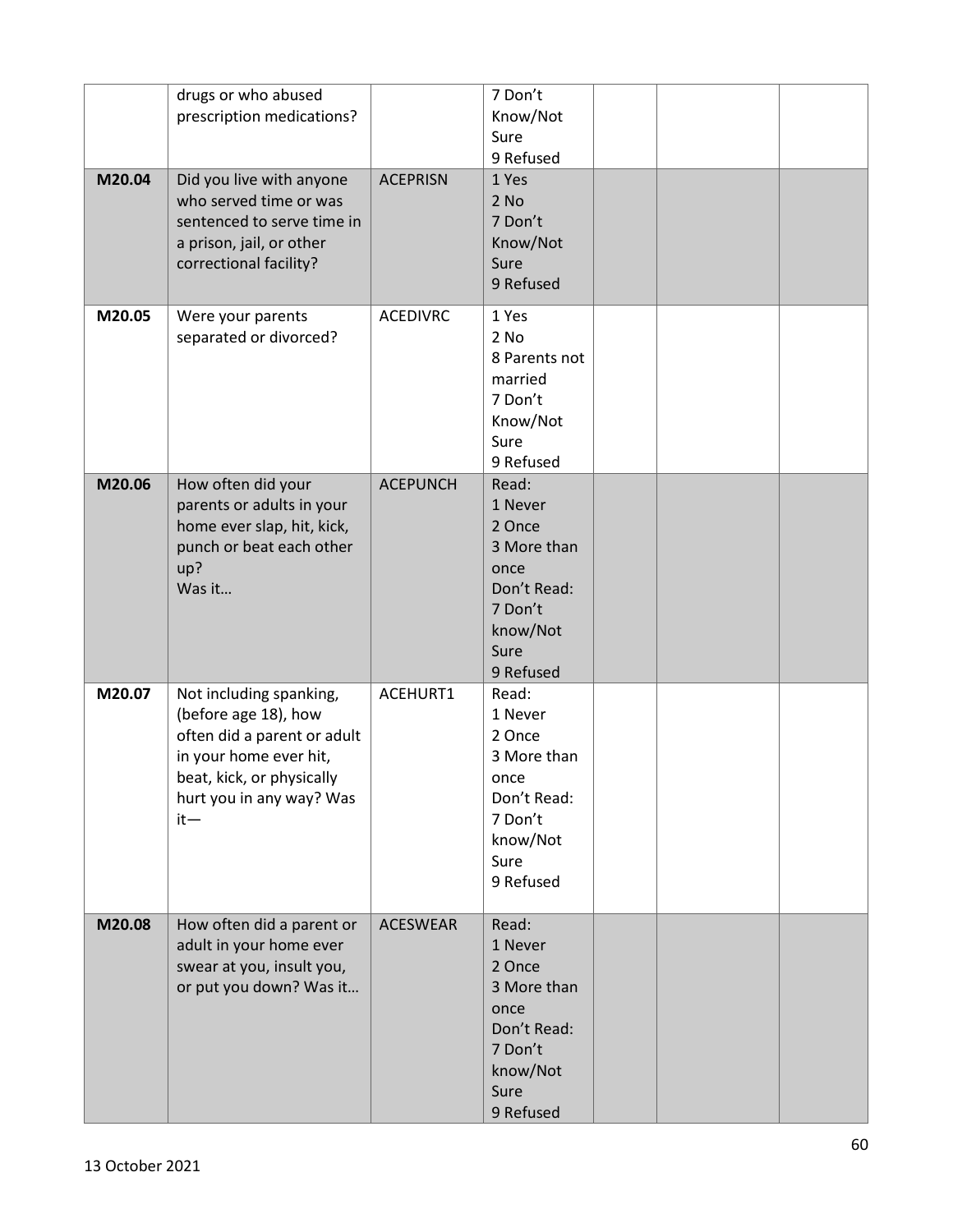|  |  |  |  |  |  |  |
|---|---|---|---|---|---|---|
|  | drugs or who abused prescription medications? |  | 7 Don't Know/Not Sure<br>9 Refused |  |  |  |
| **M20.04** | Did you live with anyone who served time or was sentenced to serve time in a prison, jail, or other correctional facility? | ACEPRISN | 1 Yes<br>2 No<br>7 Don't Know/Not Sure<br>9 Refused |  |  |  |
| **M20.05** | Were your parents separated or divorced? | ACEDIVRC | 1 Yes<br>2 No<br>8 Parents not married<br>7 Don't Know/Not Sure<br>9 Refused |  |  |  |
| **M20.06** | How often did your parents or adults in your home ever slap, hit, kick, punch or beat each other up?<br>Was it… | ACEPUNCH | Read:<br>1 Never<br>2 Once<br>3 More than once<br>Don't Read:<br>7 Don't know/Not Sure<br>9 Refused |  |  |  |
| **M20.07** | Not including spanking, (before age 18), how often did a parent or adult in your home ever hit, beat, kick, or physically hurt you in any way? Was it— | ACEHURT1 | Read:<br>1 Never<br>2 Once<br>3 More than once<br>Don't Read:<br>7 Don't know/Not Sure<br>9 Refused |  |  |  |
| **M20.08** | How often did a parent or adult in your home ever swear at you, insult you, or put you down? Was it… | ACESWEAR | Read:<br>1 Never<br>2 Once<br>3 More than once<br>Don't Read:<br>7 Don't know/Not Sure<br>9 Refused |  |  |  |

13 October 2021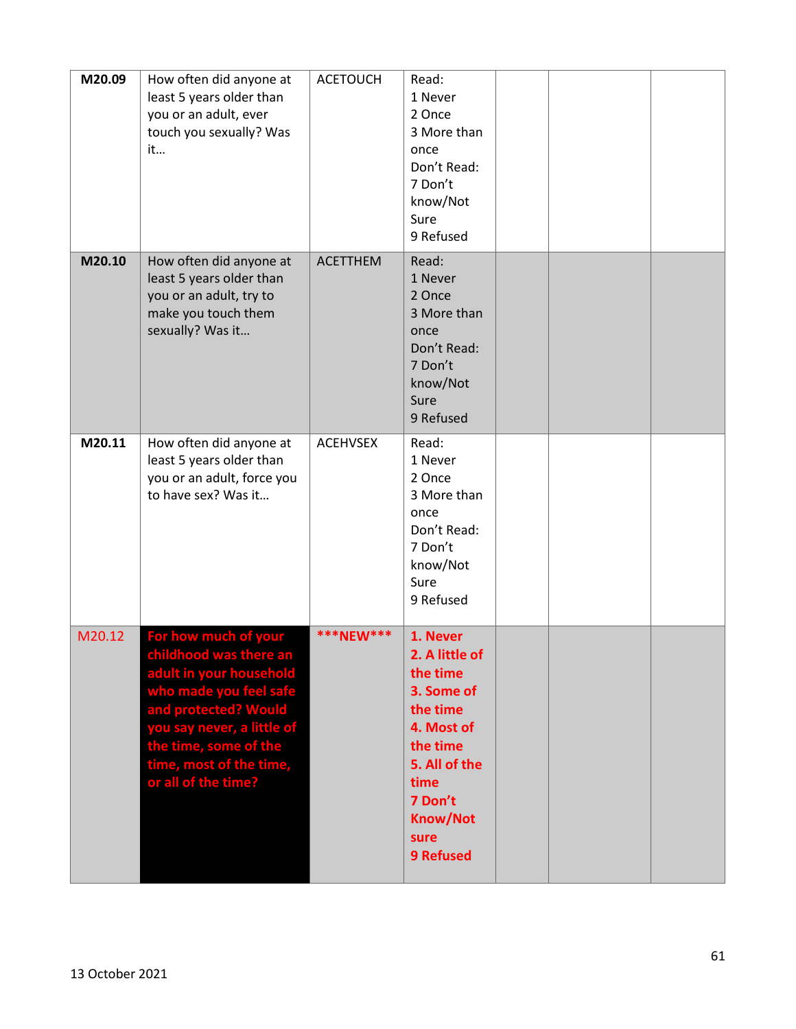| M20.09 | How often did anyone at least 5 years older than you or an adult, ever touch you sexually? Was it… | ACETOUCH | Read:<br>1 Never<br>2 Once<br>3 More than once<br>Don't Read:<br>7 Don't know/Not Sure<br>9 Refused | | | |
|---|---|---|---|---|---|---|
| **M20.10** | How often did anyone at least 5 years older than you or an adult, try to make you touch them sexually? Was it… | ACETTHEM | Read:<br>1 Never<br>2 Once<br>3 More than once<br>Don't Read:<br>7 Don't know/Not Sure<br>9 Refused | | | |
| **M20.11** | How often did anyone at least 5 years older than you or an adult, force you to have sex? Was it… | ACEHVSEX | Read:<br>1 Never<br>2 Once<br>3 More than once<br>Don't Read:<br>7 Don't know/Not Sure<br>9 Refused | | | |
| M20.12 | **For how much of your childhood was there an adult in your household who made you feel safe and protected? Would you say never, a little of the time, some of the time, most of the time, or all of the time?** | **\*\*\*NEW\*\*\*** | **1. Never**<br>**2. A little of the time**<br>**3. Some of the time**<br>**4. Most of the time**<br>**5. All of the time**<br>**7 Don't Know/Not sure**<br>**9 Refused** | | | |

13 October 2021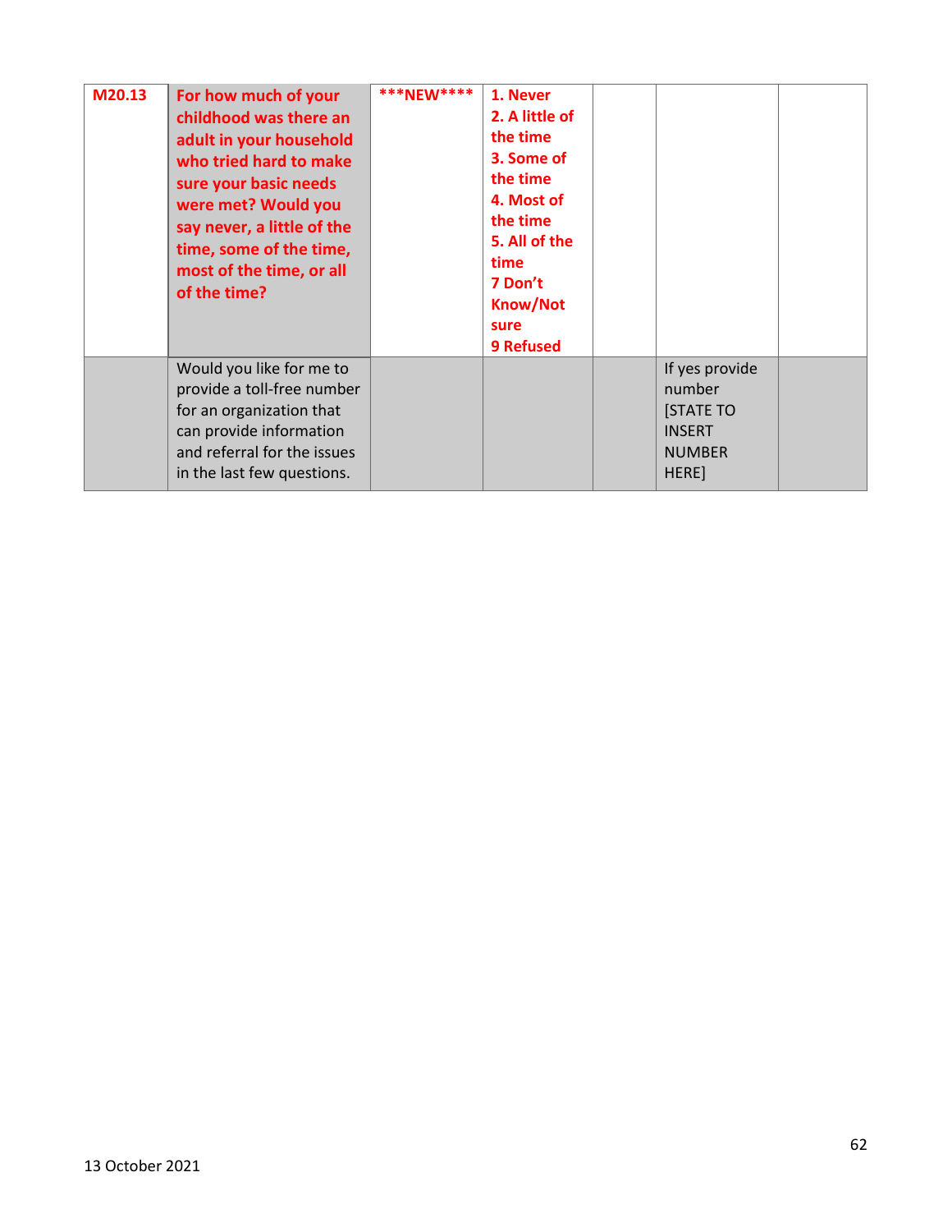| M20.13 | For how much of your childhood was there an adult in your household who tried hard to make sure your basic needs were met? Would you say never, a little of the time, some of the time, most of the time, or all of the time? | ***NEW**** | 1. Never<br>2. A little of the time<br>3. Some of the time<br>4. Most of the time<br>5. All of the time<br>7 Don't Know/Not sure<br>9 Refused | | | |
|---|---|---|---|---|---|---|
| | Would you like for me to provide a toll-free number for an organization that can provide information and referral for the issues in the last few questions. | | | | If yes provide number [STATE TO INSERT NUMBER HERE] | |

13 October 2021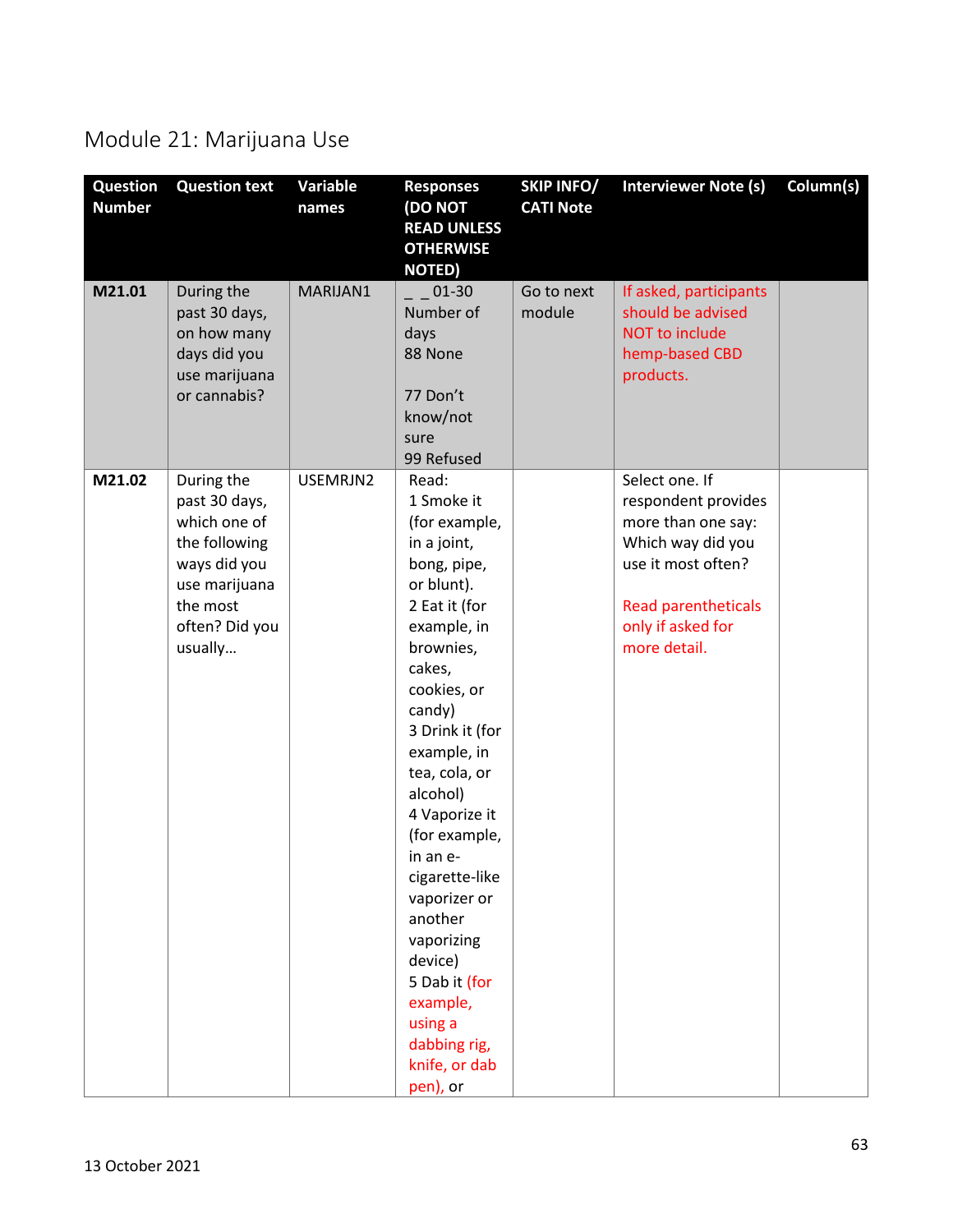# Module 21: Marijuana Use

| Question Number | Question text | Variable names | Responses (DO NOT READ UNLESS OTHERWISE NOTED) | SKIP INFO/ CATI Note | Interviewer Note (s) | Column(s) |
|---|---|---|---|---|---|---|
| **M21.01** | During the past 30 days, on how many days did you use marijuana or cannabis? | MARIJAN1 | _ _ 01-30 Number of days<br>88 None<br><br>77 Don't know/not sure<br>99 Refused | Go to next module | If asked, participants should be advised NOT to include hemp-based CBD products. | |
| **M21.02** | During the past 30 days, which one of the following ways did you use marijuana the most often? Did you usually… | USEMRJN2 | Read:<br>1 Smoke it (for example, in a joint, bong, pipe, or blunt).<br>2 Eat it (for example, in brownies, cakes, cookies, or candy)<br>3 Drink it (for example, in tea, cola, or alcohol)<br>4 Vaporize it (for example, in an e-cigarette-like vaporizer or another vaporizing device)<br>5 Dab it (for example, using a dabbing rig, knife, or dab pen), or | | Select one. If respondent provides more than one say: Which way did you use it most often?<br><br>Read parentheticals only if asked for more detail. | |

13 October 2021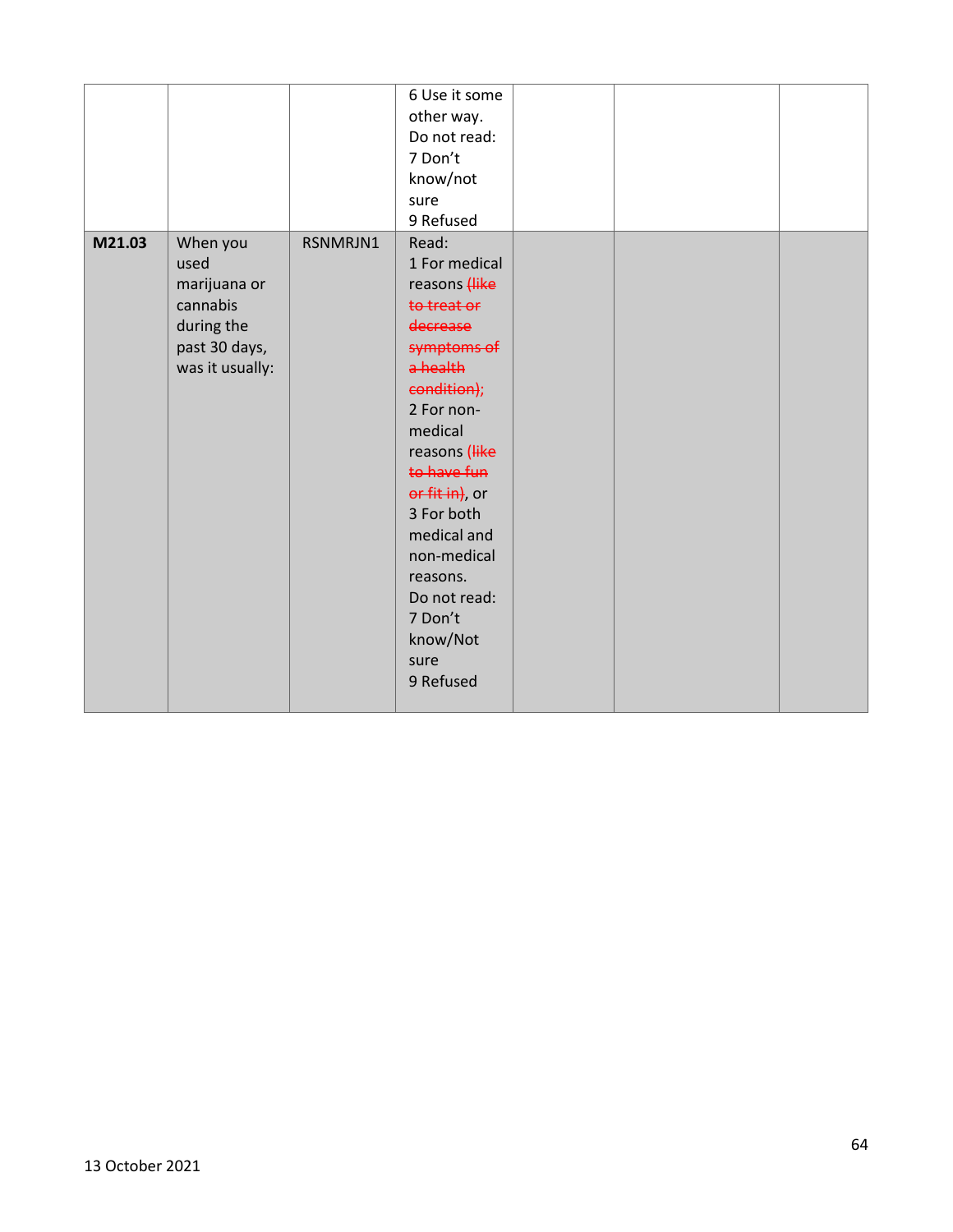| | | | | | | |
|---|---|---|---|---|---|---|
| | | | 6 Use it some other way.<br>Do not read:<br>7 Don’t know/not sure<br>9 Refused | | | |
| **M21.03** | When you used marijuana or cannabis during the past 30 days, was it usually: | RSNMRJN1 | Read:<br>1 For medical reasons ~~(like to treat or decrease symptoms of a health condition);~~<br>2 For non-medical reasons ~~(like to have fun or fit in)~~, or<br>3 For both medical and non-medical reasons.<br>Do not read:<br>7 Don’t know/Not sure<br>9 Refused | | | |

13 October 2021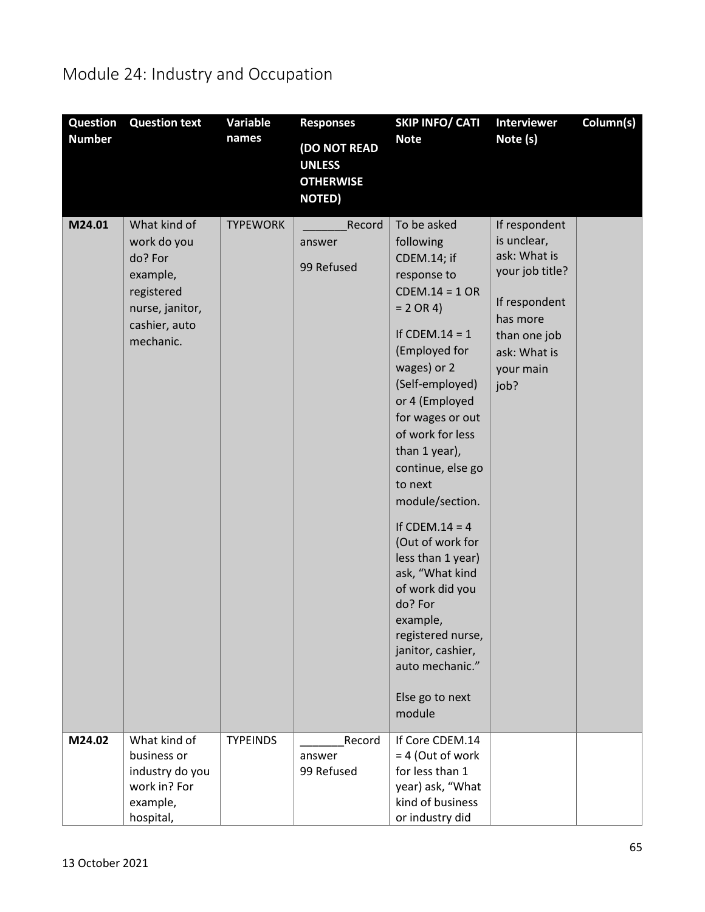# Module 24: Industry and Occupation

| Question Number | Question text | Variable names | Responses (DO NOT READ UNLESS OTHERWISE NOTED) | SKIP INFO/ CATI Note | Interviewer Note (s) | Column(s) |
|---|---|---|---|---|---|---|
| M24.01 | What kind of work do you do? For example, registered nurse, janitor, cashier, auto mechanic. | TYPEWORK | _______Record answer<br><br>99 Refused | To be asked following CDEM.14; if response to CDEM.14 = 1 OR = 2 OR 4)<br><br>If CDEM.14 = 1 (Employed for wages) or 2 (Self-employed) or 4 (Employed for wages or out of work for less than 1 year), continue, else go to next module/section.<br><br>If CDEM.14 = 4 (Out of work for less than 1 year) ask, "What kind of work did you do? For example, registered nurse, janitor, cashier, auto mechanic."<br><br>Else go to next module | If respondent is unclear, ask: What is your job title?<br><br>If respondent has more than one job ask: What is your main job? | |
| M24.02 | What kind of business or industry do you work in? For example, hospital, | TYPEINDS | _______Record answer<br>99 Refused | If Core CDEM.14 = 4 (Out of work for less than 1 year) ask, "What kind of business or industry did | | |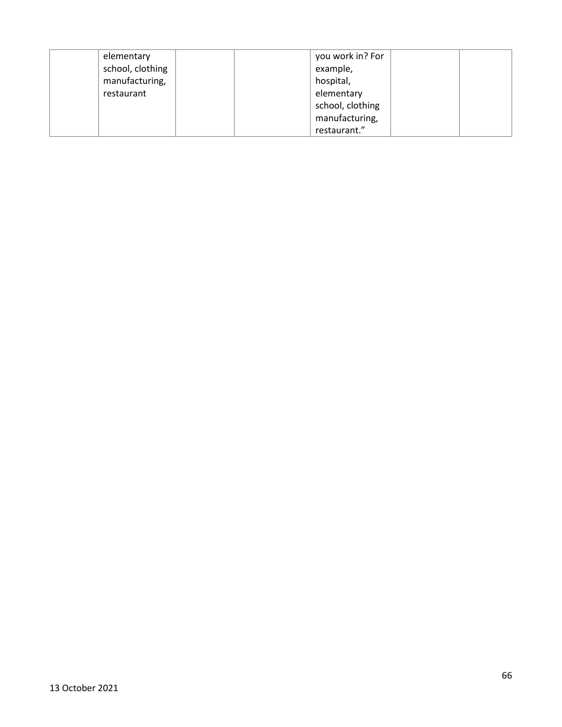|  |  |  |  |  |  |  |
|---|---|---|---|---|---|---|
|  | elementary school, clothing manufacturing, restaurant |  |  | you work in? For example, hospital, elementary school, clothing manufacturing, restaurant.” |  |  |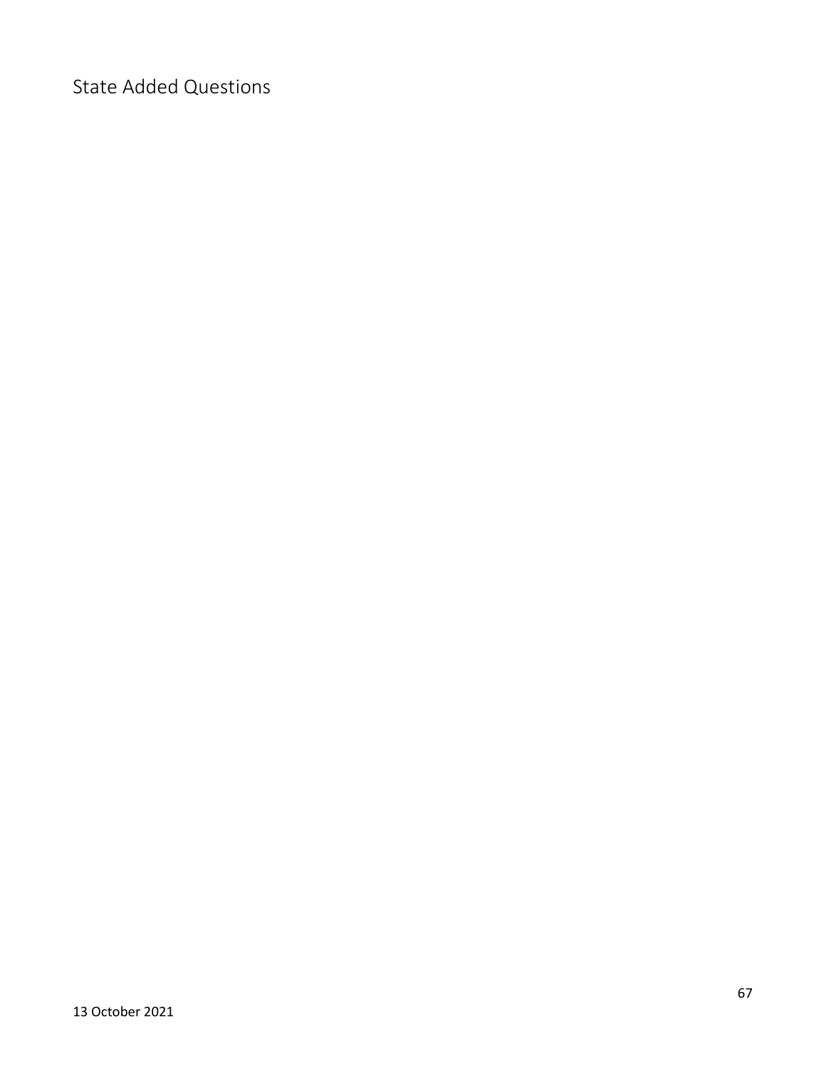# State Added Questions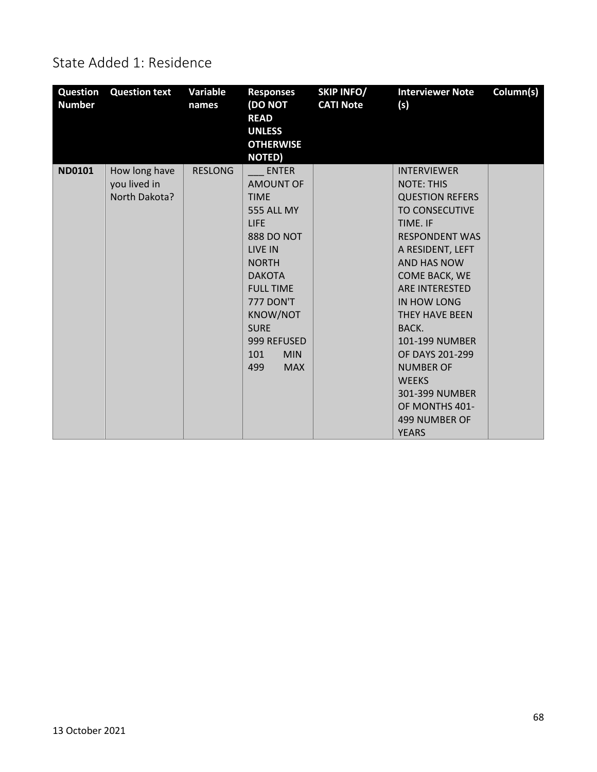## State Added 1: Residence

| Question Number | Question text | Variable names | Responses (DO NOT READ UNLESS OTHERWISE NOTED) | SKIP INFO/ CATI Note | Interviewer Note (s) | Column(s) |
|---|---|---|---|---|---|---|
| **ND0101** | How long have you lived in North Dakota? | RESLONG | ___ ENTER AMOUNT OF TIME<br>555 ALL MY LIFE<br>888 DO NOT LIVE IN NORTH DAKOTA FULL TIME<br>777 DON'T KNOW/NOT SURE<br>999 REFUSED<br>101 MIN<br>499 MAX | | INTERVIEWER NOTE: THIS QUESTION REFERS TO CONSECUTIVE TIME. IF RESPONDENT WAS A RESIDENT, LEFT AND HAS NOW COME BACK, WE ARE INTERESTED IN HOW LONG THEY HAVE BEEN BACK.<br>101-199 NUMBER OF DAYS 201-299 NUMBER OF WEEKS<br>301-399 NUMBER OF MONTHS 401-499 NUMBER OF YEARS | |

13 October 2021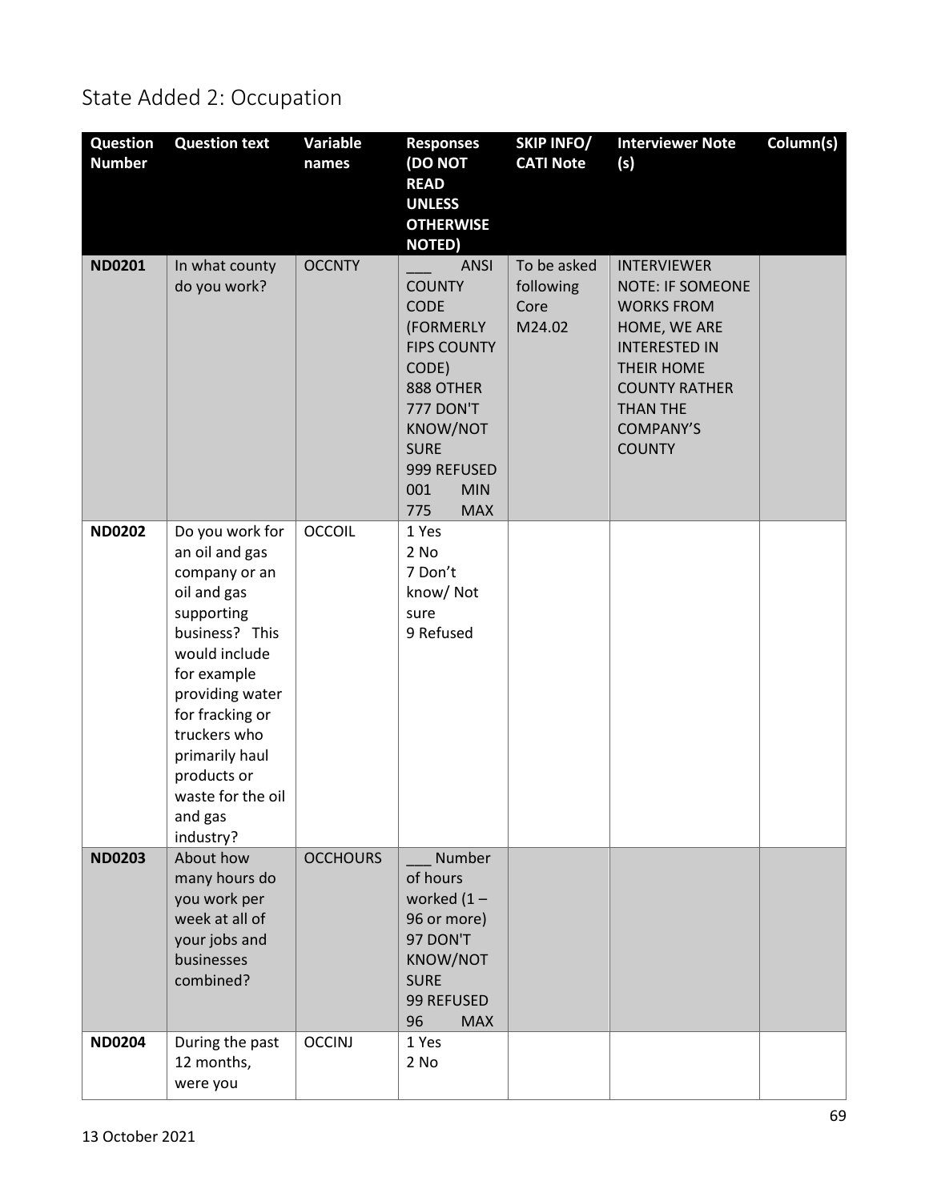# State Added 2: Occupation

| Question Number | Question text | Variable names | Responses (DO NOT READ UNLESS OTHERWISE NOTED) | SKIP INFO/ CATI Note | Interviewer Note (s) | Column(s) |
|---|---|---|---|---|---|---|
| **ND0201** | In what county do you work? | OCCNTY | ___ ANSI COUNTY CODE (FORMERLY FIPS COUNTY CODE)<br>888 OTHER<br>777 DON'T KNOW/NOT SURE<br>999 REFUSED<br>001 MIN<br>775 MAX | To be asked following Core M24.02 | INTERVIEWER NOTE: IF SOMEONE WORKS FROM HOME, WE ARE INTERESTED IN THEIR HOME COUNTY RATHER THAN THE COMPANY'S COUNTY | |
| **ND0202** | Do you work for an oil and gas company or an oil and gas supporting business? This would include for example providing water for fracking or truckers who primarily haul products or waste for the oil and gas industry? | OCCOIL | 1 Yes<br>2 No<br>7 Don't know/ Not sure<br>9 Refused | | | |
| **ND0203** | About how many hours do you work per week at all of your jobs and businesses combined? | OCCHOURS | ___ Number of hours worked (1 – 96 or more)<br>97 DON'T KNOW/NOT SURE<br>99 REFUSED<br>96 MAX | | | |
| **ND0204** | During the past 12 months, were you | OCCINJ | 1 Yes<br>2 No | | | |

13 October 2021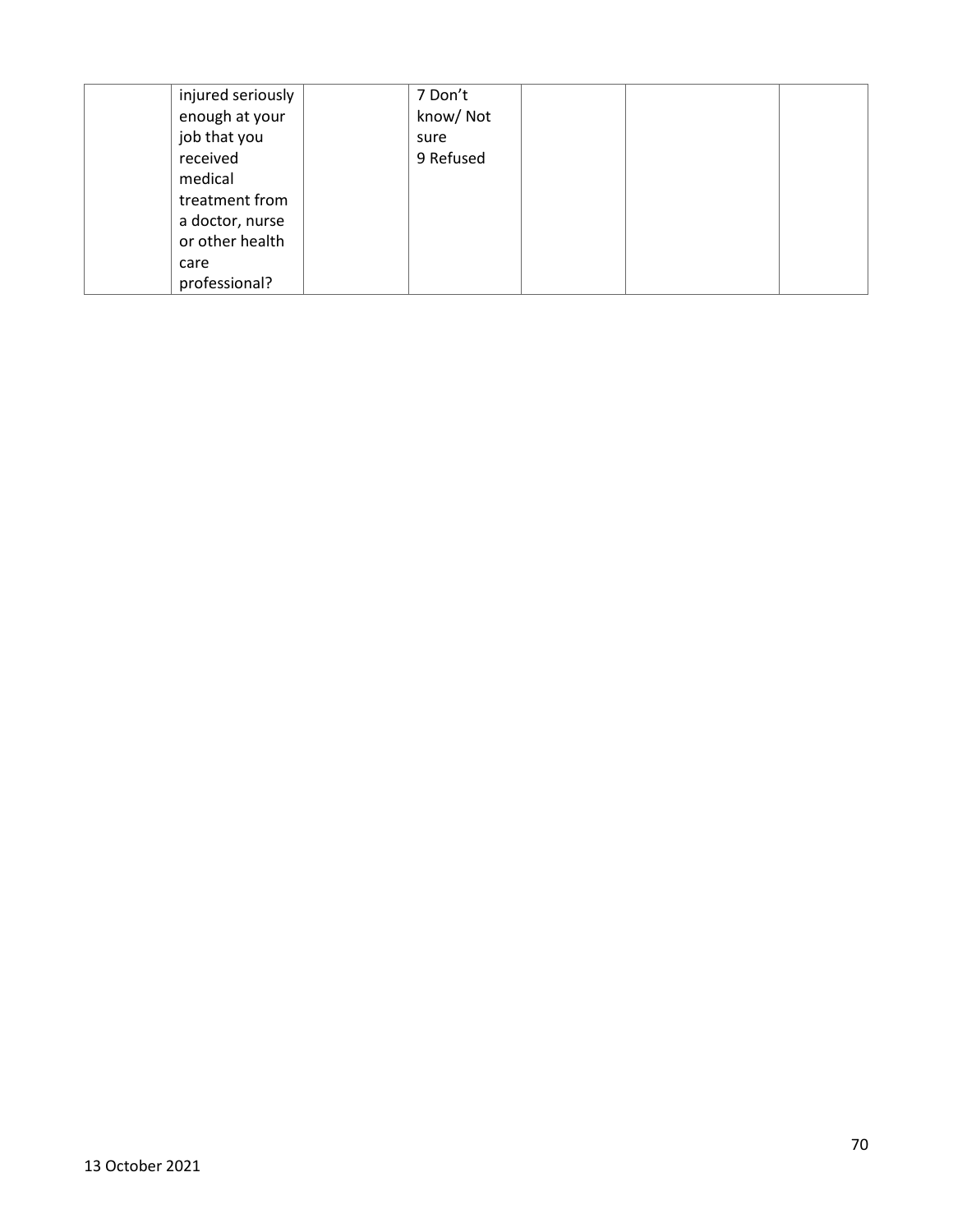|  |  |  |  |  |  |  |
|---|---|---|---|---|---|---|
|  | injured seriously enough at your job that you received medical treatment from a doctor, nurse or other health care professional? |  | 7 Don't know/ Not sure<br>9 Refused |  |  |  |

13 October 2021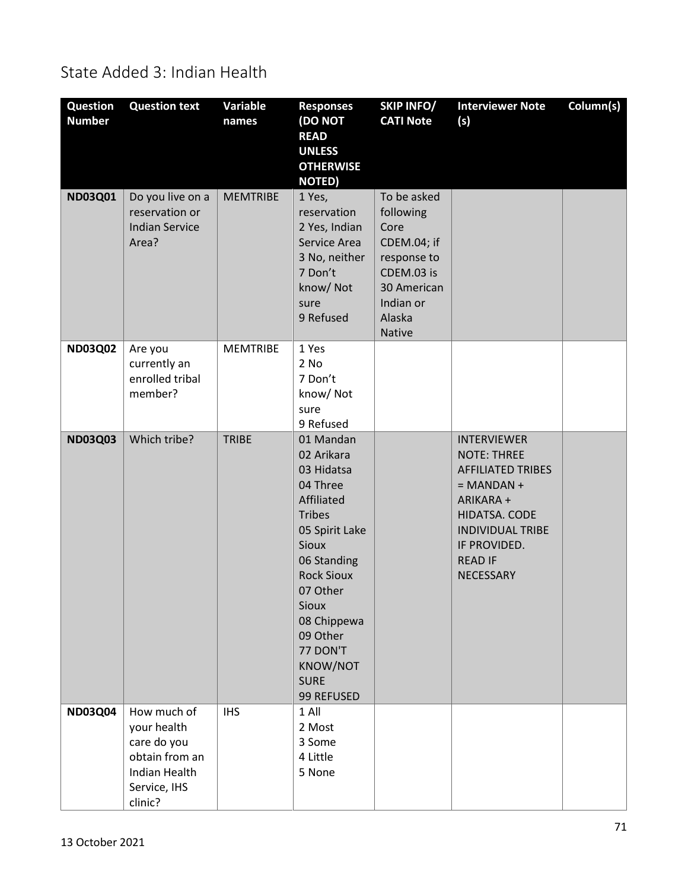## State Added 3: Indian Health

| Question Number | Question text | Variable names | Responses (DO NOT READ UNLESS OTHERWISE NOTED) | SKIP INFO/ CATI Note | Interviewer Note (s) | Column(s) |
|---|---|---|---|---|---|---|
| **ND03Q01** | Do you live on a reservation or Indian Service Area? | MEMTRIBE | 1 Yes, reservation<br>2 Yes, Indian Service Area<br>3 No, neither<br>7 Don't know/ Not sure<br>9 Refused | To be asked following Core CDEM.04; if response to CDEM.03 is 30 American Indian or Alaska Native | | |
| **ND03Q02** | Are you currently an enrolled tribal member? | MEMTRIBE | 1 Yes<br>2 No<br>7 Don't know/ Not sure<br>9 Refused | | | |
| **ND03Q03** | Which tribe? | TRIBE | 01 Mandan<br>02 Arikara<br>03 Hidatsa<br>04 Three Affiliated Tribes<br>05 Spirit Lake Sioux<br>06 Standing Rock Sioux<br>07 Other Sioux<br>08 Chippewa<br>09 Other<br>77 DON'T KNOW/NOT SURE<br>99 REFUSED | | INTERVIEWER NOTE: THREE AFFILIATED TRIBES = MANDAN + ARIKARA + HIDATSA. CODE INDIVIDUAL TRIBE IF PROVIDED. READ IF NECESSARY | |
| **ND03Q04** | How much of your health care do you obtain from an Indian Health Service, IHS clinic? | IHS | 1 All<br>2 Most<br>3 Some<br>4 Little<br>5 None | | | |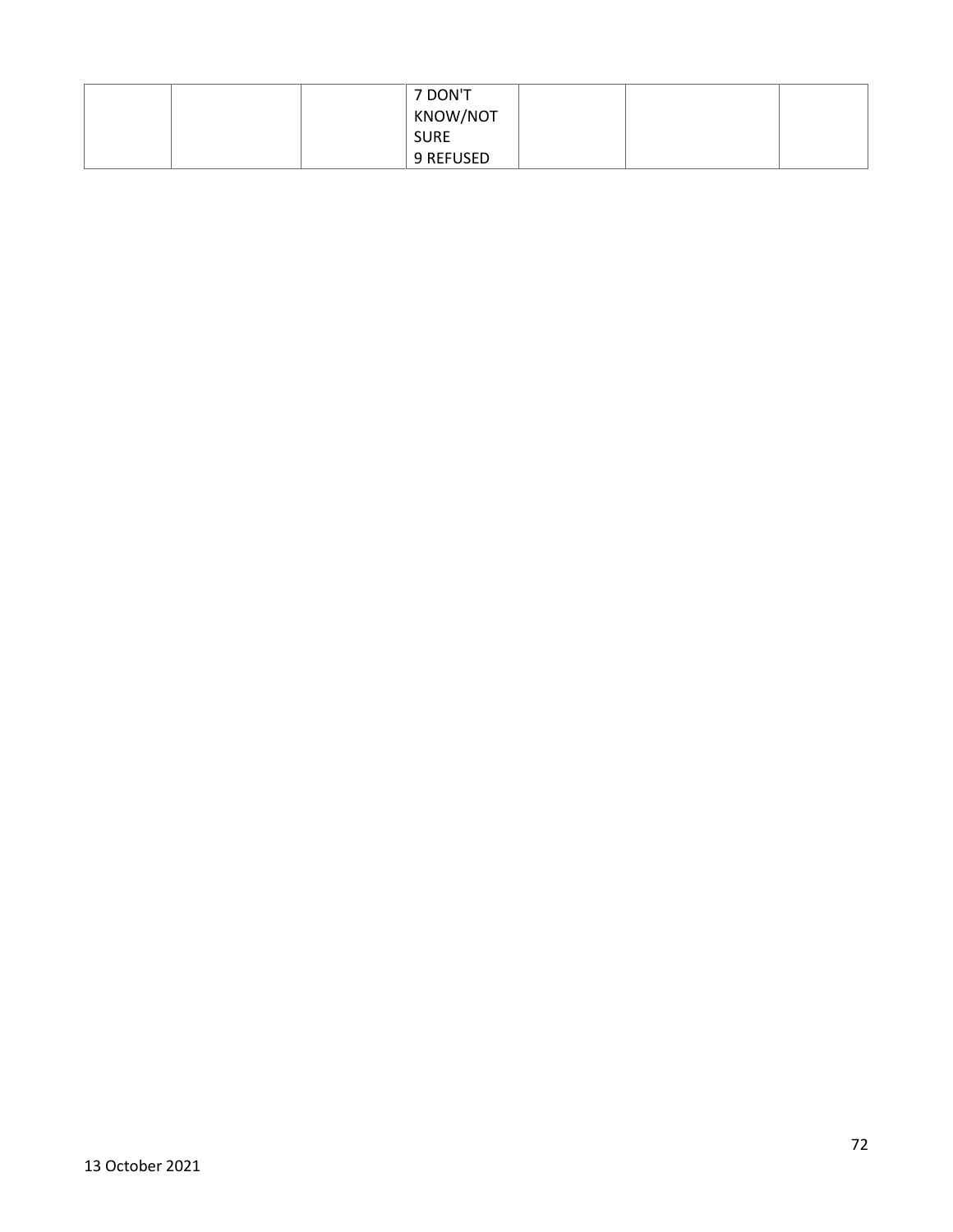| | | | | | | |
|---|---|---|---|---|---|---|
| | | | 7 DON'T KNOW/NOT SURE<br>9 REFUSED | | | |

13 October 2021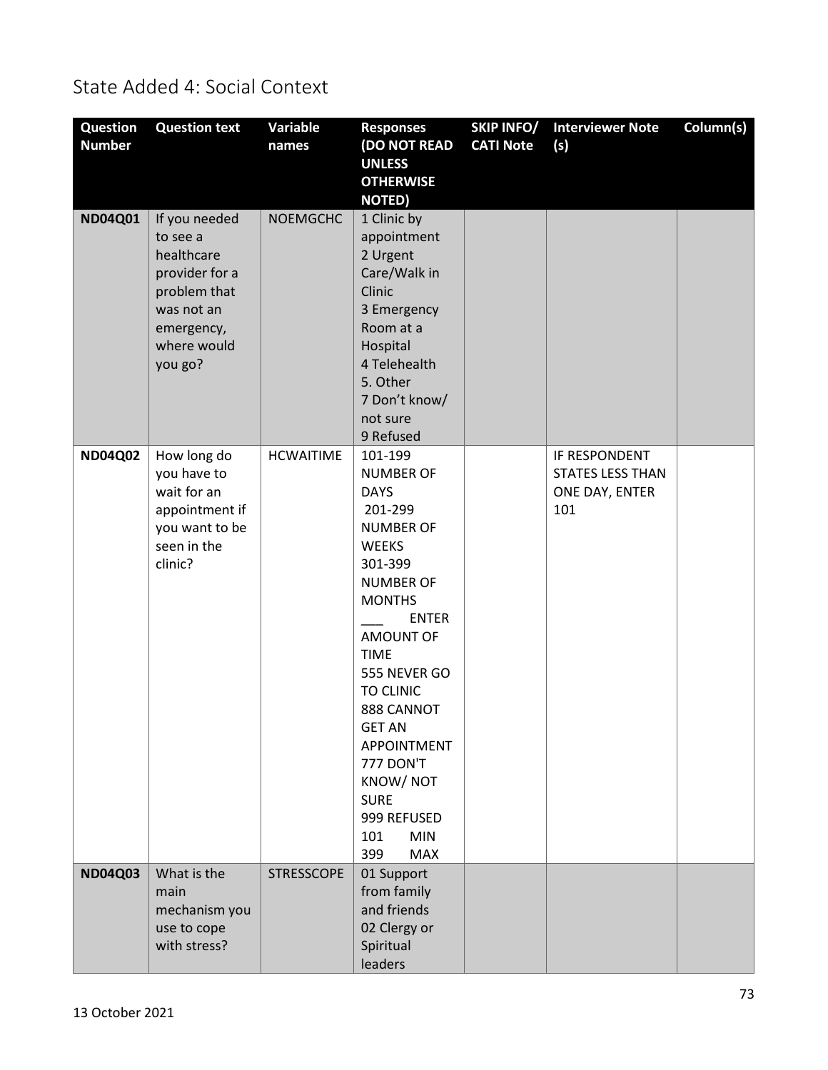# State Added 4: Social Context

| Question Number | Question text | Variable names | Responses (DO NOT READ UNLESS OTHERWISE NOTED) | SKIP INFO/ CATI Note | Interviewer Note (s) | Column(s) |
|---|---|---|---|---|---|---|
| **ND04Q01** | If you needed to see a healthcare provider for a problem that was not an emergency, where would you go? | NOEMGCHC | 1 Clinic by appointment<br>2 Urgent Care/Walk in Clinic<br>3 Emergency Room at a Hospital<br>4 Telehealth<br>5. Other<br>7 Don't know/ not sure<br>9 Refused | | | |
| **ND04Q02** | How long do you have to wait for an appointment if you want to be seen in the clinic? | HCWAITIME | 101-199 NUMBER OF DAYS<br>201-299 NUMBER OF WEEKS<br>301-399 NUMBER OF MONTHS<br>___ ENTER AMOUNT OF TIME<br>555 NEVER GO TO CLINIC<br>888 CANNOT GET AN APPOINTMENT<br>777 DON'T KNOW/ NOT SURE<br>999 REFUSED<br>101 MIN<br>399 MAX | | IF RESPONDENT STATES LESS THAN ONE DAY, ENTER 101 | |
| **ND04Q03** | What is the main mechanism you use to cope with stress? | STRESSCOPE | 01 Support from family and friends<br>02 Clergy or Spiritual leaders | | | |

13 October 2021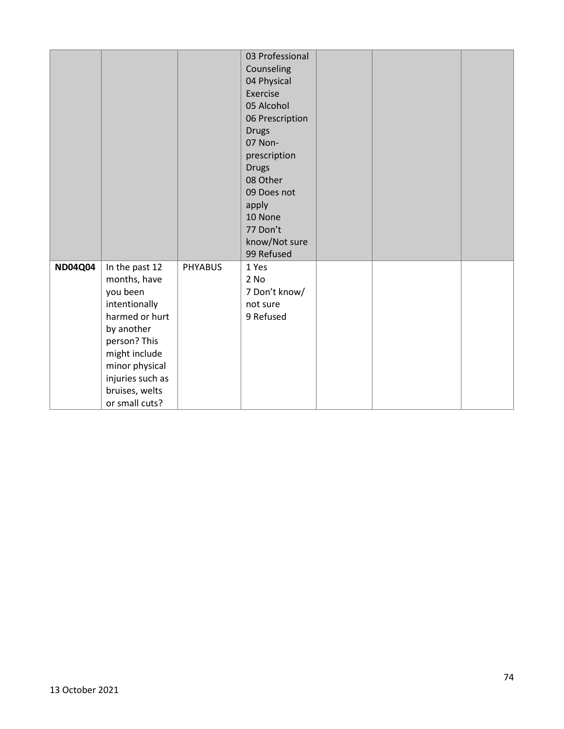| | | | | | | |
|---|---|---|---|---|---|---|
| | | | 03 Professional Counseling<br>04 Physical Exercise<br>05 Alcohol<br>06 Prescription Drugs<br>07 Non-prescription Drugs<br>08 Other<br>09 Does not apply<br>10 None<br>77 Don't know/Not sure<br>99 Refused | | | |
| **ND04Q04** | In the past 12 months, have you been intentionally harmed or hurt by another person? This might include minor physical injuries such as bruises, welts or small cuts? | PHYABUS | 1 Yes<br>2 No<br>7 Don't know/ not sure<br>9 Refused | | | |

13 October 2021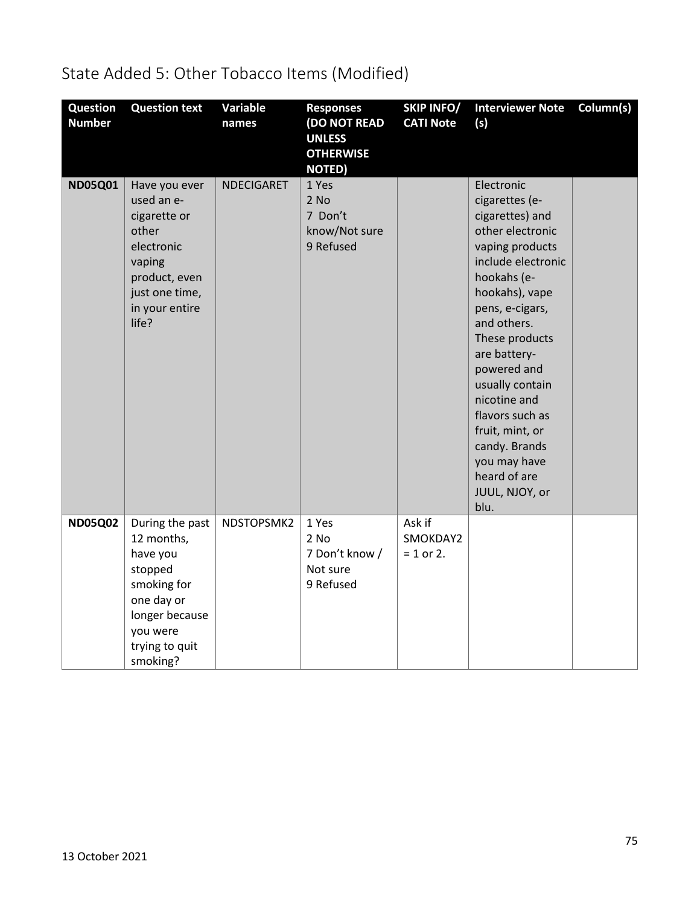# State Added 5: Other Tobacco Items (Modified)

| Question Number | Question text | Variable names | Responses (DO NOT READ UNLESS OTHERWISE NOTED) | SKIP INFO/ CATI Note | Interviewer Note (s) | Column(s) |
|---|---|---|---|---|---|---|
| **ND05Q01** | Have you ever used an e-cigarette or other electronic vaping product, even just one time, in your entire life? | NDECIGARET | 1 Yes<br>2 No<br>7 Don't know/Not sure<br>9 Refused | | Electronic cigarettes (e-cigarettes) and other electronic vaping products include electronic hookahs (e-hookahs), vape pens, e-cigars, and others. These products are battery-powered and usually contain nicotine and flavors such as fruit, mint, or candy. Brands you may have heard of are JUUL, NJOY, or blu. | |
| **ND05Q02** | During the past 12 months, have you stopped smoking for one day or longer because you were trying to quit smoking? | NDSTOPSMK2 | 1 Yes<br>2 No<br>7 Don't know / Not sure<br>9 Refused | Ask if SMOKDAY2 = 1 or 2. | | |

13 October 2021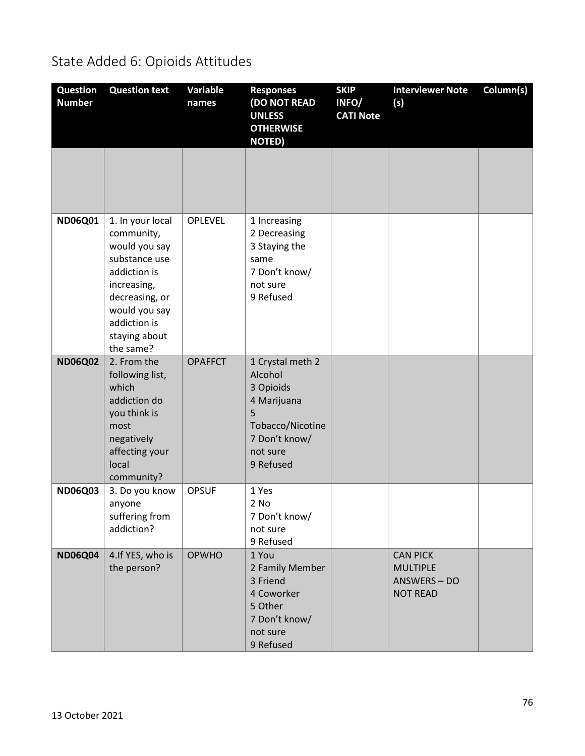# State Added 6: Opioids Attitudes

| Question Number | Question text | Variable names | Responses (DO NOT READ UNLESS OTHERWISE NOTED) | SKIP INFO/ CATI Note | Interviewer Note (s) | Column(s) |
|---|---|---|---|---|---|---|
| | | | | | | |
| ND06Q01 | 1. In your local community, would you say substance use addiction is increasing, decreasing, or would you say addiction is staying about the same? | OPLEVEL | 1 Increasing<br>2 Decreasing<br>3 Staying the same<br>7 Don't know/ not sure<br>9 Refused | | | |
| ND06Q02 | 2. From the following list, which addiction do you think is most negatively affecting your local community? | OPAFFCT | 1 Crystal meth 2 Alcohol<br>3 Opioids<br>4 Marijuana<br>5 Tobacco/Nicotine<br>7 Don't know/ not sure<br>9 Refused | | | |
| ND06Q03 | 3. Do you know anyone suffering from addiction? | OPSUF | 1 Yes<br>2 No<br>7 Don't know/ not sure<br>9 Refused | | | |
| ND06Q04 | 4.If YES, who is the person? | OPWHO | 1 You<br>2 Family Member<br>3 Friend<br>4 Coworker<br>5 Other<br>7 Don't know/ not sure<br>9 Refused | | CAN PICK MULTIPLE ANSWERS – DO NOT READ | |

13 October 2021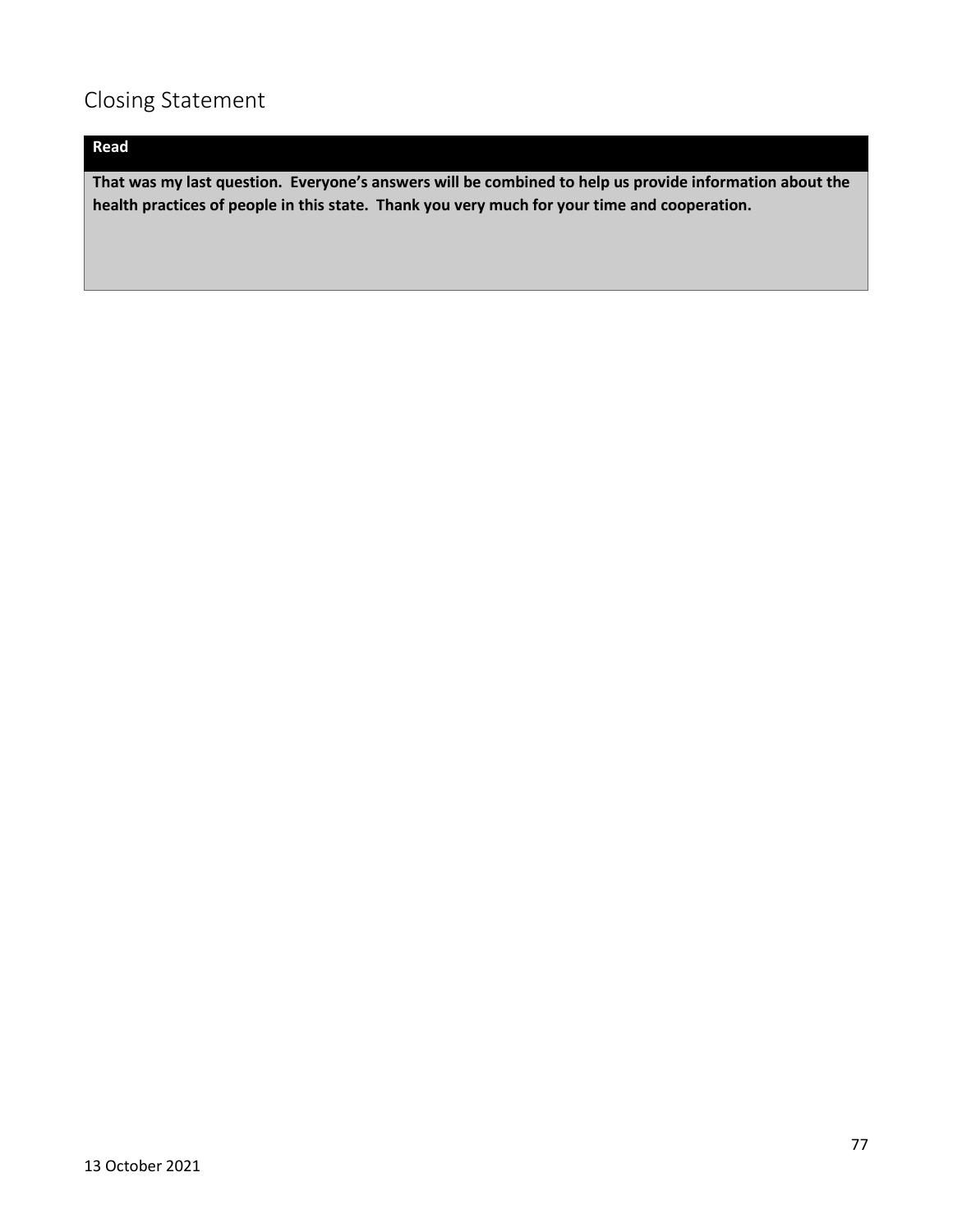## Closing Statement

| Read |
|---|
| **That was my last question. Everyone's answers will be combined to help us provide information about the health practices of people in this state. Thank you very much for your time and cooperation.** |

13 October 2021